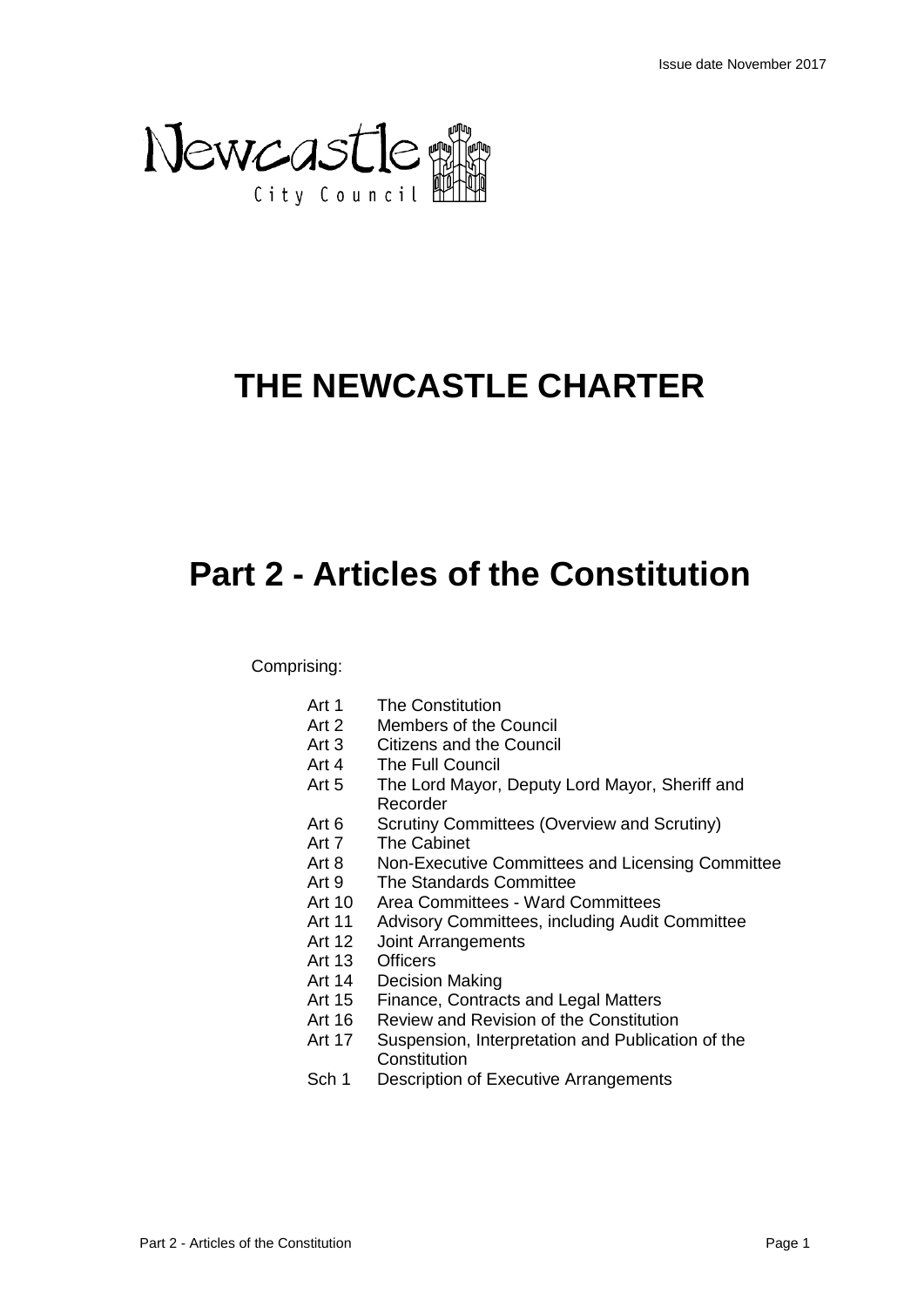Issue date November 2017

Newcastle City Council

# THE NEWCASTLE CHARTER

# Part 2 - Articles of the Constitution

Comprising:

- Art 1 The Constitution
- Art 2 Members of the Council
- Art 3 Citizens and the Council
- Art 4 The Full Council
- Art 5 The Lord Mayor, Deputy Lord Mayor, Sheriff and Recorder
- Art 6 Scrutiny Committees (Overview and Scrutiny)
- Art 7 The Cabinet
- Art 8 Non-Executive Committees and Licensing Committee
- Art 9 The Standards Committee
- Art 10 Area Committees - Ward Committees
- Art 11 Advisory Committees, including Audit Committee
- Art 12 Joint Arrangements
- Art 13 Officers
- Art 14 Decision Making
- Art 15 Finance, Contracts and Legal Matters
- Art 16 Review and Revision of the Constitution
- Art 17 Suspension, Interpretation and Publication of the Constitution
- Sch 1 Description of Executive Arrangements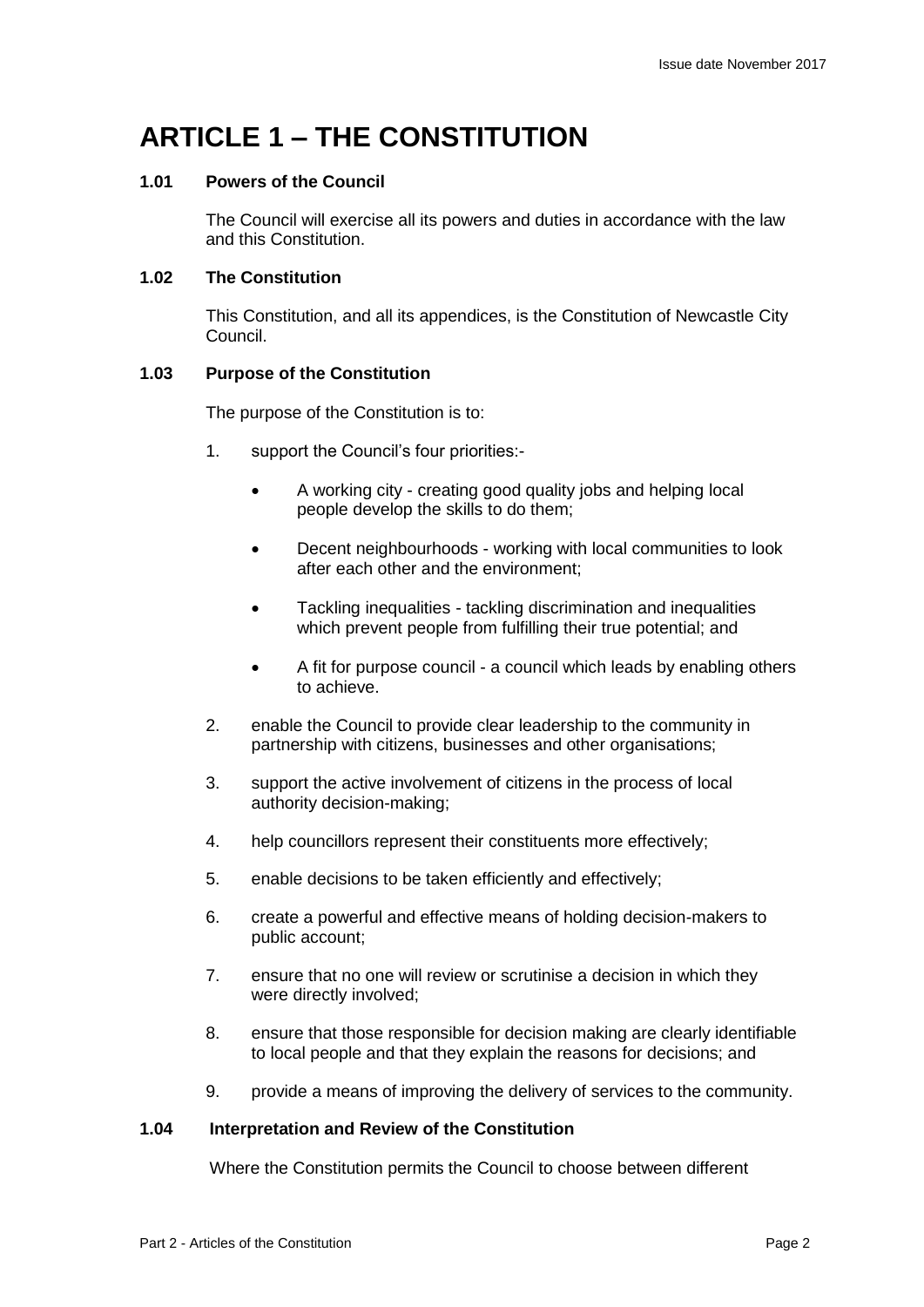# ARTICLE 1 – THE CONSTITUTION

### 1.01 Powers of the Council

The Council will exercise all its powers and duties in accordance with the law and this Constitution.

### 1.02 The Constitution

This Constitution, and all its appendices, is the Constitution of Newcastle City Council.

### 1.03 Purpose of the Constitution

The purpose of the Constitution is to:

1. support the Council's four priorities:-

   - A working city - creating good quality jobs and helping local people develop the skills to do them;
   - Decent neighbourhoods - working with local communities to look after each other and the environment;
   - Tackling inequalities - tackling discrimination and inequalities which prevent people from fulfilling their true potential; and
   - A fit for purpose council - a council which leads by enabling others to achieve.

2. enable the Council to provide clear leadership to the community in partnership with citizens, businesses and other organisations;

3. support the active involvement of citizens in the process of local authority decision-making;

4. help councillors represent their constituents more effectively;

5. enable decisions to be taken efficiently and effectively;

6. create a powerful and effective means of holding decision-makers to public account;

7. ensure that no one will review or scrutinise a decision in which they were directly involved;

8. ensure that those responsible for decision making are clearly identifiable to local people and that they explain the reasons for decisions; and

9. provide a means of improving the delivery of services to the community.

### 1.04 Interpretation and Review of the Constitution

Where the Constitution permits the Council to choose between different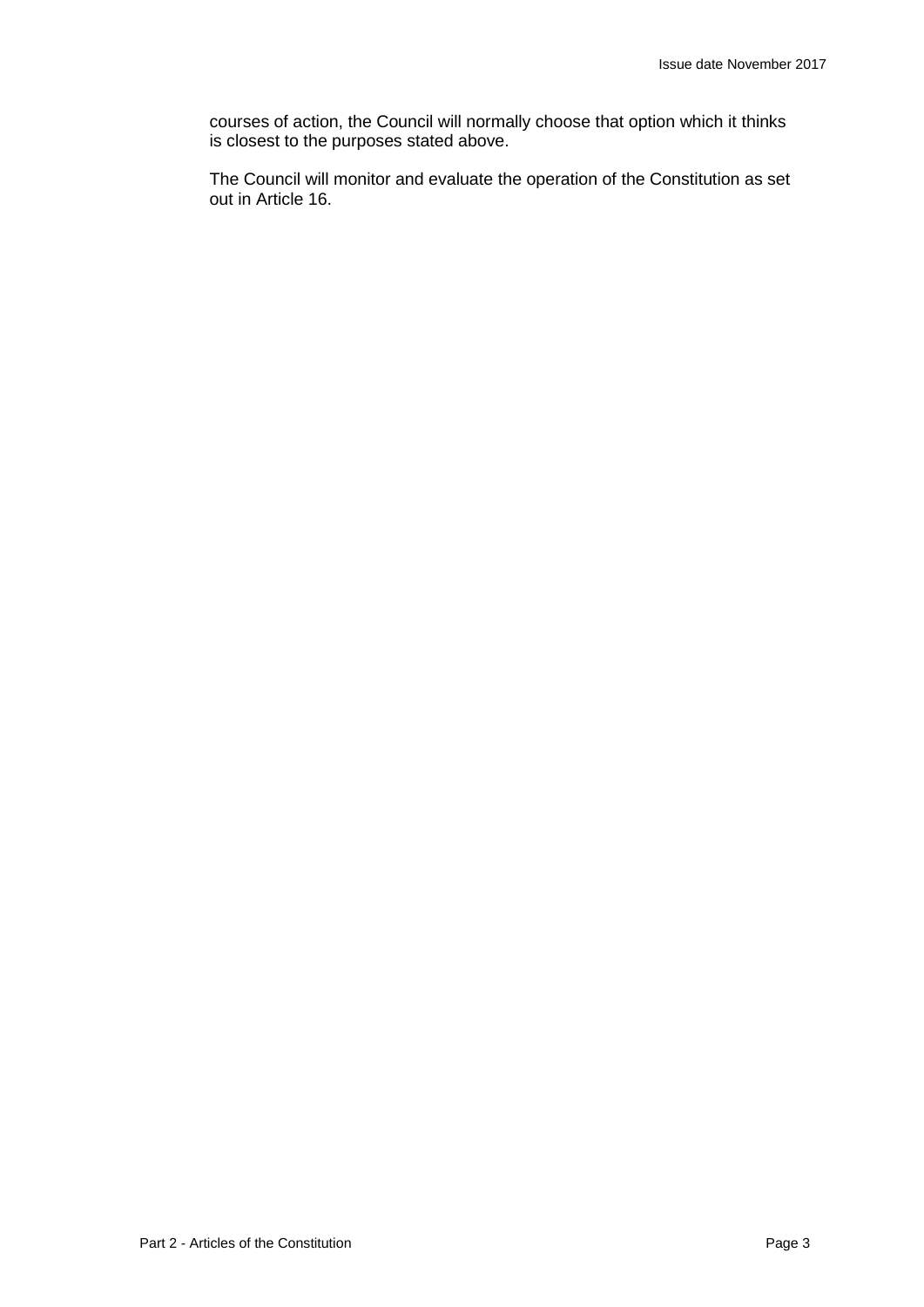courses of action, the Council will normally choose that option which it thinks is closest to the purposes stated above.

The Council will monitor and evaluate the operation of the Constitution as set out in Article 16.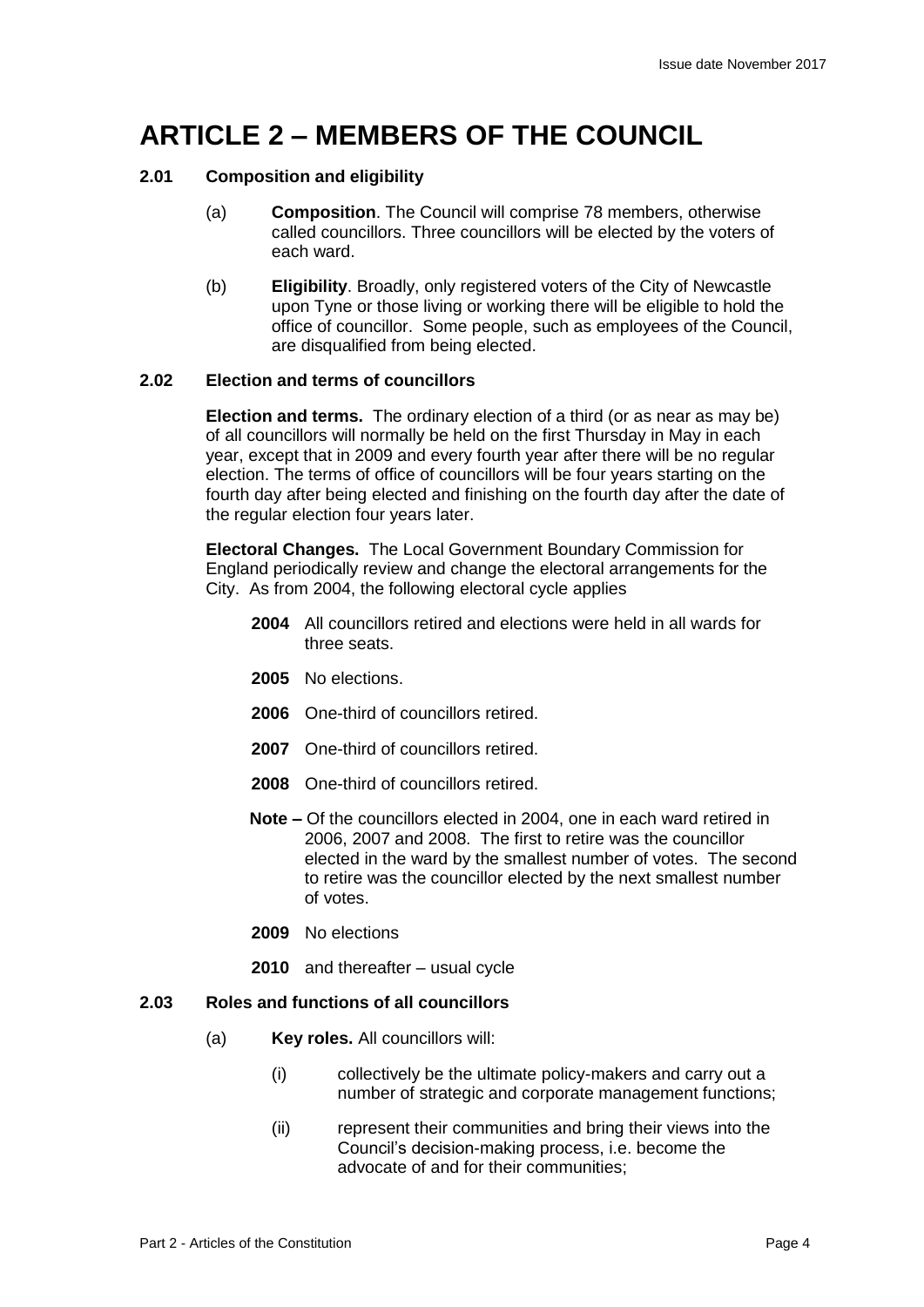# ARTICLE 2 – MEMBERS OF THE COUNCIL

### 2.01 Composition and eligibility

(a) **Composition**. The Council will comprise 78 members, otherwise called councillors. Three councillors will be elected by the voters of each ward.

(b) **Eligibility**. Broadly, only registered voters of the City of Newcastle upon Tyne or those living or working there will be eligible to hold the office of councillor. Some people, such as employees of the Council, are disqualified from being elected.

### 2.02 Election and terms of councillors

**Election and terms.** The ordinary election of a third (or as near as may be) of all councillors will normally be held on the first Thursday in May in each year, except that in 2009 and every fourth year after there will be no regular election. The terms of office of councillors will be four years starting on the fourth day after being elected and finishing on the fourth day after the date of the regular election four years later.

**Electoral Changes.** The Local Government Boundary Commission for England periodically review and change the electoral arrangements for the City. As from 2004, the following electoral cycle applies

**2004** All councillors retired and elections were held in all wards for three seats.

**2005** No elections.

**2006** One-third of councillors retired.

**2007** One-third of councillors retired.

**2008** One-third of councillors retired.

**Note –** Of the councillors elected in 2004, one in each ward retired in 2006, 2007 and 2008. The first to retire was the councillor elected in the ward by the smallest number of votes. The second to retire was the councillor elected by the next smallest number of votes.

**2009** No elections

**2010** and thereafter – usual cycle

### 2.03 Roles and functions of all councillors

(a) **Key roles.** All councillors will:

(i) collectively be the ultimate policy-makers and carry out a number of strategic and corporate management functions;

(ii) represent their communities and bring their views into the Council's decision-making process, i.e. become the advocate of and for their communities;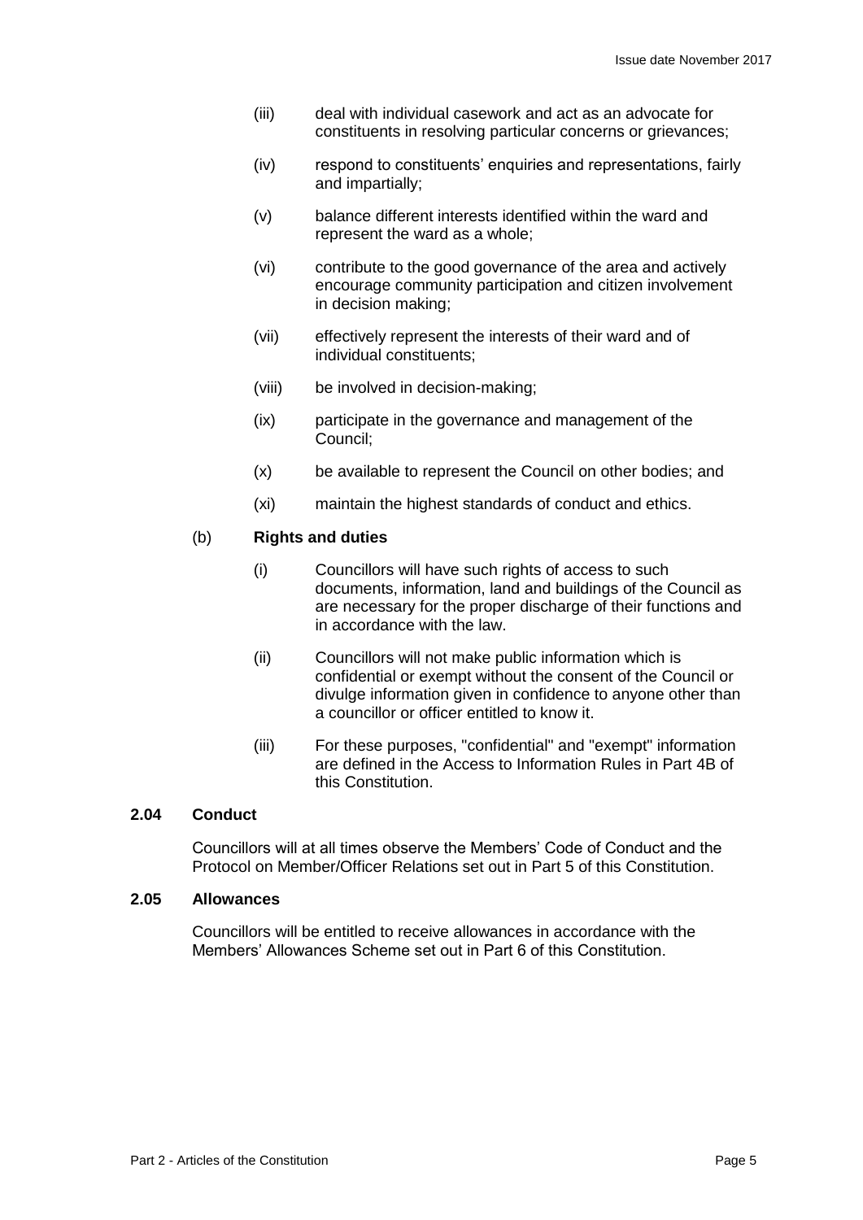(iii) deal with individual casework and act as an advocate for constituents in resolving particular concerns or grievances;

(iv) respond to constituents' enquiries and representations, fairly and impartially;

(v) balance different interests identified within the ward and represent the ward as a whole;

(vi) contribute to the good governance of the area and actively encourage community participation and citizen involvement in decision making;

(vii) effectively represent the interests of their ward and of individual constituents;

(viii) be involved in decision-making;

(ix) participate in the governance and management of the Council;

(x) be available to represent the Council on other bodies; and

(xi) maintain the highest standards of conduct and ethics.

(b) **Rights and duties**

(i) Councillors will have such rights of access to such documents, information, land and buildings of the Council as are necessary for the proper discharge of their functions and in accordance with the law.

(ii) Councillors will not make public information which is confidential or exempt without the consent of the Council or divulge information given in confidence to anyone other than a councillor or officer entitled to know it.

(iii) For these purposes, "confidential" and "exempt" information are defined in the Access to Information Rules in Part 4B of this Constitution.

### 2.04 Conduct

Councillors will at all times observe the Members' Code of Conduct and the Protocol on Member/Officer Relations set out in Part 5 of this Constitution.

### 2.05 Allowances

Councillors will be entitled to receive allowances in accordance with the Members' Allowances Scheme set out in Part 6 of this Constitution.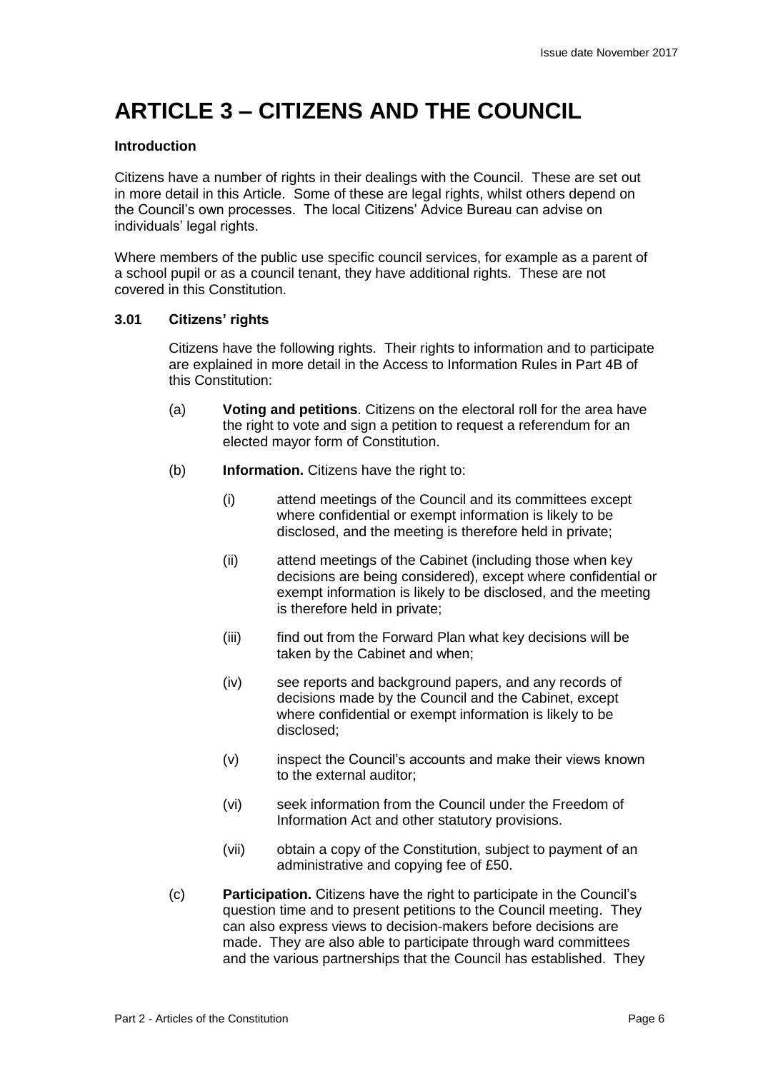# ARTICLE 3 – CITIZENS AND THE COUNCIL

**Introduction**

Citizens have a number of rights in their dealings with the Council. These are set out in more detail in this Article. Some of these are legal rights, whilst others depend on the Council's own processes. The local Citizens' Advice Bureau can advise on individuals' legal rights.

Where members of the public use specific council services, for example as a parent of a school pupil or as a council tenant, they have additional rights. These are not covered in this Constitution.

**3.01 Citizens' rights**

Citizens have the following rights. Their rights to information and to participate are explained in more detail in the Access to Information Rules in Part 4B of this Constitution:

(a) **Voting and petitions**. Citizens on the electoral roll for the area have the right to vote and sign a petition to request a referendum for an elected mayor form of Constitution.

(b) **Information.** Citizens have the right to:

(i) attend meetings of the Council and its committees except where confidential or exempt information is likely to be disclosed, and the meeting is therefore held in private;

(ii) attend meetings of the Cabinet (including those when key decisions are being considered), except where confidential or exempt information is likely to be disclosed, and the meeting is therefore held in private;

(iii) find out from the Forward Plan what key decisions will be taken by the Cabinet and when;

(iv) see reports and background papers, and any records of decisions made by the Council and the Cabinet, except where confidential or exempt information is likely to be disclosed;

(v) inspect the Council's accounts and make their views known to the external auditor;

(vi) seek information from the Council under the Freedom of Information Act and other statutory provisions.

(vii) obtain a copy of the Constitution, subject to payment of an administrative and copying fee of £50.

(c) **Participation.** Citizens have the right to participate in the Council's question time and to present petitions to the Council meeting. They can also express views to decision-makers before decisions are made. They are also able to participate through ward committees and the various partnerships that the Council has established. They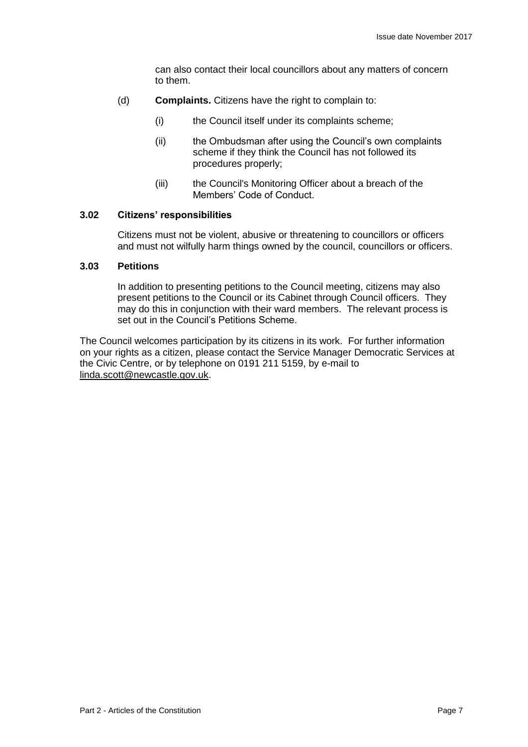can also contact their local councillors about any matters of concern to them.

(d) **Complaints.** Citizens have the right to complain to:

(i) the Council itself under its complaints scheme;

(ii) the Ombudsman after using the Council's own complaints scheme if they think the Council has not followed its procedures properly;

(iii) the Council's Monitoring Officer about a breach of the Members' Code of Conduct.

### 3.02 Citizens' responsibilities

Citizens must not be violent, abusive or threatening to councillors or officers and must not wilfully harm things owned by the council, councillors or officers.

### 3.03 Petitions

In addition to presenting petitions to the Council meeting, citizens may also present petitions to the Council or its Cabinet through Council officers. They may do this in conjunction with their ward members. The relevant process is set out in the Council's Petitions Scheme.

The Council welcomes participation by its citizens in its work. For further information on your rights as a citizen, please contact the Service Manager Democratic Services at the Civic Centre, or by telephone on 0191 211 5159, by e-mail to linda.scott@newcastle.gov.uk.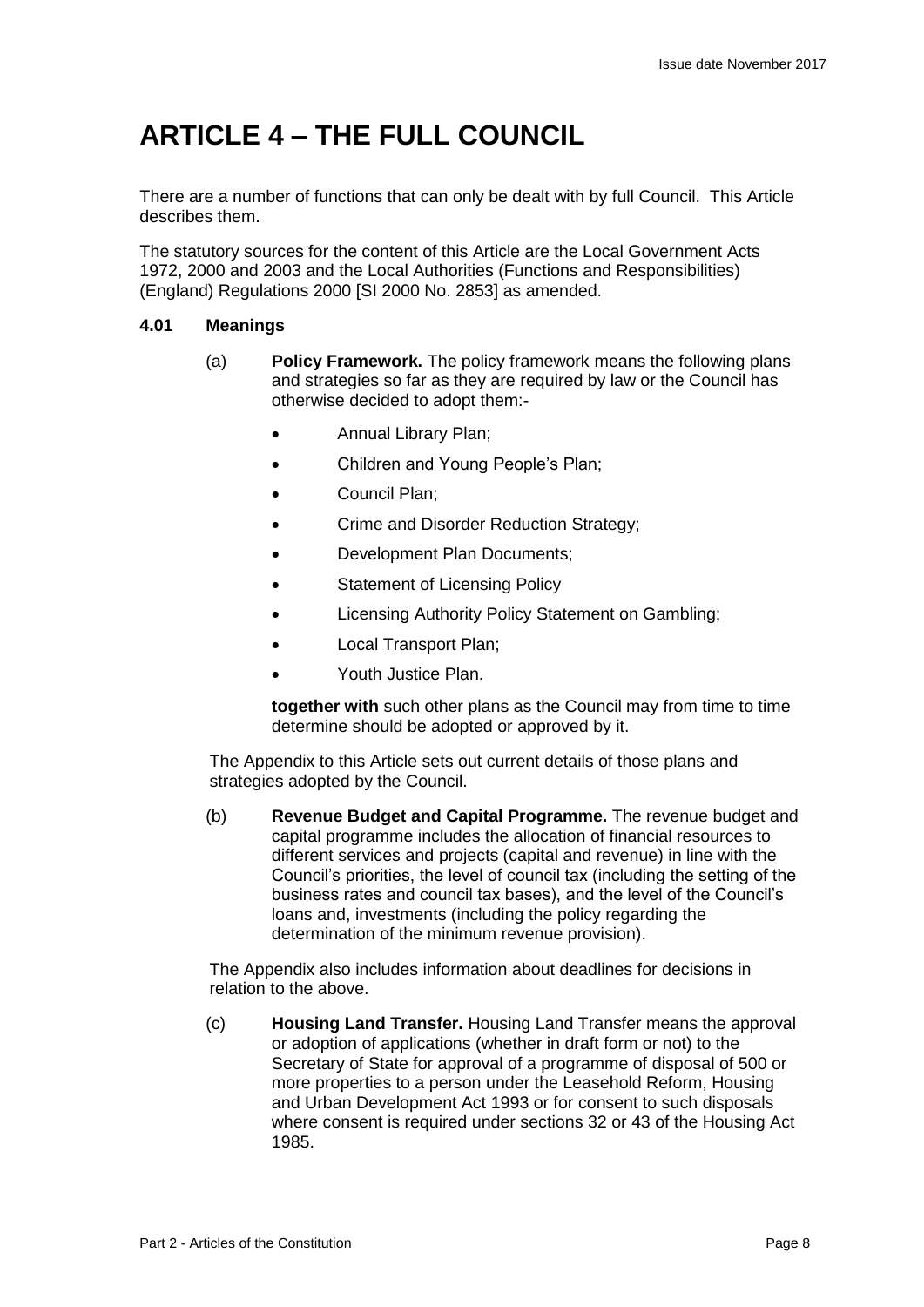# ARTICLE 4 – THE FULL COUNCIL

There are a number of functions that can only be dealt with by full Council. This Article describes them.

The statutory sources for the content of this Article are the Local Government Acts 1972, 2000 and 2003 and the Local Authorities (Functions and Responsibilities) (England) Regulations 2000 [SI 2000 No. 2853] as amended.

**4.01 Meanings**

(a) **Policy Framework.** The policy framework means the following plans and strategies so far as they are required by law or the Council has otherwise decided to adopt them:-

- Annual Library Plan;
- Children and Young People's Plan;
- Council Plan;
- Crime and Disorder Reduction Strategy;
- Development Plan Documents;
- Statement of Licensing Policy
- Licensing Authority Policy Statement on Gambling;
- Local Transport Plan;
- Youth Justice Plan.

**together with** such other plans as the Council may from time to time determine should be adopted or approved by it.

The Appendix to this Article sets out current details of those plans and strategies adopted by the Council.

(b) **Revenue Budget and Capital Programme.** The revenue budget and capital programme includes the allocation of financial resources to different services and projects (capital and revenue) in line with the Council's priorities, the level of council tax (including the setting of the business rates and council tax bases), and the level of the Council's loans and, investments (including the policy regarding the determination of the minimum revenue provision).

The Appendix also includes information about deadlines for decisions in relation to the above.

(c) **Housing Land Transfer.** Housing Land Transfer means the approval or adoption of applications (whether in draft form or not) to the Secretary of State for approval of a programme of disposal of 500 or more properties to a person under the Leasehold Reform, Housing and Urban Development Act 1993 or for consent to such disposals where consent is required under sections 32 or 43 of the Housing Act 1985.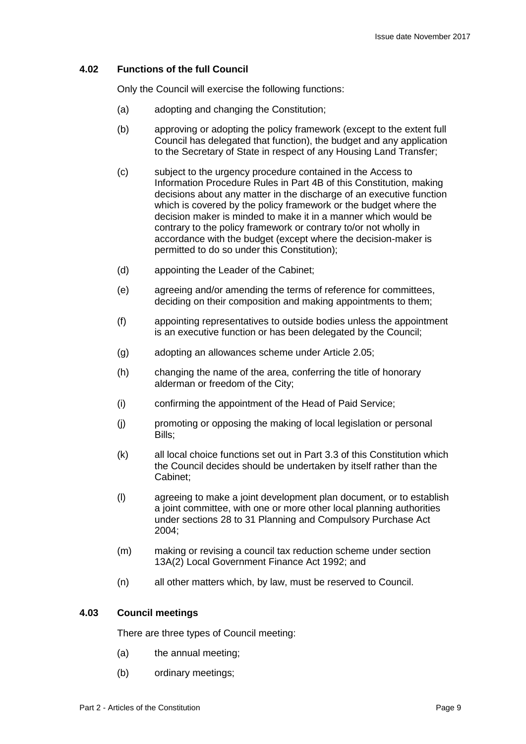### 4.02 Functions of the full Council

Only the Council will exercise the following functions:

(a) adopting and changing the Constitution;

(b) approving or adopting the policy framework (except to the extent full Council has delegated that function), the budget and any application to the Secretary of State in respect of any Housing Land Transfer;

(c) subject to the urgency procedure contained in the Access to Information Procedure Rules in Part 4B of this Constitution, making decisions about any matter in the discharge of an executive function which is covered by the policy framework or the budget where the decision maker is minded to make it in a manner which would be contrary to the policy framework or contrary to/or not wholly in accordance with the budget (except where the decision-maker is permitted to do so under this Constitution);

(d) appointing the Leader of the Cabinet;

(e) agreeing and/or amending the terms of reference for committees, deciding on their composition and making appointments to them;

(f) appointing representatives to outside bodies unless the appointment is an executive function or has been delegated by the Council;

(g) adopting an allowances scheme under Article 2.05;

(h) changing the name of the area, conferring the title of honorary alderman or freedom of the City;

(i) confirming the appointment of the Head of Paid Service;

(j) promoting or opposing the making of local legislation or personal Bills;

(k) all local choice functions set out in Part 3.3 of this Constitution which the Council decides should be undertaken by itself rather than the Cabinet;

(l) agreeing to make a joint development plan document, or to establish a joint committee, with one or more other local planning authorities under sections 28 to 31 Planning and Compulsory Purchase Act 2004;

(m) making or revising a council tax reduction scheme under section 13A(2) Local Government Finance Act 1992; and

(n) all other matters which, by law, must be reserved to Council.

### 4.03 Council meetings

There are three types of Council meeting:

(a) the annual meeting;

(b) ordinary meetings;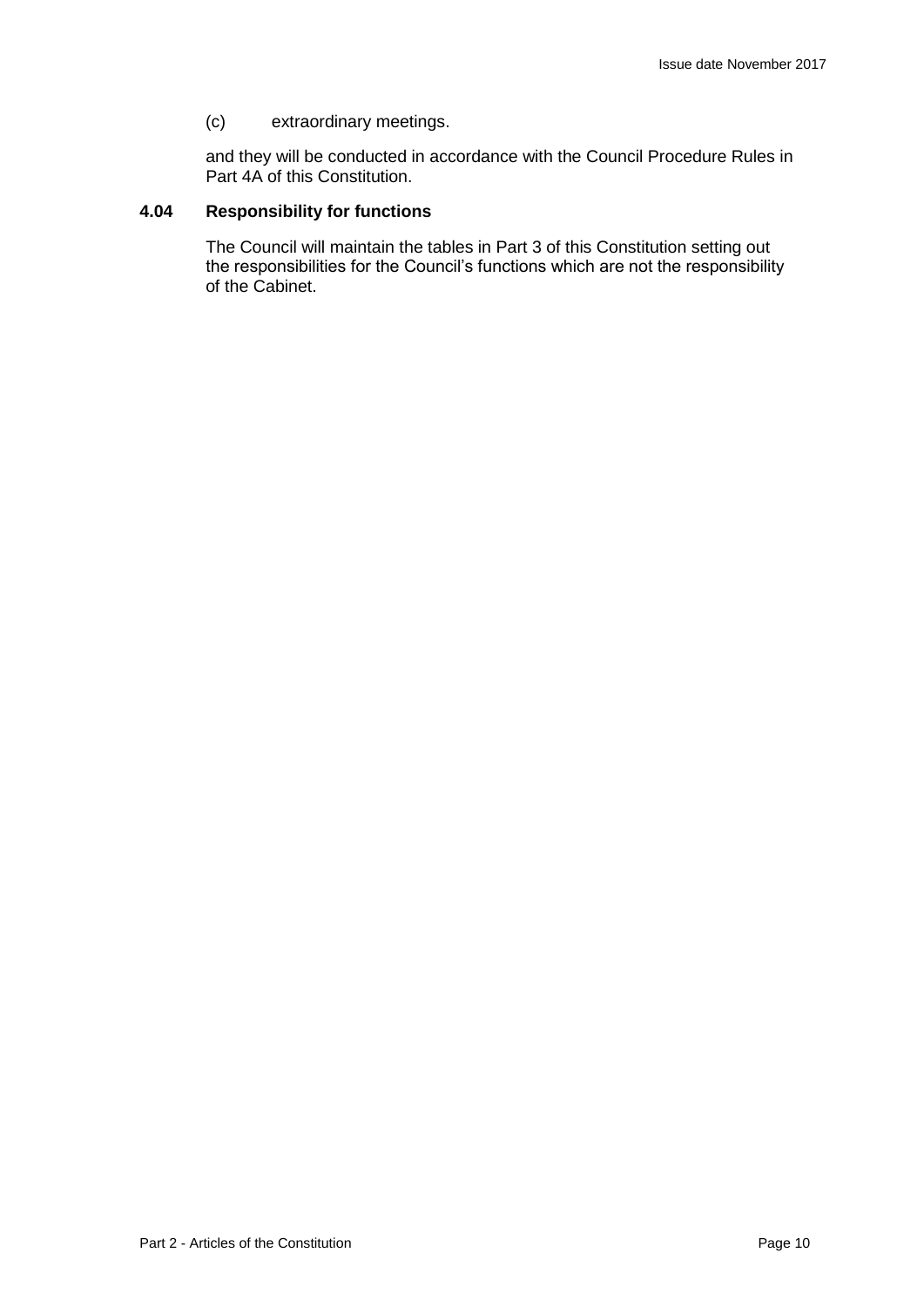(c) extraordinary meetings.

and they will be conducted in accordance with the Council Procedure Rules in Part 4A of this Constitution.

### 4.04 Responsibility for functions

The Council will maintain the tables in Part 3 of this Constitution setting out the responsibilities for the Council's functions which are not the responsibility of the Cabinet.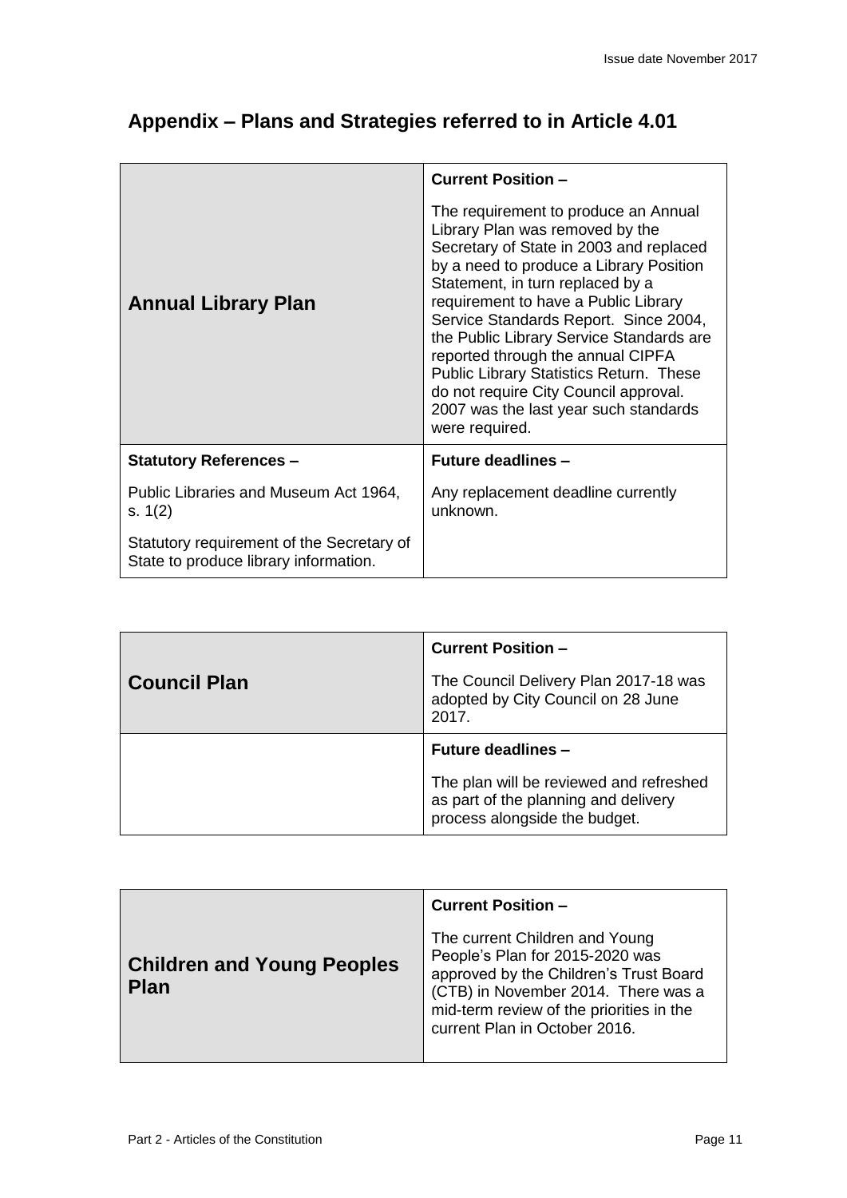## Appendix – Plans and Strategies referred to in Article 4.01

| **Annual Library Plan** | **Current Position –**<br><br>The requirement to produce an Annual Library Plan was removed by the Secretary of State in 2003 and replaced by a need to produce a Library Position Statement, in turn replaced by a requirement to have a Public Library Service Standards Report. Since 2004, the Public Library Service Standards are reported through the annual CIPFA Public Library Statistics Return. These do not require City Council approval. 2007 was the last year such standards were required. |
|---|---|
| **Statutory References –**<br><br>Public Libraries and Museum Act 1964, s. 1(2)<br><br>Statutory requirement of the Secretary of State to produce library information. | **Future deadlines –**<br><br>Any replacement deadline currently unknown. |

| **Council Plan** | **Current Position –**<br><br>The Council Delivery Plan 2017-18 was adopted by City Council on 28 June 2017. |
|---|---|
| | **Future deadlines –**<br><br>The plan will be reviewed and refreshed as part of the planning and delivery process alongside the budget. |

| **Children and Young Peoples Plan** | **Current Position –**<br><br>The current Children and Young People's Plan for 2015-2020 was approved by the Children's Trust Board (CTB) in November 2014. There was a mid-term review of the priorities in the current Plan in October 2016. |
|---|---|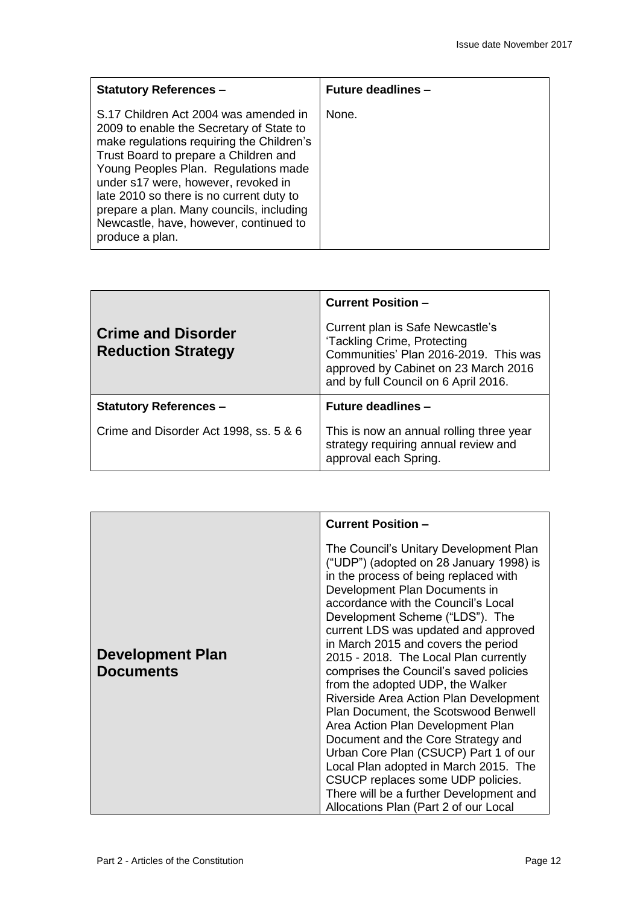| Statutory References – | Future deadlines – |
|---|---|
| S.17 Children Act 2004 was amended in 2009 to enable the Secretary of State to make regulations requiring the Children's Trust Board to prepare a Children and Young Peoples Plan. Regulations made under s17 were, however, revoked in late 2010 so there is no current duty to prepare a plan. Many councils, including Newcastle, have, however, continued to produce a plan. | None. |

| **Crime and Disorder Reduction Strategy** | **Current Position –** Current plan is Safe Newcastle's 'Tackling Crime, Protecting Communities' Plan 2016-2019. This was approved by Cabinet on 23 March 2016 and by full Council on 6 April 2016. |
|---|---|
| **Statutory References –** | **Future deadlines –** |
| Crime and Disorder Act 1998, ss. 5 & 6 | This is now an annual rolling three year strategy requiring annual review and approval each Spring. |

| **Development Plan Documents** | **Current Position –** The Council's Unitary Development Plan ("UDP") (adopted on 28 January 1998) is in the process of being replaced with Development Plan Documents in accordance with the Council's Local Development Scheme ("LDS"). The current LDS was updated and approved in March 2015 and covers the period 2015 - 2018. The Local Plan currently comprises the Council's saved policies from the adopted UDP, the Walker Riverside Area Action Plan Development Plan Document, the Scotswood Benwell Area Action Plan Development Plan Document and the Core Strategy and Urban Core Plan (CSUCP) Part 1 of our Local Plan adopted in March 2015. The CSUCP replaces some UDP policies. There will be a further Development and Allocations Plan (Part 2 of our Local |
|---|---|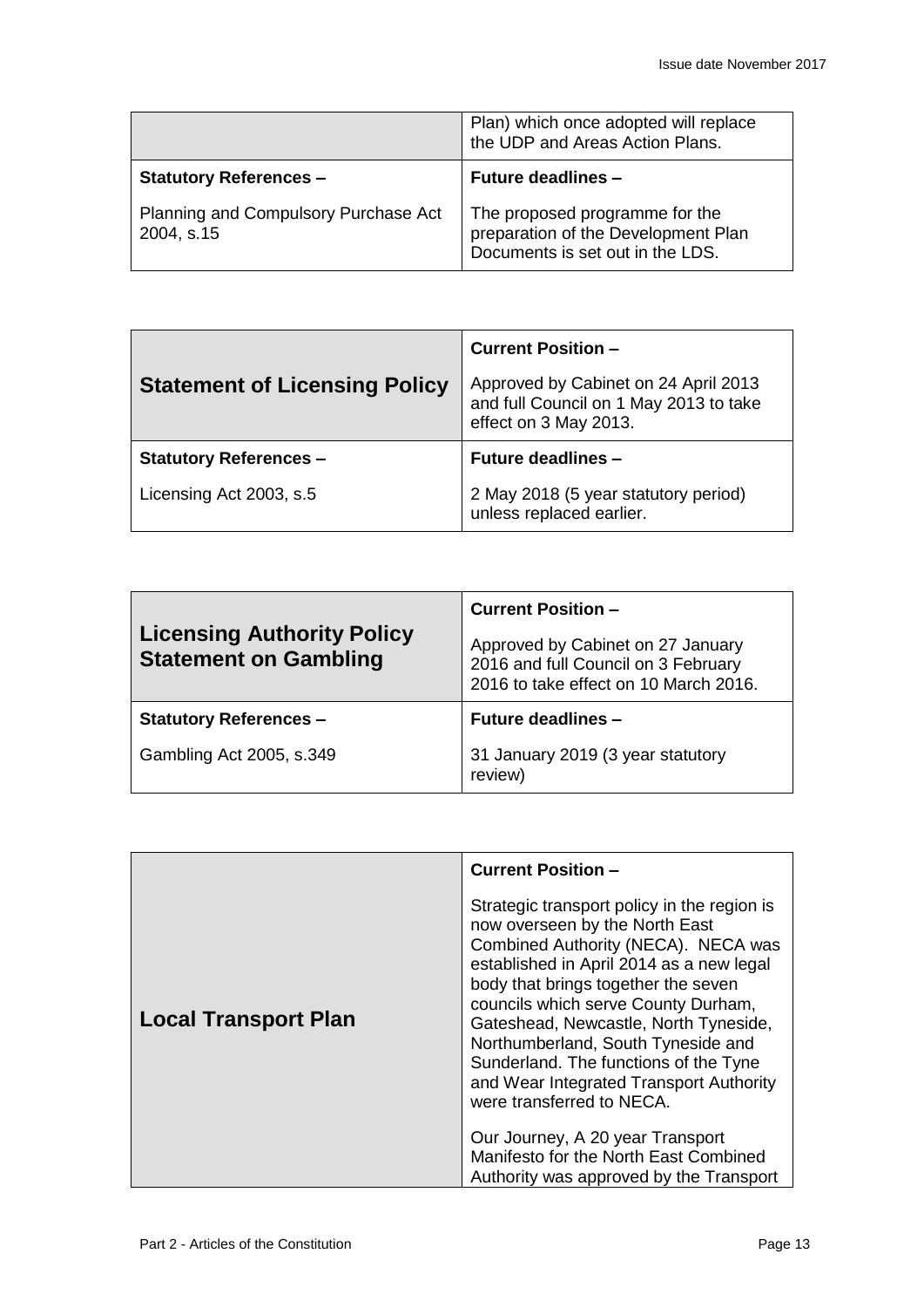| | Plan) which once adopted will replace the UDP and Areas Action Plans. |
|---|---|
| **Statutory References –** Planning and Compulsory Purchase Act 2004, s.15 | **Future deadlines –** The proposed programme for the preparation of the Development Plan Documents is set out in the LDS. |

| **Statement of Licensing Policy** | **Current Position –** Approved by Cabinet on 24 April 2013 and full Council on 1 May 2013 to take effect on 3 May 2013. |
|---|---|
| **Statutory References –** Licensing Act 2003, s.5 | **Future deadlines –** 2 May 2018 (5 year statutory period) unless replaced earlier. |

| **Licensing Authority Policy Statement on Gambling** | **Current Position –** Approved by Cabinet on 27 January 2016 and full Council on 3 February 2016 to take effect on 10 March 2016. |
|---|---|
| **Statutory References –** Gambling Act 2005, s.349 | **Future deadlines –** 31 January 2019 (3 year statutory review) |

| **Local Transport Plan** | **Current Position –** Strategic transport policy in the region is now overseen by the North East Combined Authority (NECA). NECA was established in April 2014 as a new legal body that brings together the seven councils which serve County Durham, Gateshead, Newcastle, North Tyneside, Northumberland, South Tyneside and Sunderland. The functions of the Tyne and Wear Integrated Transport Authority were transferred to NECA. Our Journey, A 20 year Transport Manifesto for the North East Combined Authority was approved by the Transport |
|---|---|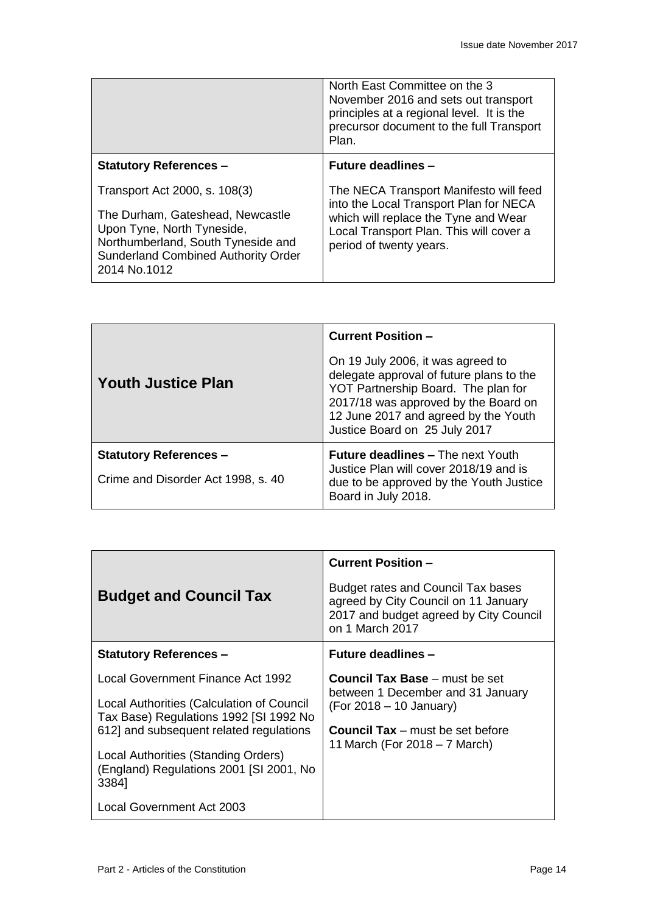| | North East Committee on the 3 November 2016 and sets out transport principles at a regional level. It is the precursor document to the full Transport Plan. |
|---|---|
| **Statistory References –**<br><br>Transport Act 2000, s. 108(3)<br><br>The Durham, Gateshead, Newcastle Upon Tyne, North Tyneside, Northumberland, South Tyneside and Sunderland Combined Authority Order 2014 No.1012 | **Future deadlines –**<br><br>The NECA Transport Manifesto will feed into the Local Transport Plan for NECA which will replace the Tyne and Wear Local Transport Plan. This will cover a period of twenty years. |

| **Youth Justice Plan** | **Current Position –**<br><br>On 19 July 2006, it was agreed to delegate approval of future plans to the YOT Partnership Board. The plan for 2017/18 was approved by the Board on 12 June 2017 and agreed by the Youth Justice Board on 25 July 2017 |
|---|---|
| **Statutory References –**<br><br>Crime and Disorder Act 1998, s. 40 | **Future deadlines –** The next Youth Justice Plan will cover 2018/19 and is due to be approved by the Youth Justice Board in July 2018. |

| **Budget and Council Tax** | **Current Position –**<br><br>Budget rates and Council Tax bases agreed by City Council on 11 January 2017 and budget agreed by City Council on 1 March 2017 |
|---|---|
| **Statutory References –**<br><br>Local Government Finance Act 1992<br><br>Local Authorities (Calculation of Council Tax Base) Regulations 1992 [SI 1992 No 612] and subsequent related regulations<br><br>Local Authorities (Standing Orders) (England) Regulations 2001 [SI 2001, No 3384]<br><br>Local Government Act 2003 | **Future deadlines –**<br><br>**Council Tax Base** – must be set between 1 December and 31 January (For 2018 – 10 January)<br><br>**Council Tax** – must be set before 11 March (For 2018 – 7 March) |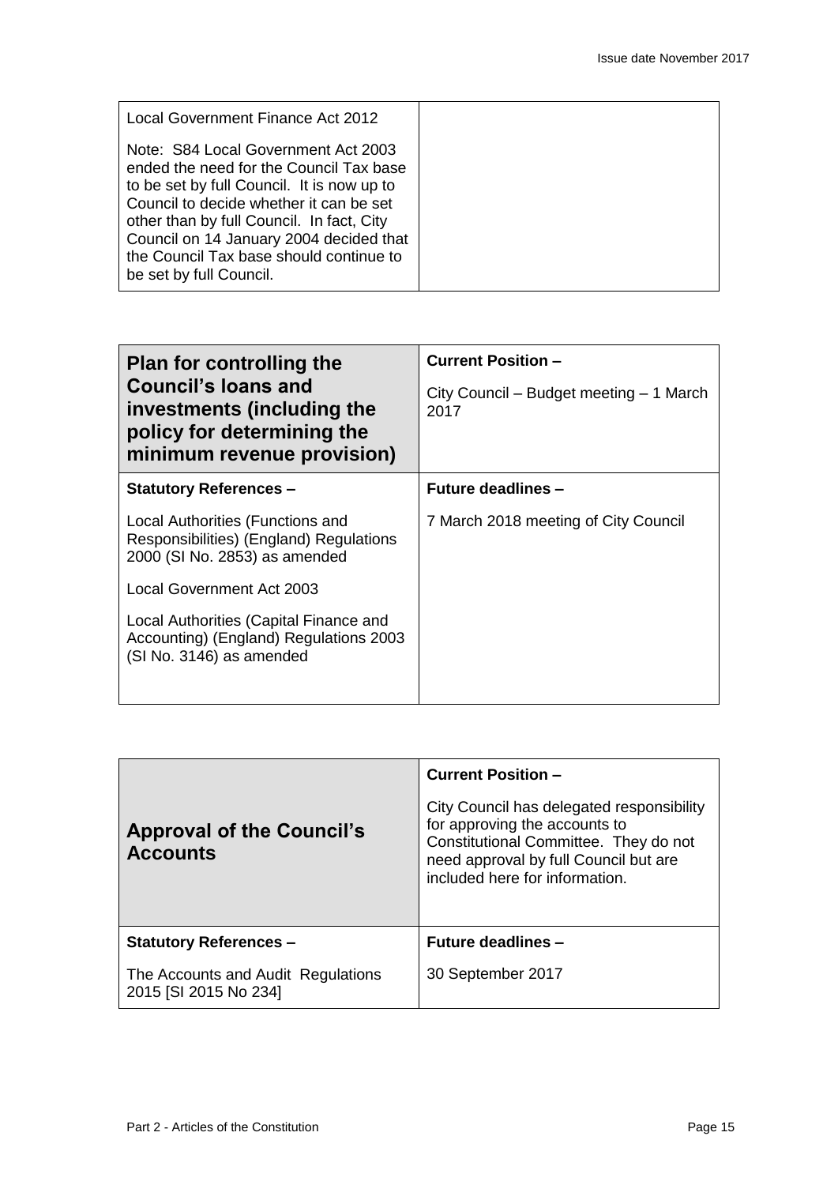| Local Government Finance Act 2012<br><br>Note: S84 Local Government Act 2003 ended the need for the Council Tax base to be set by full Council. It is now up to Council to decide whether it can be set other than by full Council. In fact, City Council on 14 January 2004 decided that the Council Tax base should continue to be set by full Council. | |
|---|---|

| **Plan for controlling the Council's loans and investments (including the policy for determining the minimum revenue provision)** | **Current Position –**<br><br>City Council – Budget meeting – 1 March 2017 |
|---|---|
| **Statutory References –**<br><br>Local Authorities (Functions and Responsibilities) (England) Regulations 2000 (SI No. 2853) as amended<br><br>Local Government Act 2003<br><br>Local Authorities (Capital Finance and Accounting) (England) Regulations 2003 (SI No. 3146) as amended | **Future deadlines –**<br><br>7 March 2018 meeting of City Council |

| **Approval of the Council's Accounts** | **Current Position –**<br><br>City Council has delegated responsibility for approving the accounts to Constitutional Committee. They do not need approval by full Council but are included here for information. |
|---|---|
| **Statutory References –**<br><br>The Accounts and Audit Regulations 2015 [SI 2015 No 234] | **Future deadlines –**<br><br>30 September 2017 |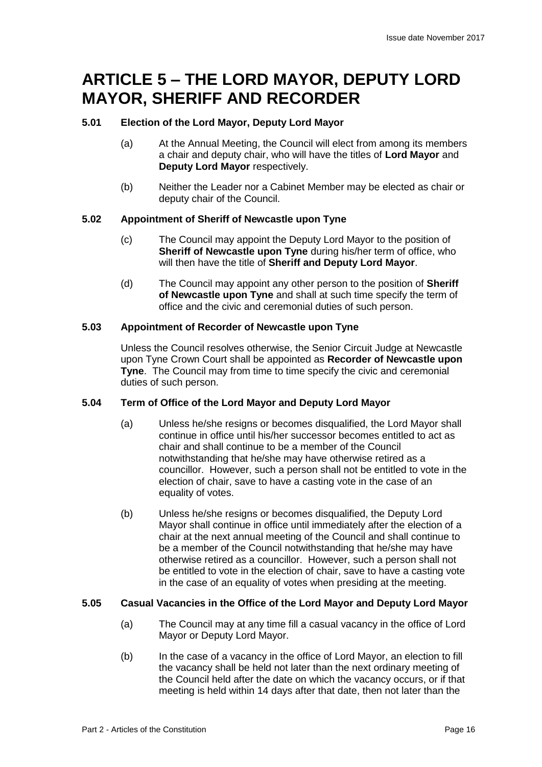# ARTICLE 5 – THE LORD MAYOR, DEPUTY LORD MAYOR, SHERIFF AND RECORDER

### 5.01 Election of the Lord Mayor, Deputy Lord Mayor

(a) At the Annual Meeting, the Council will elect from among its members a chair and deputy chair, who will have the titles of **Lord Mayor** and **Deputy Lord Mayor** respectively.

(b) Neither the Leader nor a Cabinet Member may be elected as chair or deputy chair of the Council.

### 5.02 Appointment of Sheriff of Newcastle upon Tyne

(c) The Council may appoint the Deputy Lord Mayor to the position of **Sheriff of Newcastle upon Tyne** during his/her term of office, who will then have the title of **Sheriff and Deputy Lord Mayor**.

(d) The Council may appoint any other person to the position of **Sheriff of Newcastle upon Tyne** and shall at such time specify the term of office and the civic and ceremonial duties of such person.

### 5.03 Appointment of Recorder of Newcastle upon Tyne

Unless the Council resolves otherwise, the Senior Circuit Judge at Newcastle upon Tyne Crown Court shall be appointed as **Recorder of Newcastle upon Tyne**. The Council may from time to time specify the civic and ceremonial duties of such person.

### 5.04 Term of Office of the Lord Mayor and Deputy Lord Mayor

(a) Unless he/she resigns or becomes disqualified, the Lord Mayor shall continue in office until his/her successor becomes entitled to act as chair and shall continue to be a member of the Council notwithstanding that he/she may have otherwise retired as a councillor. However, such a person shall not be entitled to vote in the election of chair, save to have a casting vote in the case of an equality of votes.

(b) Unless he/she resigns or becomes disqualified, the Deputy Lord Mayor shall continue in office until immediately after the election of a chair at the next annual meeting of the Council and shall continue to be a member of the Council notwithstanding that he/she may have otherwise retired as a councillor. However, such a person shall not be entitled to vote in the election of chair, save to have a casting vote in the case of an equality of votes when presiding at the meeting.

### 5.05 Casual Vacancies in the Office of the Lord Mayor and Deputy Lord Mayor

(a) The Council may at any time fill a casual vacancy in the office of Lord Mayor or Deputy Lord Mayor.

(b) In the case of a vacancy in the office of Lord Mayor, an election to fill the vacancy shall be held not later than the next ordinary meeting of the Council held after the date on which the vacancy occurs, or if that meeting is held within 14 days after that date, then not later than the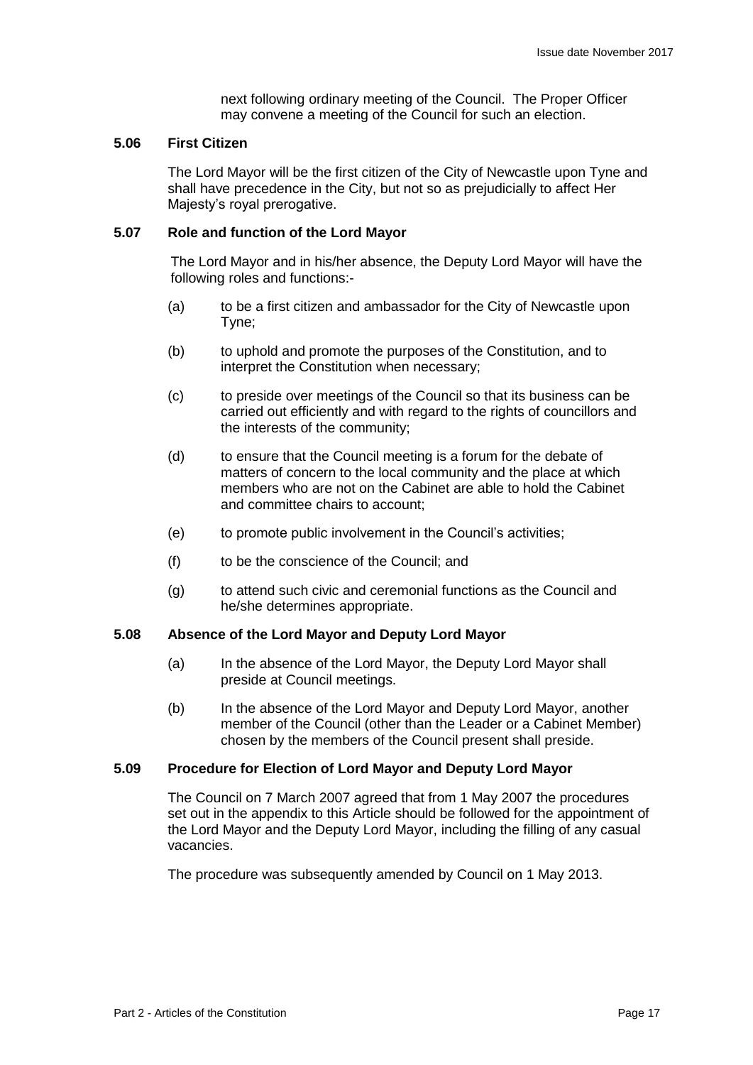next following ordinary meeting of the Council. The Proper Officer may convene a meeting of the Council for such an election.

### 5.06 First Citizen

The Lord Mayor will be the first citizen of the City of Newcastle upon Tyne and shall have precedence in the City, but not so as prejudicially to affect Her Majesty's royal prerogative.

### 5.07 Role and function of the Lord Mayor

The Lord Mayor and in his/her absence, the Deputy Lord Mayor will have the following roles and functions:-

(a) to be a first citizen and ambassador for the City of Newcastle upon Tyne;

(b) to uphold and promote the purposes of the Constitution, and to interpret the Constitution when necessary;

(c) to preside over meetings of the Council so that its business can be carried out efficiently and with regard to the rights of councillors and the interests of the community;

(d) to ensure that the Council meeting is a forum for the debate of matters of concern to the local community and the place at which members who are not on the Cabinet are able to hold the Cabinet and committee chairs to account;

(e) to promote public involvement in the Council's activities;

(f) to be the conscience of the Council; and

(g) to attend such civic and ceremonial functions as the Council and he/she determines appropriate.

### 5.08 Absence of the Lord Mayor and Deputy Lord Mayor

(a) In the absence of the Lord Mayor, the Deputy Lord Mayor shall preside at Council meetings.

(b) In the absence of the Lord Mayor and Deputy Lord Mayor, another member of the Council (other than the Leader or a Cabinet Member) chosen by the members of the Council present shall preside.

### 5.09 Procedure for Election of Lord Mayor and Deputy Lord Mayor

The Council on 7 March 2007 agreed that from 1 May 2007 the procedures set out in the appendix to this Article should be followed for the appointment of the Lord Mayor and the Deputy Lord Mayor, including the filling of any casual vacancies.

The procedure was subsequently amended by Council on 1 May 2013.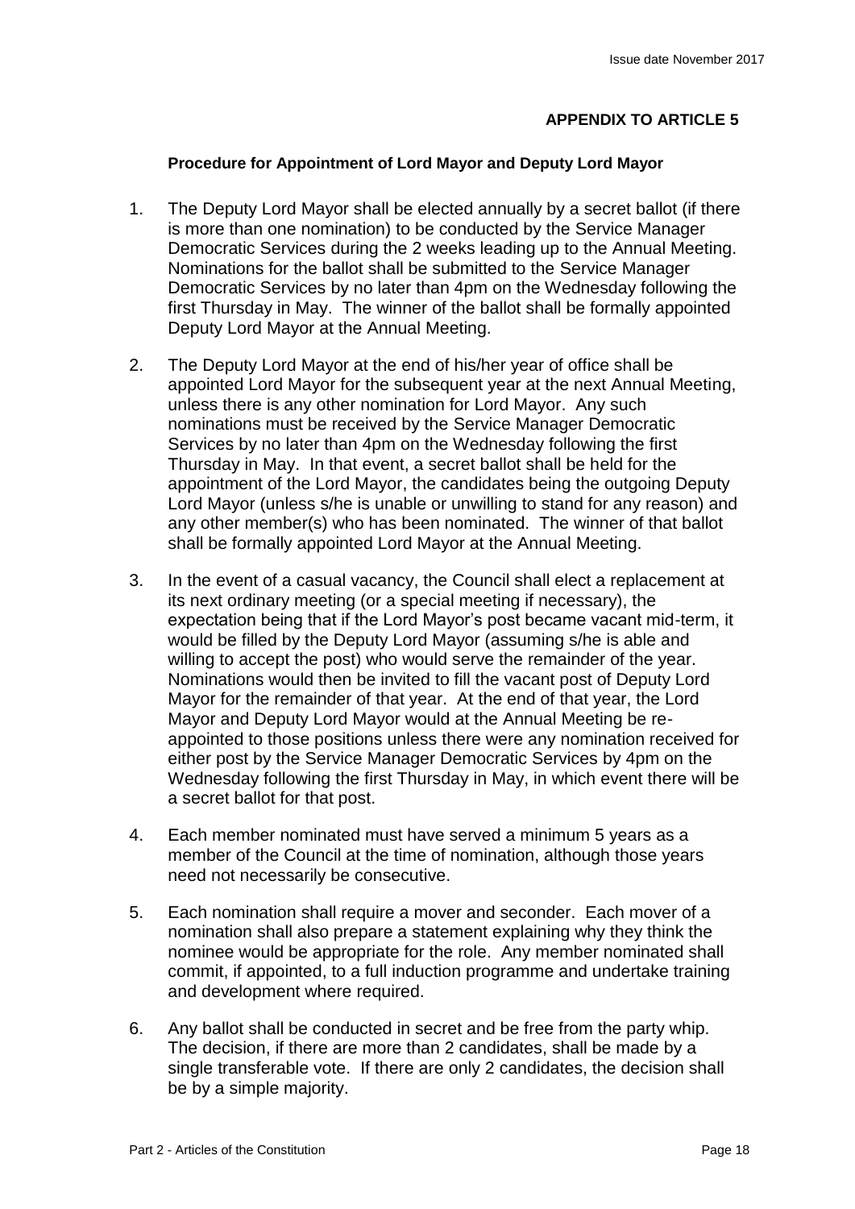## APPENDIX TO ARTICLE 5

**Procedure for Appointment of Lord Mayor and Deputy Lord Mayor**

1. The Deputy Lord Mayor shall be elected annually by a secret ballot (if there is more than one nomination) to be conducted by the Service Manager Democratic Services during the 2 weeks leading up to the Annual Meeting. Nominations for the ballot shall be submitted to the Service Manager Democratic Services by no later than 4pm on the Wednesday following the first Thursday in May. The winner of the ballot shall be formally appointed Deputy Lord Mayor at the Annual Meeting.

2. The Deputy Lord Mayor at the end of his/her year of office shall be appointed Lord Mayor for the subsequent year at the next Annual Meeting, unless there is any other nomination for Lord Mayor. Any such nominations must be received by the Service Manager Democratic Services by no later than 4pm on the Wednesday following the first Thursday in May. In that event, a secret ballot shall be held for the appointment of the Lord Mayor, the candidates being the outgoing Deputy Lord Mayor (unless s/he is unable or unwilling to stand for any reason) and any other member(s) who has been nominated. The winner of that ballot shall be formally appointed Lord Mayor at the Annual Meeting.

3. In the event of a casual vacancy, the Council shall elect a replacement at its next ordinary meeting (or a special meeting if necessary), the expectation being that if the Lord Mayor's post became vacant mid-term, it would be filled by the Deputy Lord Mayor (assuming s/he is able and willing to accept the post) who would serve the remainder of the year. Nominations would then be invited to fill the vacant post of Deputy Lord Mayor for the remainder of that year. At the end of that year, the Lord Mayor and Deputy Lord Mayor would at the Annual Meeting be re-appointed to those positions unless there were any nomination received for either post by the Service Manager Democratic Services by 4pm on the Wednesday following the first Thursday in May, in which event there will be a secret ballot for that post.

4. Each member nominated must have served a minimum 5 years as a member of the Council at the time of nomination, although those years need not necessarily be consecutive.

5. Each nomination shall require a mover and seconder. Each mover of a nomination shall also prepare a statement explaining why they think the nominee would be appropriate for the role. Any member nominated shall commit, if appointed, to a full induction programme and undertake training and development where required.

6. Any ballot shall be conducted in secret and be free from the party whip. The decision, if there are more than 2 candidates, shall be made by a single transferable vote. If there are only 2 candidates, the decision shall be by a simple majority.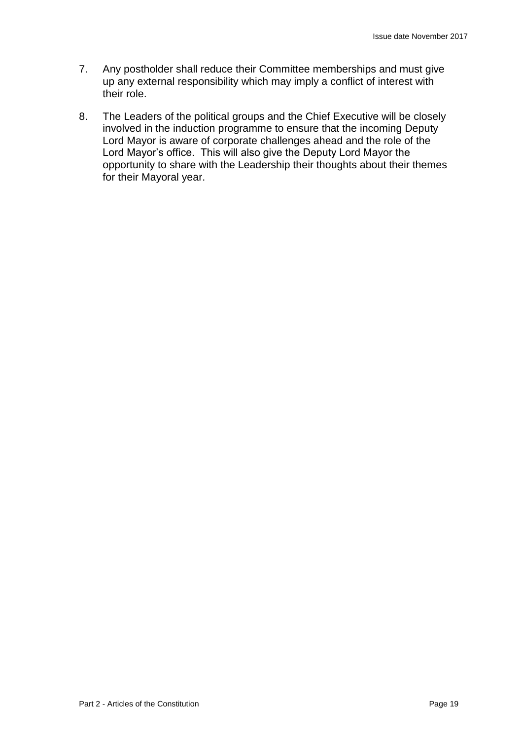7. Any postholder shall reduce their Committee memberships and must give up any external responsibility which may imply a conflict of interest with their role.

8. The Leaders of the political groups and the Chief Executive will be closely involved in the induction programme to ensure that the incoming Deputy Lord Mayor is aware of corporate challenges ahead and the role of the Lord Mayor's office. This will also give the Deputy Lord Mayor the opportunity to share with the Leadership their thoughts about their themes for their Mayoral year.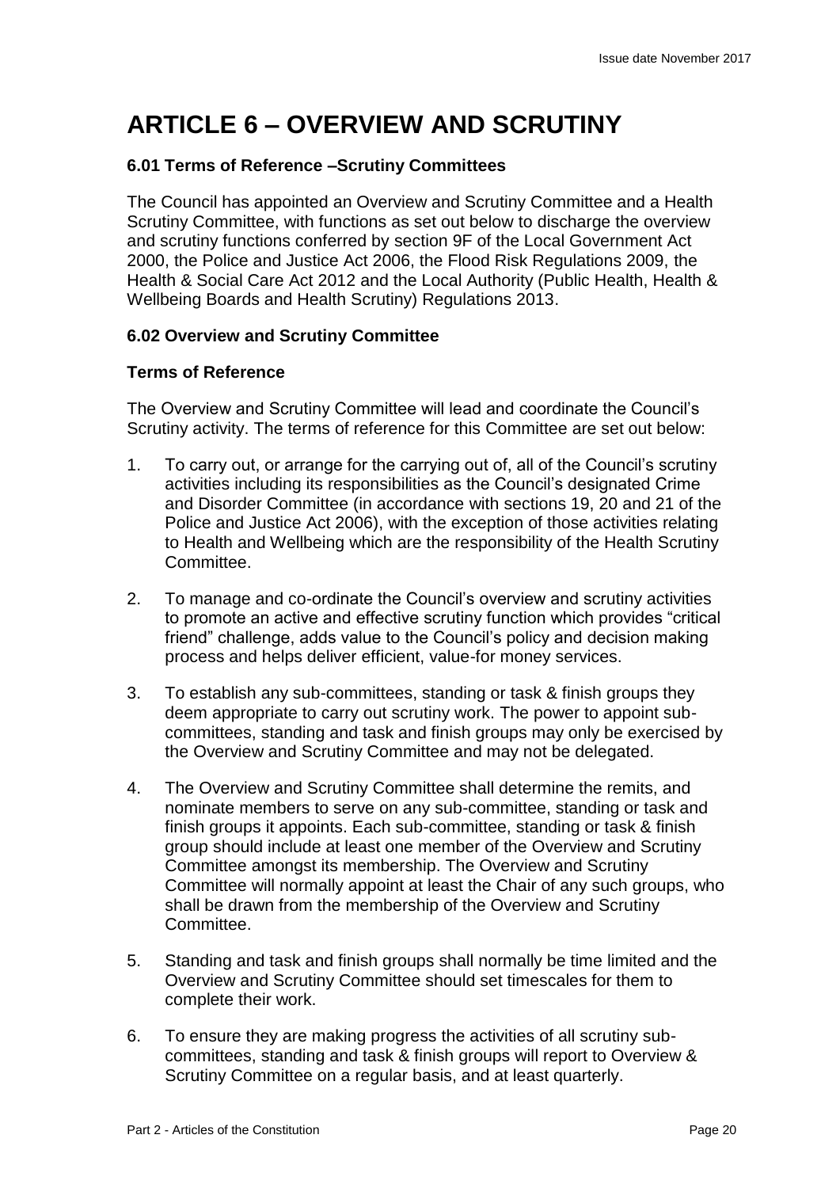# ARTICLE 6 – OVERVIEW AND SCRUTINY

### 6.01 Terms of Reference –Scrutiny Committees

The Council has appointed an Overview and Scrutiny Committee and a Health Scrutiny Committee, with functions as set out below to discharge the overview and scrutiny functions conferred by section 9F of the Local Government Act 2000, the Police and Justice Act 2006, the Flood Risk Regulations 2009, the Health & Social Care Act 2012 and the Local Authority (Public Health, Health & Wellbeing Boards and Health Scrutiny) Regulations 2013.

### 6.02 Overview and Scrutiny Committee

#### Terms of Reference

The Overview and Scrutiny Committee will lead and coordinate the Council's Scrutiny activity. The terms of reference for this Committee are set out below:

1. To carry out, or arrange for the carrying out of, all of the Council's scrutiny activities including its responsibilities as the Council's designated Crime and Disorder Committee (in accordance with sections 19, 20 and 21 of the Police and Justice Act 2006), with the exception of those activities relating to Health and Wellbeing which are the responsibility of the Health Scrutiny Committee.

2. To manage and co-ordinate the Council's overview and scrutiny activities to promote an active and effective scrutiny function which provides "critical friend" challenge, adds value to the Council's policy and decision making process and helps deliver efficient, value-for money services.

3. To establish any sub-committees, standing or task & finish groups they deem appropriate to carry out scrutiny work. The power to appoint sub-committees, standing and task and finish groups may only be exercised by the Overview and Scrutiny Committee and may not be delegated.

4. The Overview and Scrutiny Committee shall determine the remits, and nominate members to serve on any sub-committee, standing or task and finish groups it appoints. Each sub-committee, standing or task & finish group should include at least one member of the Overview and Scrutiny Committee amongst its membership. The Overview and Scrutiny Committee will normally appoint at least the Chair of any such groups, who shall be drawn from the membership of the Overview and Scrutiny Committee.

5. Standing and task and finish groups shall normally be time limited and the Overview and Scrutiny Committee should set timescales for them to complete their work.

6. To ensure they are making progress the activities of all scrutiny sub-committees, standing and task & finish groups will report to Overview & Scrutiny Committee on a regular basis, and at least quarterly.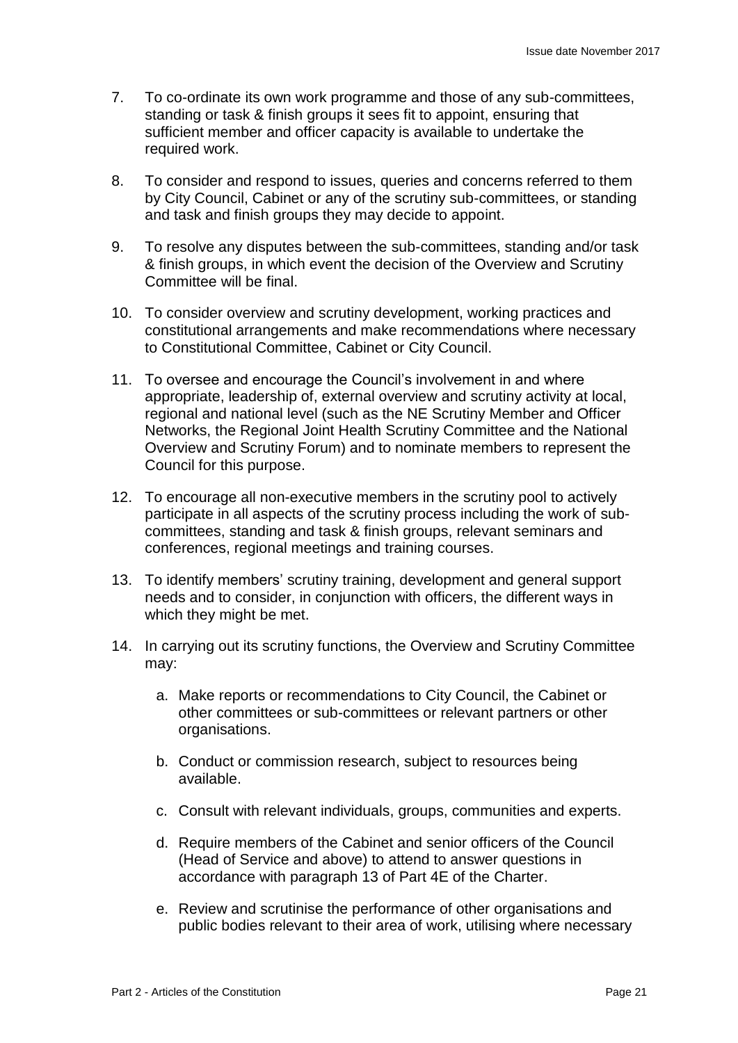7. To co-ordinate its own work programme and those of any sub-committees, standing or task & finish groups it sees fit to appoint, ensuring that sufficient member and officer capacity is available to undertake the required work.

8. To consider and respond to issues, queries and concerns referred to them by City Council, Cabinet or any of the scrutiny sub-committees, or standing and task and finish groups they may decide to appoint.

9. To resolve any disputes between the sub-committees, standing and/or task & finish groups, in which event the decision of the Overview and Scrutiny Committee will be final.

10. To consider overview and scrutiny development, working practices and constitutional arrangements and make recommendations where necessary to Constitutional Committee, Cabinet or City Council.

11. To oversee and encourage the Council's involvement in and where appropriate, leadership of, external overview and scrutiny activity at local, regional and national level (such as the NE Scrutiny Member and Officer Networks, the Regional Joint Health Scrutiny Committee and the National Overview and Scrutiny Forum) and to nominate members to represent the Council for this purpose.

12. To encourage all non-executive members in the scrutiny pool to actively participate in all aspects of the scrutiny process including the work of sub-committees, standing and task & finish groups, relevant seminars and conferences, regional meetings and training courses.

13. To identify members' scrutiny training, development and general support needs and to consider, in conjunction with officers, the different ways in which they might be met.

14. In carrying out its scrutiny functions, the Overview and Scrutiny Committee may:

    a. Make reports or recommendations to City Council, the Cabinet or other committees or sub-committees or relevant partners or other organisations.

    b. Conduct or commission research, subject to resources being available.

    c. Consult with relevant individuals, groups, communities and experts.

    d. Require members of the Cabinet and senior officers of the Council (Head of Service and above) to attend to answer questions in accordance with paragraph 13 of Part 4E of the Charter.

    e. Review and scrutinise the performance of other organisations and public bodies relevant to their area of work, utilising where necessary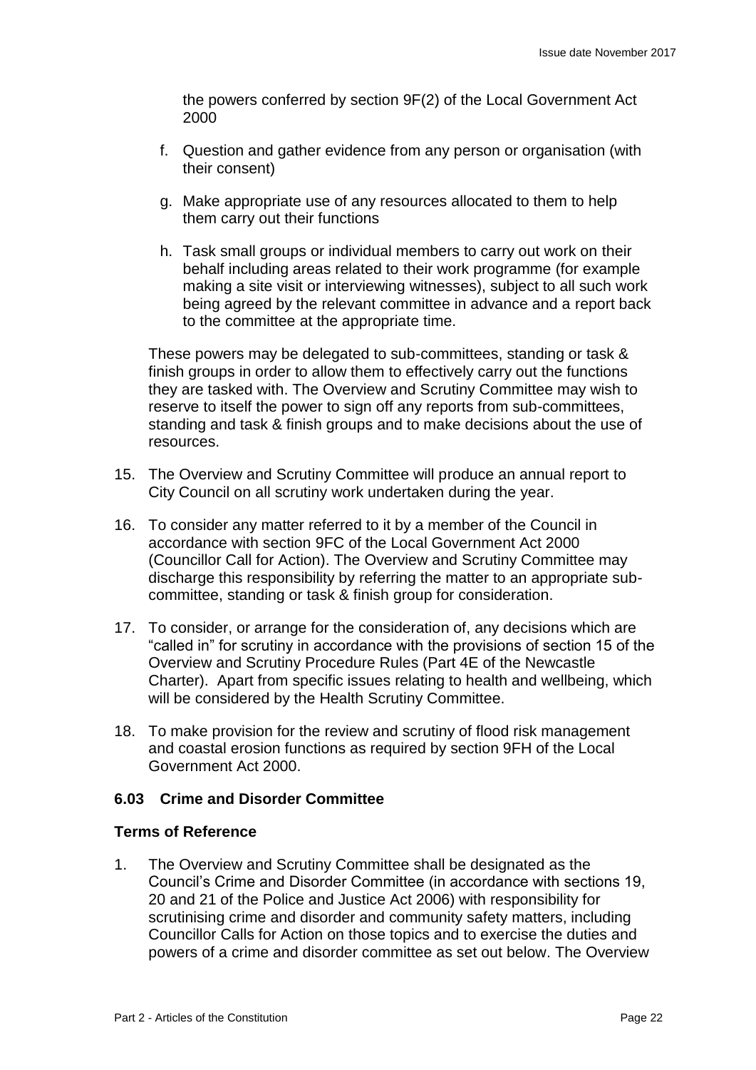the powers conferred by section 9F(2) of the Local Government Act 2000

f. Question and gather evidence from any person or organisation (with their consent)

g. Make appropriate use of any resources allocated to them to help them carry out their functions

h. Task small groups or individual members to carry out work on their behalf including areas related to their work programme (for example making a site visit or interviewing witnesses), subject to all such work being agreed by the relevant committee in advance and a report back to the committee at the appropriate time.

These powers may be delegated to sub-committees, standing or task & finish groups in order to allow them to effectively carry out the functions they are tasked with. The Overview and Scrutiny Committee may wish to reserve to itself the power to sign off any reports from sub-committees, standing and task & finish groups and to make decisions about the use of resources.

15. The Overview and Scrutiny Committee will produce an annual report to City Council on all scrutiny work undertaken during the year.

16. To consider any matter referred to it by a member of the Council in accordance with section 9FC of the Local Government Act 2000 (Councillor Call for Action). The Overview and Scrutiny Committee may discharge this responsibility by referring the matter to an appropriate sub-committee, standing or task & finish group for consideration.

17. To consider, or arrange for the consideration of, any decisions which are "called in" for scrutiny in accordance with the provisions of section 15 of the Overview and Scrutiny Procedure Rules (Part 4E of the Newcastle Charter). Apart from specific issues relating to health and wellbeing, which will be considered by the Health Scrutiny Committee.

18. To make provision for the review and scrutiny of flood risk management and coastal erosion functions as required by section 9FH of the Local Government Act 2000.

### 6.03 Crime and Disorder Committee

#### Terms of Reference

1. The Overview and Scrutiny Committee shall be designated as the Council's Crime and Disorder Committee (in accordance with sections 19, 20 and 21 of the Police and Justice Act 2006) with responsibility for scrutinising crime and disorder and community safety matters, including Councillor Calls for Action on those topics and to exercise the duties and powers of a crime and disorder committee as set out below. The Overview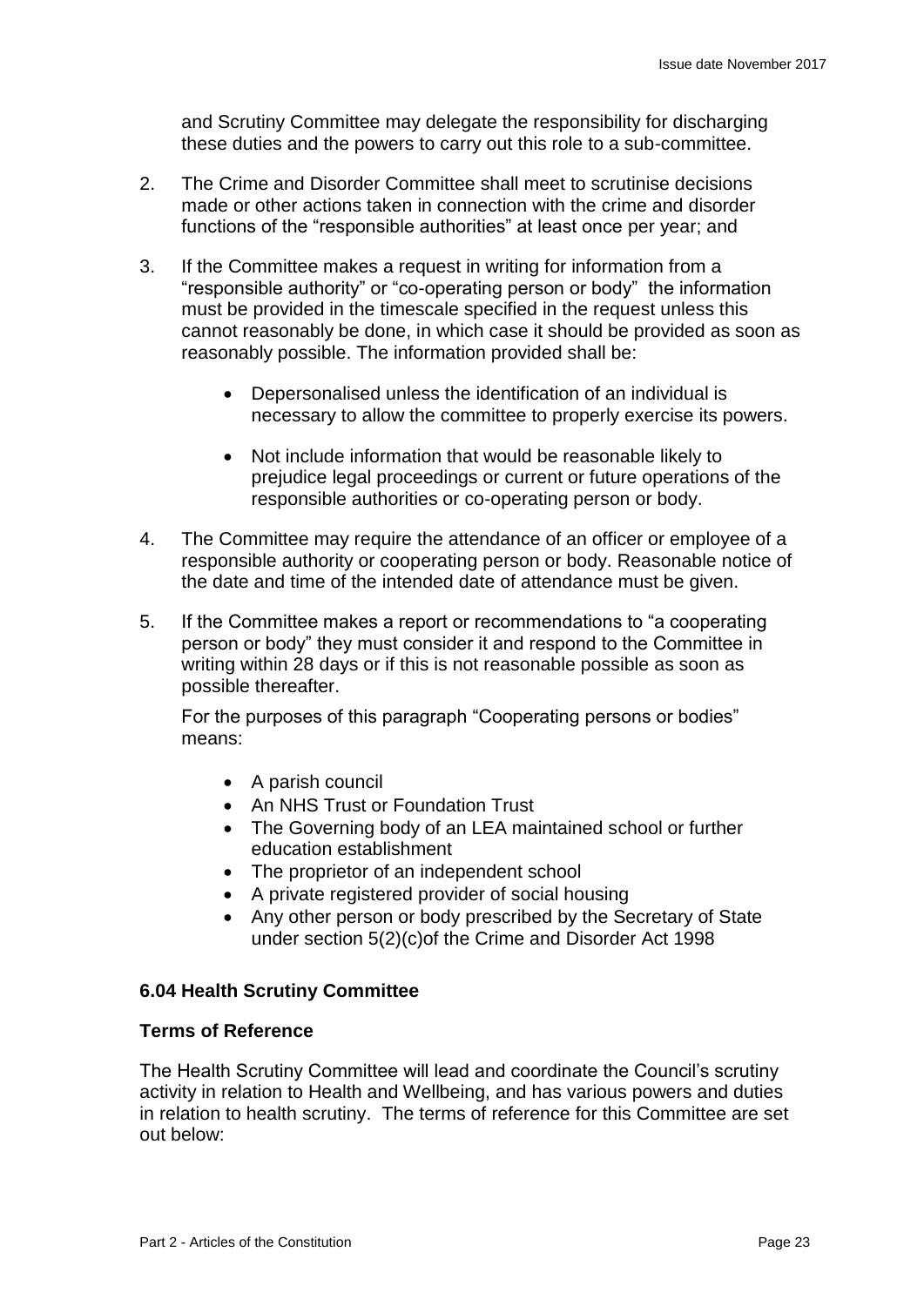and Scrutiny Committee may delegate the responsibility for discharging these duties and the powers to carry out this role to a sub-committee.

2. The Crime and Disorder Committee shall meet to scrutinise decisions made or other actions taken in connection with the crime and disorder functions of the "responsible authorities" at least once per year; and

3. If the Committee makes a request in writing for information from a "responsible authority" or "co-operating person or body" the information must be provided in the timescale specified in the request unless this cannot reasonably be done, in which case it should be provided as soon as reasonably possible. The information provided shall be:

   - Depersonalised unless the identification of an individual is necessary to allow the committee to properly exercise its powers.

   - Not include information that would be reasonable likely to prejudice legal proceedings or current or future operations of the responsible authorities or co-operating person or body.

4. The Committee may require the attendance of an officer or employee of a responsible authority or cooperating person or body. Reasonable notice of the date and time of the intended date of attendance must be given.

5. If the Committee makes a report or recommendations to "a cooperating person or body" they must consider it and respond to the Committee in writing within 28 days or if this is not reasonable possible as soon as possible thereafter.

   For the purposes of this paragraph "Cooperating persons or bodies" means:

   - A parish council
   - An NHS Trust or Foundation Trust
   - The Governing body of an LEA maintained school or further education establishment
   - The proprietor of an independent school
   - A private registered provider of social housing
   - Any other person or body prescribed by the Secretary of State under section 5(2)(c)of the Crime and Disorder Act 1998

### 6.04 Health Scrutiny Committee

#### Terms of Reference

The Health Scrutiny Committee will lead and coordinate the Council's scrutiny activity in relation to Health and Wellbeing, and has various powers and duties in relation to health scrutiny. The terms of reference for this Committee are set out below: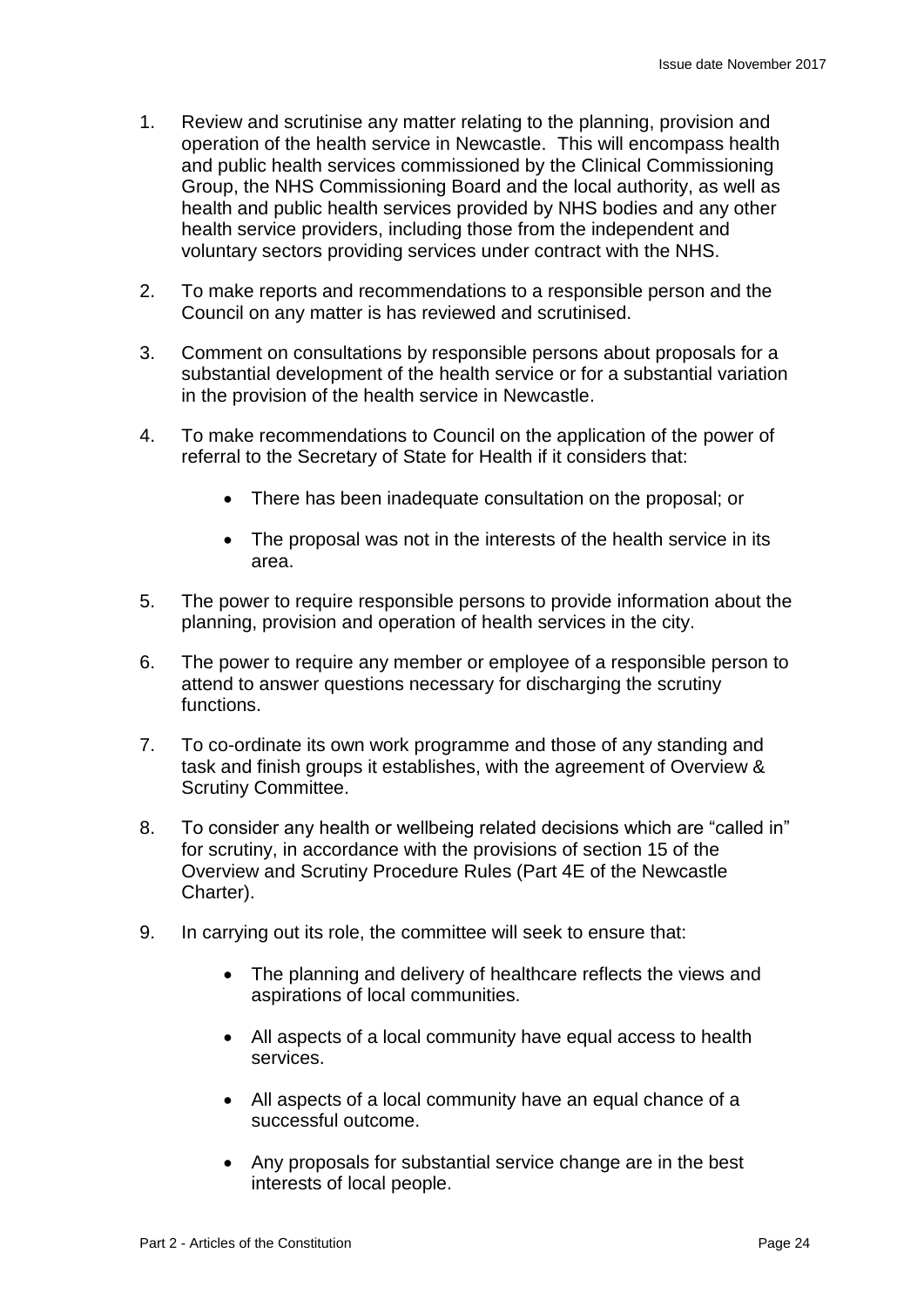1. Review and scrutinise any matter relating to the planning, provision and operation of the health service in Newcastle. This will encompass health and public health services commissioned by the Clinical Commissioning Group, the NHS Commissioning Board and the local authority, as well as health and public health services provided by NHS bodies and any other health service providers, including those from the independent and voluntary sectors providing services under contract with the NHS.

2. To make reports and recommendations to a responsible person and the Council on any matter is has reviewed and scrutinised.

3. Comment on consultations by responsible persons about proposals for a substantial development of the health service or for a substantial variation in the provision of the health service in Newcastle.

4. To make recommendations to Council on the application of the power of referral to the Secretary of State for Health if it considers that:

   - There has been inadequate consultation on the proposal; or

   - The proposal was not in the interests of the health service in its area.

5. The power to require responsible persons to provide information about the planning, provision and operation of health services in the city.

6. The power to require any member or employee of a responsible person to attend to answer questions necessary for discharging the scrutiny functions.

7. To co-ordinate its own work programme and those of any standing and task and finish groups it establishes, with the agreement of Overview & Scrutiny Committee.

8. To consider any health or wellbeing related decisions which are "called in" for scrutiny, in accordance with the provisions of section 15 of the Overview and Scrutiny Procedure Rules (Part 4E of the Newcastle Charter).

9. In carrying out its role, the committee will seek to ensure that:

   - The planning and delivery of healthcare reflects the views and aspirations of local communities.

   - All aspects of a local community have equal access to health services.

   - All aspects of a local community have an equal chance of a successful outcome.

   - Any proposals for substantial service change are in the best interests of local people.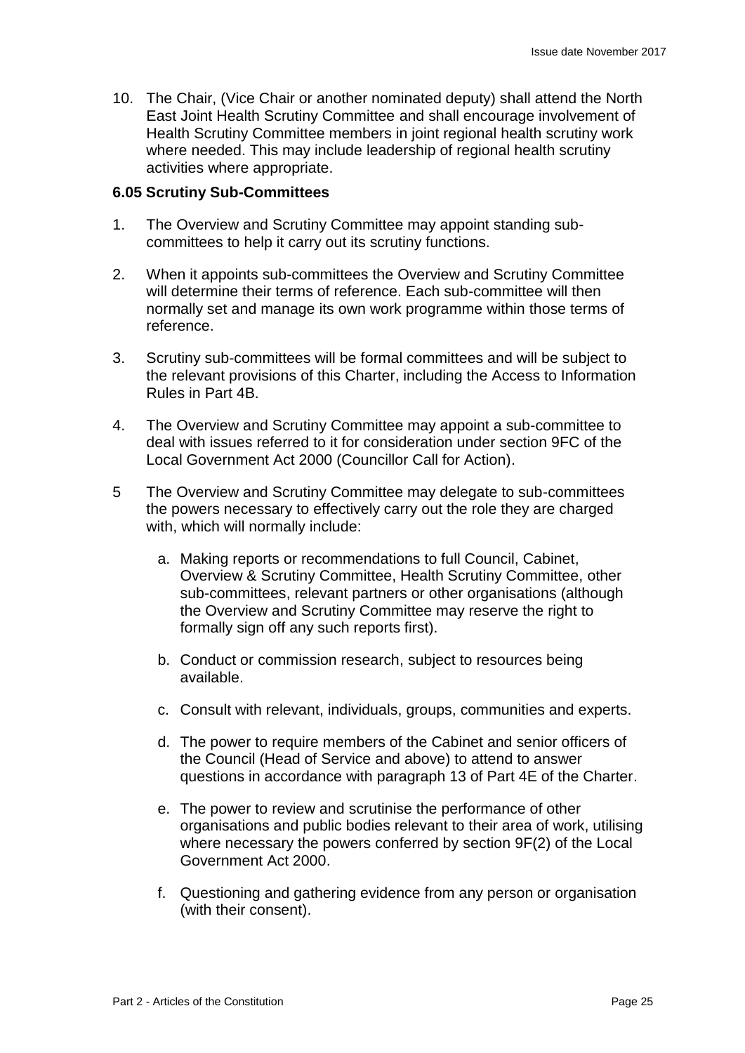10. The Chair, (Vice Chair or another nominated deputy) shall attend the North East Joint Health Scrutiny Committee and shall encourage involvement of Health Scrutiny Committee members in joint regional health scrutiny work where needed. This may include leadership of regional health scrutiny activities where appropriate.

**6.05 Scrutiny Sub-Committees**

1. The Overview and Scrutiny Committee may appoint standing sub-committees to help it carry out its scrutiny functions.

2. When it appoints sub-committees the Overview and Scrutiny Committee will determine their terms of reference. Each sub-committee will then normally set and manage its own work programme within those terms of reference.

3. Scrutiny sub-committees will be formal committees and will be subject to the relevant provisions of this Charter, including the Access to Information Rules in Part 4B.

4. The Overview and Scrutiny Committee may appoint a sub-committee to deal with issues referred to it for consideration under section 9FC of the Local Government Act 2000 (Councillor Call for Action).

5 The Overview and Scrutiny Committee may delegate to sub-committees the powers necessary to effectively carry out the role they are charged with, which will normally include:

   a. Making reports or recommendations to full Council, Cabinet, Overview & Scrutiny Committee, Health Scrutiny Committee, other sub-committees, relevant partners or other organisations (although the Overview and Scrutiny Committee may reserve the right to formally sign off any such reports first).

   b. Conduct or commission research, subject to resources being available.

   c. Consult with relevant, individuals, groups, communities and experts.

   d. The power to require members of the Cabinet and senior officers of the Council (Head of Service and above) to attend to answer questions in accordance with paragraph 13 of Part 4E of the Charter.

   e. The power to review and scrutinise the performance of other organisations and public bodies relevant to their area of work, utilising where necessary the powers conferred by section 9F(2) of the Local Government Act 2000.

   f. Questioning and gathering evidence from any person or organisation (with their consent).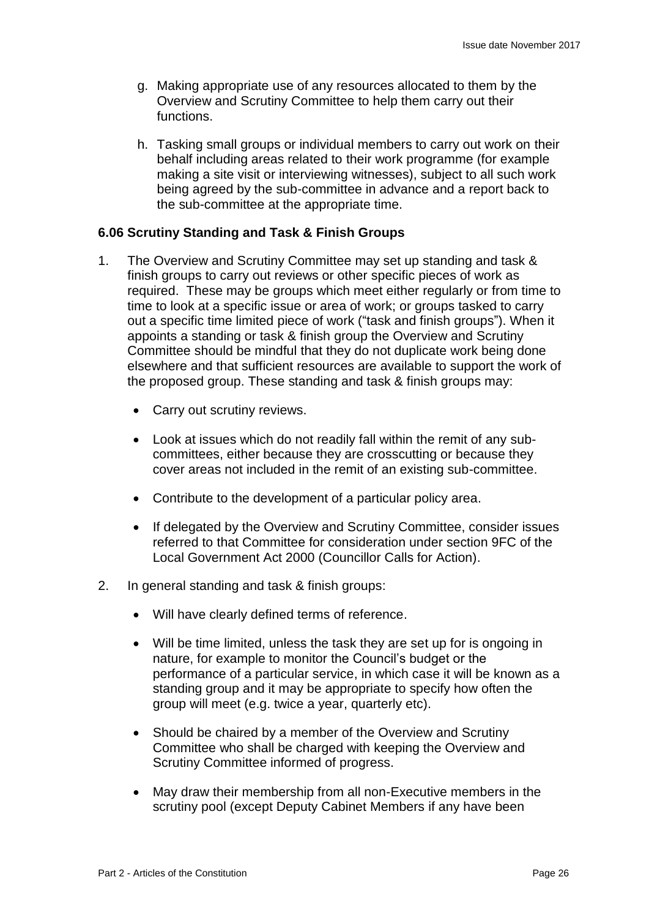g. Making appropriate use of any resources allocated to them by the Overview and Scrutiny Committee to help them carry out their functions.

h. Tasking small groups or individual members to carry out work on their behalf including areas related to their work programme (for example making a site visit or interviewing witnesses), subject to all such work being agreed by the sub-committee in advance and a report back to the sub-committee at the appropriate time.

**6.06 Scrutiny Standing and Task & Finish Groups**

1. The Overview and Scrutiny Committee may set up standing and task & finish groups to carry out reviews or other specific pieces of work as required. These may be groups which meet either regularly or from time to time to look at a specific issue or area of work; or groups tasked to carry out a specific time limited piece of work ("task and finish groups"). When it appoints a standing or task & finish group the Overview and Scrutiny Committee should be mindful that they do not duplicate work being done elsewhere and that sufficient resources are available to support the work of the proposed group. These standing and task & finish groups may:

   - Carry out scrutiny reviews.
   - Look at issues which do not readily fall within the remit of any sub-committees, either because they are crosscutting or because they cover areas not included in the remit of an existing sub-committee.
   - Contribute to the development of a particular policy area.
   - If delegated by the Overview and Scrutiny Committee, consider issues referred to that Committee for consideration under section 9FC of the Local Government Act 2000 (Councillor Calls for Action).

2. In general standing and task & finish groups:

   - Will have clearly defined terms of reference.
   - Will be time limited, unless the task they are set up for is ongoing in nature, for example to monitor the Council's budget or the performance of a particular service, in which case it will be known as a standing group and it may be appropriate to specify how often the group will meet (e.g. twice a year, quarterly etc).
   - Should be chaired by a member of the Overview and Scrutiny Committee who shall be charged with keeping the Overview and Scrutiny Committee informed of progress.
   - May draw their membership from all non-Executive members in the scrutiny pool (except Deputy Cabinet Members if any have been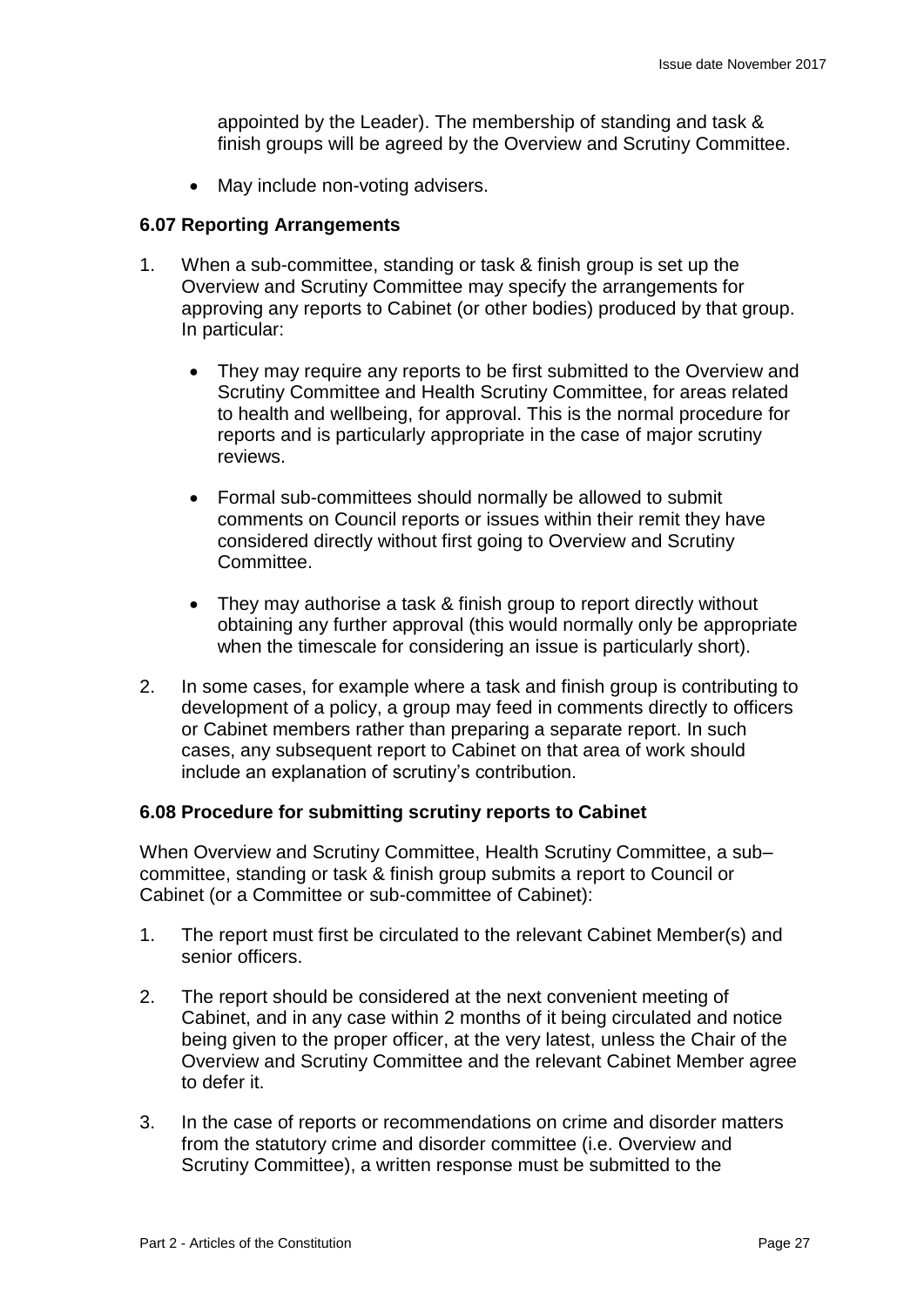appointed by the Leader). The membership of standing and task & finish groups will be agreed by the Overview and Scrutiny Committee.

- May include non-voting advisers.

### 6.07 Reporting Arrangements

1. When a sub-committee, standing or task & finish group is set up the Overview and Scrutiny Committee may specify the arrangements for approving any reports to Cabinet (or other bodies) produced by that group. In particular:

   - They may require any reports to be first submitted to the Overview and Scrutiny Committee and Health Scrutiny Committee, for areas related to health and wellbeing, for approval. This is the normal procedure for reports and is particularly appropriate in the case of major scrutiny reviews.

   - Formal sub-committees should normally be allowed to submit comments on Council reports or issues within their remit they have considered directly without first going to Overview and Scrutiny Committee.

   - They may authorise a task & finish group to report directly without obtaining any further approval (this would normally only be appropriate when the timescale for considering an issue is particularly short).

2. In some cases, for example where a task and finish group is contributing to development of a policy, a group may feed in comments directly to officers or Cabinet members rather than preparing a separate report. In such cases, any subsequent report to Cabinet on that area of work should include an explanation of scrutiny's contribution.

### 6.08 Procedure for submitting scrutiny reports to Cabinet

When Overview and Scrutiny Committee, Health Scrutiny Committee, a sub–committee, standing or task & finish group submits a report to Council or Cabinet (or a Committee or sub-committee of Cabinet):

1. The report must first be circulated to the relevant Cabinet Member(s) and senior officers.

2. The report should be considered at the next convenient meeting of Cabinet, and in any case within 2 months of it being circulated and notice being given to the proper officer, at the very latest, unless the Chair of the Overview and Scrutiny Committee and the relevant Cabinet Member agree to defer it.

3. In the case of reports or recommendations on crime and disorder matters from the statutory crime and disorder committee (i.e. Overview and Scrutiny Committee), a written response must be submitted to the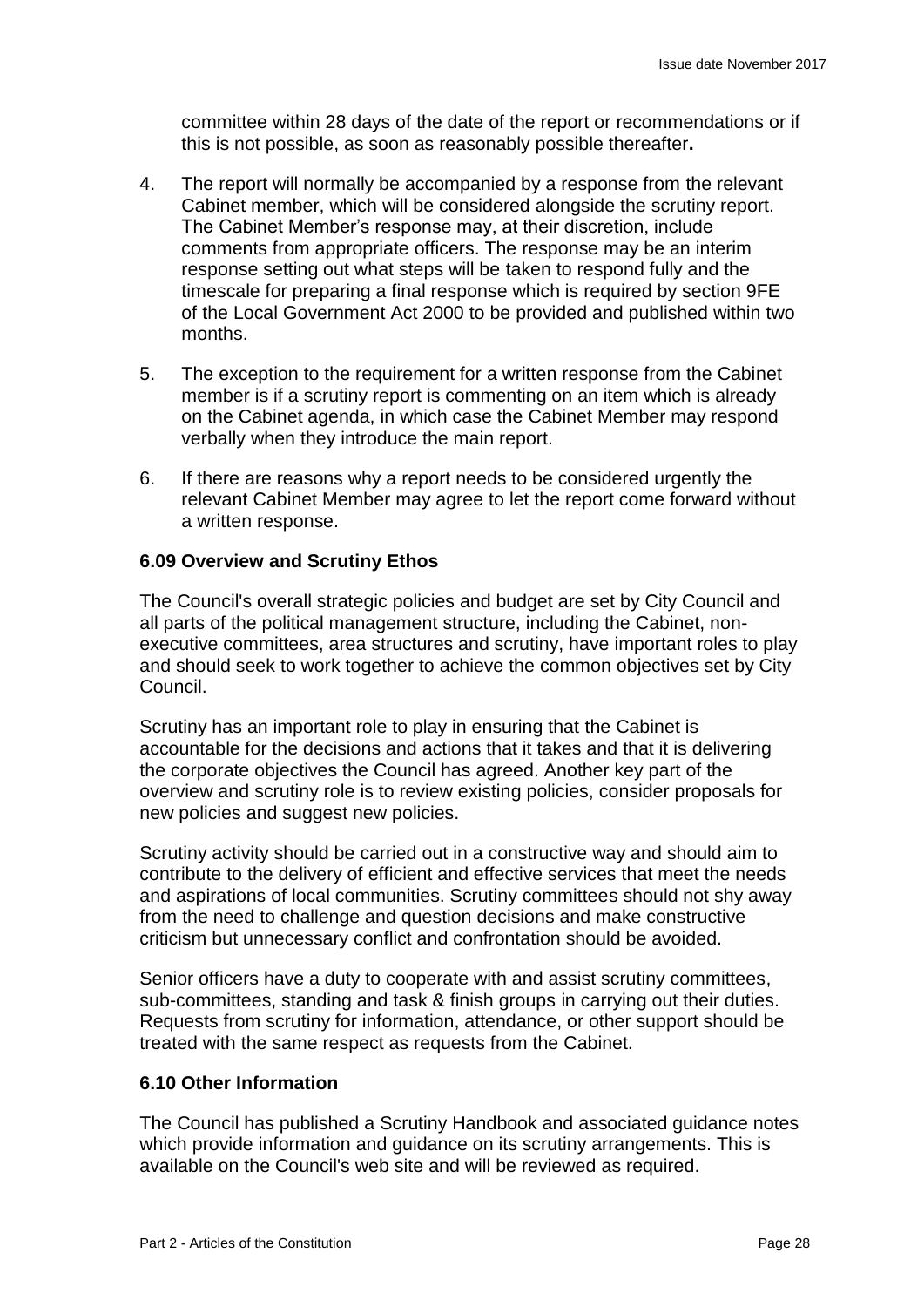committee within 28 days of the date of the report or recommendations or if this is not possible, as soon as reasonably possible thereafter**.**

4. The report will normally be accompanied by a response from the relevant Cabinet member, which will be considered alongside the scrutiny report. The Cabinet Member's response may, at their discretion, include comments from appropriate officers. The response may be an interim response setting out what steps will be taken to respond fully and the timescale for preparing a final response which is required by section 9FE of the Local Government Act 2000 to be provided and published within two months.

5. The exception to the requirement for a written response from the Cabinet member is if a scrutiny report is commenting on an item which is already on the Cabinet agenda, in which case the Cabinet Member may respond verbally when they introduce the main report.

6. If there are reasons why a report needs to be considered urgently the relevant Cabinet Member may agree to let the report come forward without a written response.

### 6.09 Overview and Scrutiny Ethos

The Council's overall strategic policies and budget are set by City Council and all parts of the political management structure, including the Cabinet, non-executive committees, area structures and scrutiny, have important roles to play and should seek to work together to achieve the common objectives set by City Council.

Scrutiny has an important role to play in ensuring that the Cabinet is accountable for the decisions and actions that it takes and that it is delivering the corporate objectives the Council has agreed. Another key part of the overview and scrutiny role is to review existing policies, consider proposals for new policies and suggest new policies.

Scrutiny activity should be carried out in a constructive way and should aim to contribute to the delivery of efficient and effective services that meet the needs and aspirations of local communities. Scrutiny committees should not shy away from the need to challenge and question decisions and make constructive criticism but unnecessary conflict and confrontation should be avoided.

Senior officers have a duty to cooperate with and assist scrutiny committees, sub-committees, standing and task & finish groups in carrying out their duties. Requests from scrutiny for information, attendance, or other support should be treated with the same respect as requests from the Cabinet.

### 6.10 Other Information

The Council has published a Scrutiny Handbook and associated guidance notes which provide information and guidance on its scrutiny arrangements. This is available on the Council's web site and will be reviewed as required.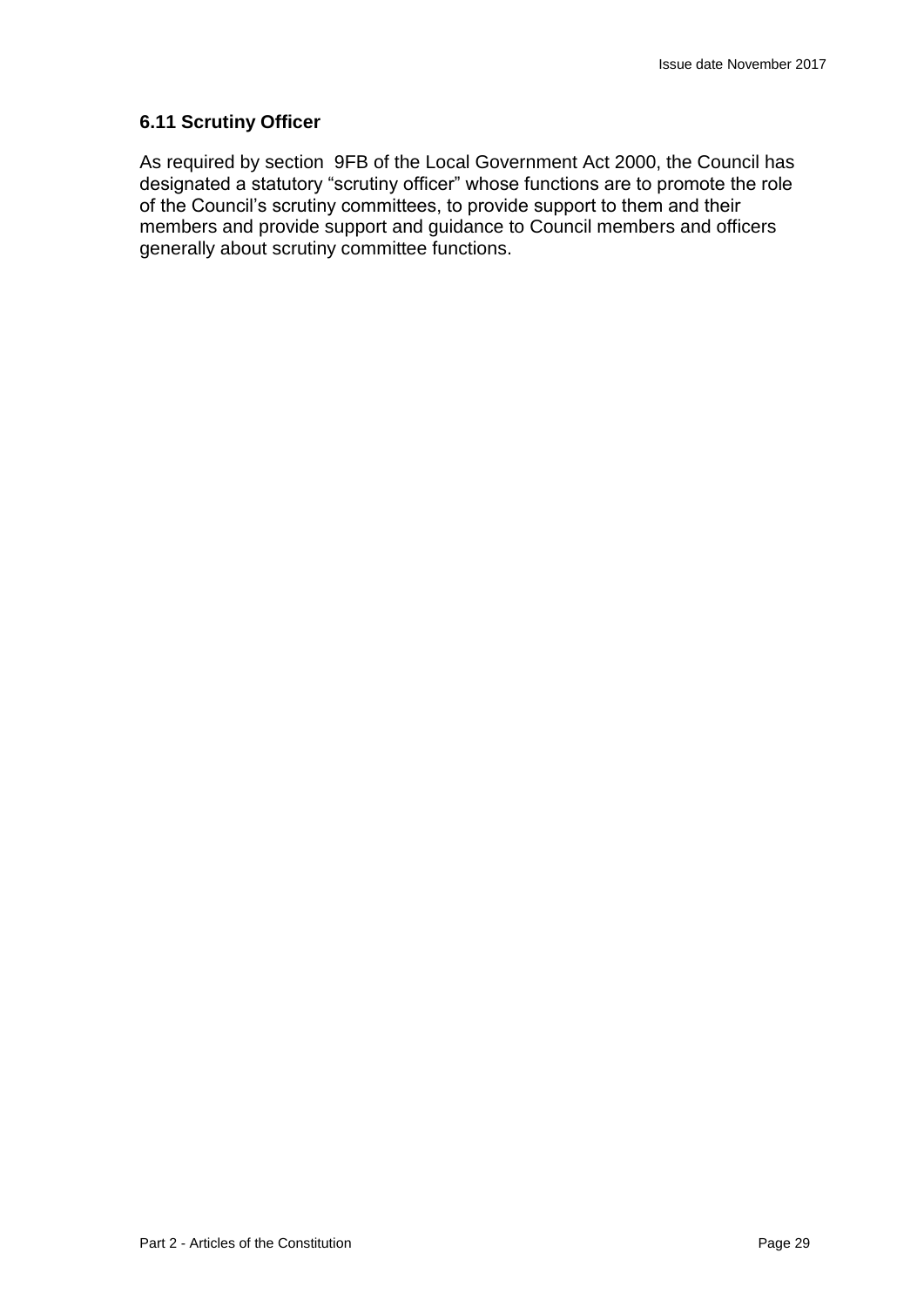### 6.11 Scrutiny Officer

As required by section 9FB of the Local Government Act 2000, the Council has designated a statutory “scrutiny officer” whose functions are to promote the role of the Council’s scrutiny committees, to provide support to them and their members and provide support and guidance to Council members and officers generally about scrutiny committee functions.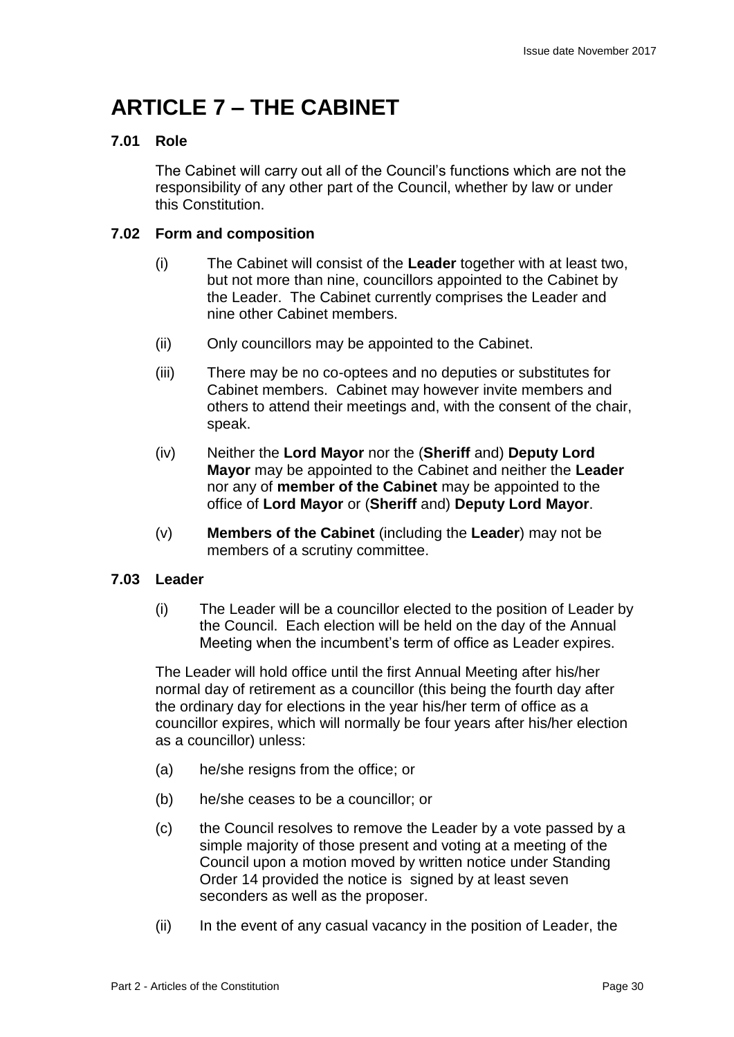# ARTICLE 7 – THE CABINET

### 7.01 Role

The Cabinet will carry out all of the Council's functions which are not the responsibility of any other part of the Council, whether by law or under this Constitution.

### 7.02 Form and composition

(i) The Cabinet will consist of the **Leader** together with at least two, but not more than nine, councillors appointed to the Cabinet by the Leader. The Cabinet currently comprises the Leader and nine other Cabinet members.

(ii) Only councillors may be appointed to the Cabinet.

(iii) There may be no co-optees and no deputies or substitutes for Cabinet members. Cabinet may however invite members and others to attend their meetings and, with the consent of the chair, speak.

(iv) Neither the **Lord Mayor** nor the (**Sheriff** and) **Deputy Lord Mayor** may be appointed to the Cabinet and neither the **Leader** nor any of **member of the Cabinet** may be appointed to the office of **Lord Mayor** or (**Sheriff** and) **Deputy Lord Mayor**.

(v) **Members of the Cabinet** (including the **Leader**) may not be members of a scrutiny committee.

### 7.03 Leader

(i) The Leader will be a councillor elected to the position of Leader by the Council. Each election will be held on the day of the Annual Meeting when the incumbent's term of office as Leader expires.

The Leader will hold office until the first Annual Meeting after his/her normal day of retirement as a councillor (this being the fourth day after the ordinary day for elections in the year his/her term of office as a councillor expires, which will normally be four years after his/her election as a councillor) unless:

(a) he/she resigns from the office; or

(b) he/she ceases to be a councillor; or

(c) the Council resolves to remove the Leader by a vote passed by a simple majority of those present and voting at a meeting of the Council upon a motion moved by written notice under Standing Order 14 provided the notice is signed by at least seven seconders as well as the proposer.

(ii) In the event of any casual vacancy in the position of Leader, the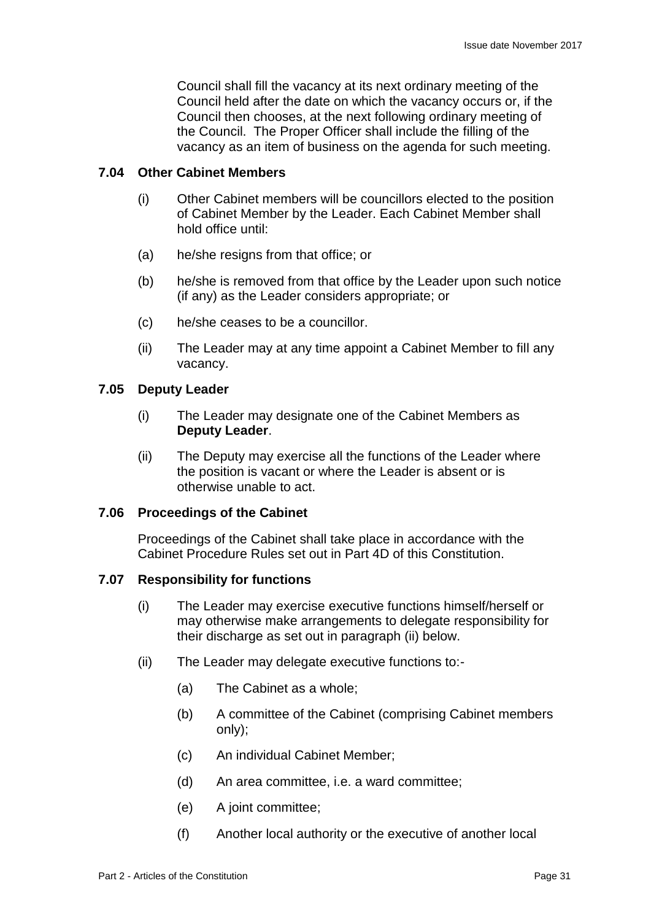Council shall fill the vacancy at its next ordinary meeting of the Council held after the date on which the vacancy occurs or, if the Council then chooses, at the next following ordinary meeting of the Council. The Proper Officer shall include the filling of the vacancy as an item of business on the agenda for such meeting.

### 7.04 Other Cabinet Members

(i) Other Cabinet members will be councillors elected to the position of Cabinet Member by the Leader. Each Cabinet Member shall hold office until:

(a) he/she resigns from that office; or

(b) he/she is removed from that office by the Leader upon such notice (if any) as the Leader considers appropriate; or

(c) he/she ceases to be a councillor.

(ii) The Leader may at any time appoint a Cabinet Member to fill any vacancy.

### 7.05 Deputy Leader

(i) The Leader may designate one of the Cabinet Members as **Deputy Leader**.

(ii) The Deputy may exercise all the functions of the Leader where the position is vacant or where the Leader is absent or is otherwise unable to act.

### 7.06 Proceedings of the Cabinet

Proceedings of the Cabinet shall take place in accordance with the Cabinet Procedure Rules set out in Part 4D of this Constitution.

### 7.07 Responsibility for functions

(i) The Leader may exercise executive functions himself/herself or may otherwise make arrangements to delegate responsibility for their discharge as set out in paragraph (ii) below.

(ii) The Leader may delegate executive functions to:-

(a) The Cabinet as a whole;

(b) A committee of the Cabinet (comprising Cabinet members only);

(c) An individual Cabinet Member;

(d) An area committee, i.e. a ward committee;

(e) A joint committee;

(f) Another local authority or the executive of another local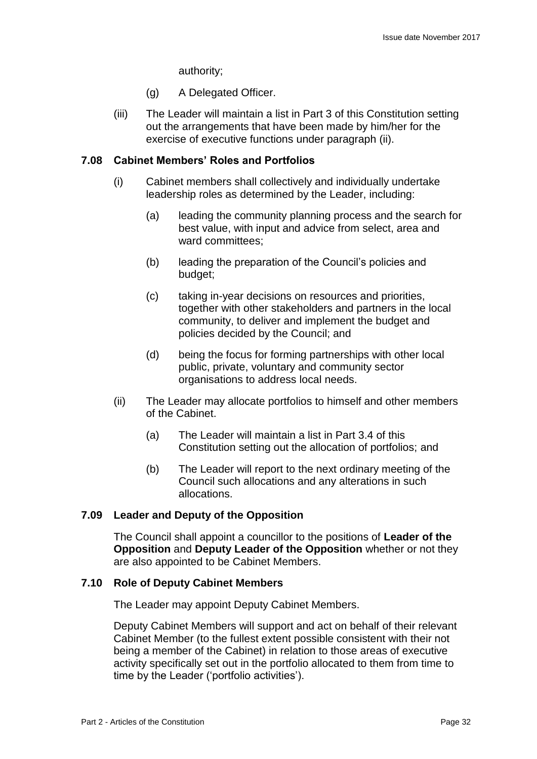authority;

(g) A Delegated Officer.

(iii) The Leader will maintain a list in Part 3 of this Constitution setting out the arrangements that have been made by him/her for the exercise of executive functions under paragraph (ii).

### 7.08 Cabinet Members' Roles and Portfolios

(i) Cabinet members shall collectively and individually undertake leadership roles as determined by the Leader, including:

(a) leading the community planning process and the search for best value, with input and advice from select, area and ward committees;

(b) leading the preparation of the Council's policies and budget;

(c) taking in-year decisions on resources and priorities, together with other stakeholders and partners in the local community, to deliver and implement the budget and policies decided by the Council; and

(d) being the focus for forming partnerships with other local public, private, voluntary and community sector organisations to address local needs.

(ii) The Leader may allocate portfolios to himself and other members of the Cabinet.

(a) The Leader will maintain a list in Part 3.4 of this Constitution setting out the allocation of portfolios; and

(b) The Leader will report to the next ordinary meeting of the Council such allocations and any alterations in such allocations.

### 7.09 Leader and Deputy of the Opposition

The Council shall appoint a councillor to the positions of **Leader of the Opposition** and **Deputy Leader of the Opposition** whether or not they are also appointed to be Cabinet Members.

### 7.10 Role of Deputy Cabinet Members

The Leader may appoint Deputy Cabinet Members.

Deputy Cabinet Members will support and act on behalf of their relevant Cabinet Member (to the fullest extent possible consistent with their not being a member of the Cabinet) in relation to those areas of executive activity specifically set out in the portfolio allocated to them from time to time by the Leader ('portfolio activities').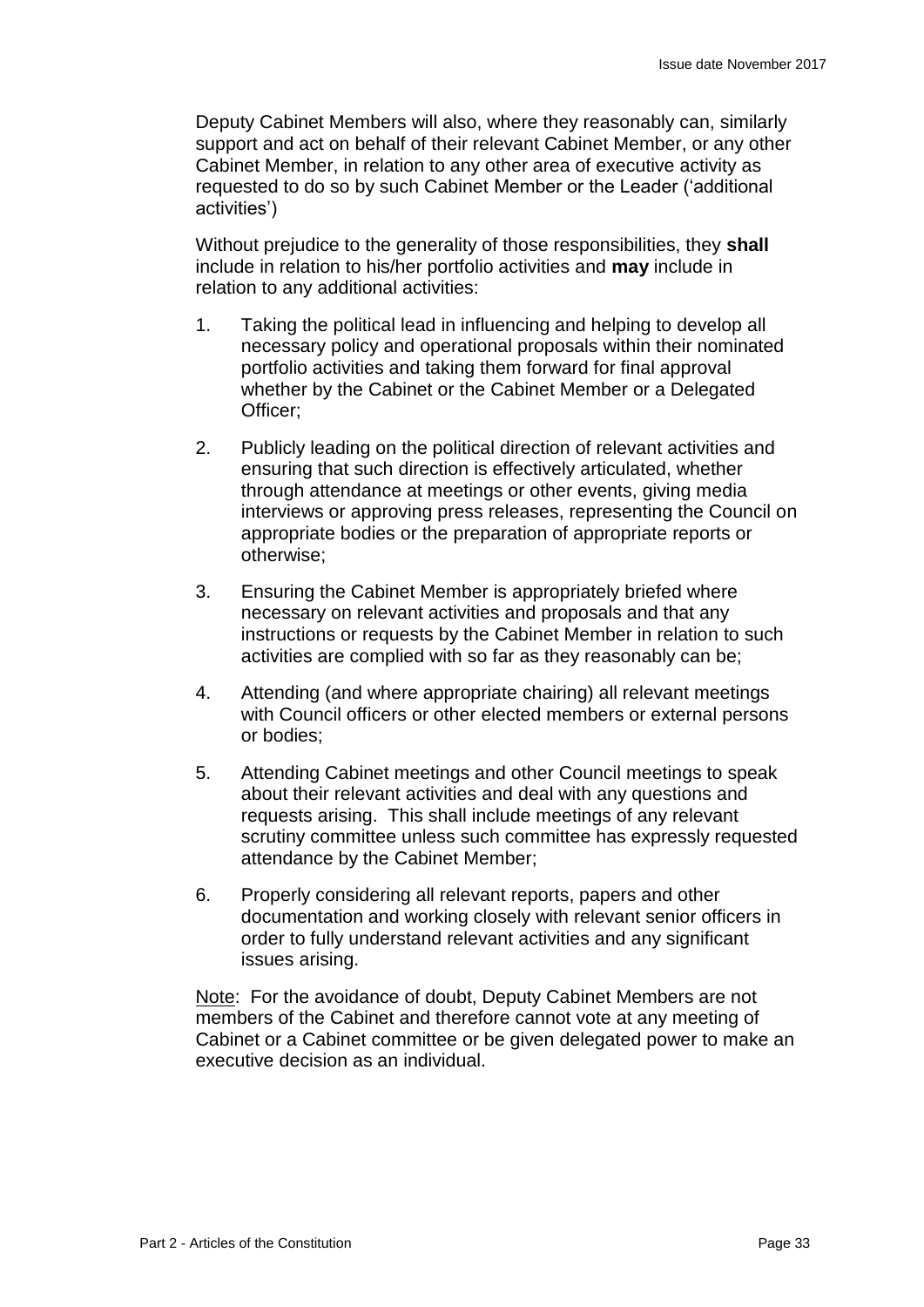Deputy Cabinet Members will also, where they reasonably can, similarly support and act on behalf of their relevant Cabinet Member, or any other Cabinet Member, in relation to any other area of executive activity as requested to do so by such Cabinet Member or the Leader ('additional activities')

Without prejudice to the generality of those responsibilities, they **shall** include in relation to his/her portfolio activities and **may** include in relation to any additional activities:

1. Taking the political lead in influencing and helping to develop all necessary policy and operational proposals within their nominated portfolio activities and taking them forward for final approval whether by the Cabinet or the Cabinet Member or a Delegated Officer;

2. Publicly leading on the political direction of relevant activities and ensuring that such direction is effectively articulated, whether through attendance at meetings or other events, giving media interviews or approving press releases, representing the Council on appropriate bodies or the preparation of appropriate reports or otherwise;

3. Ensuring the Cabinet Member is appropriately briefed where necessary on relevant activities and proposals and that any instructions or requests by the Cabinet Member in relation to such activities are complied with so far as they reasonably can be;

4. Attending (and where appropriate chairing) all relevant meetings with Council officers or other elected members or external persons or bodies;

5. Attending Cabinet meetings and other Council meetings to speak about their relevant activities and deal with any questions and requests arising. This shall include meetings of any relevant scrutiny committee unless such committee has expressly requested attendance by the Cabinet Member;

6. Properly considering all relevant reports, papers and other documentation and working closely with relevant senior officers in order to fully understand relevant activities and any significant issues arising.

Note: For the avoidance of doubt, Deputy Cabinet Members are not members of the Cabinet and therefore cannot vote at any meeting of Cabinet or a Cabinet committee or be given delegated power to make an executive decision as an individual.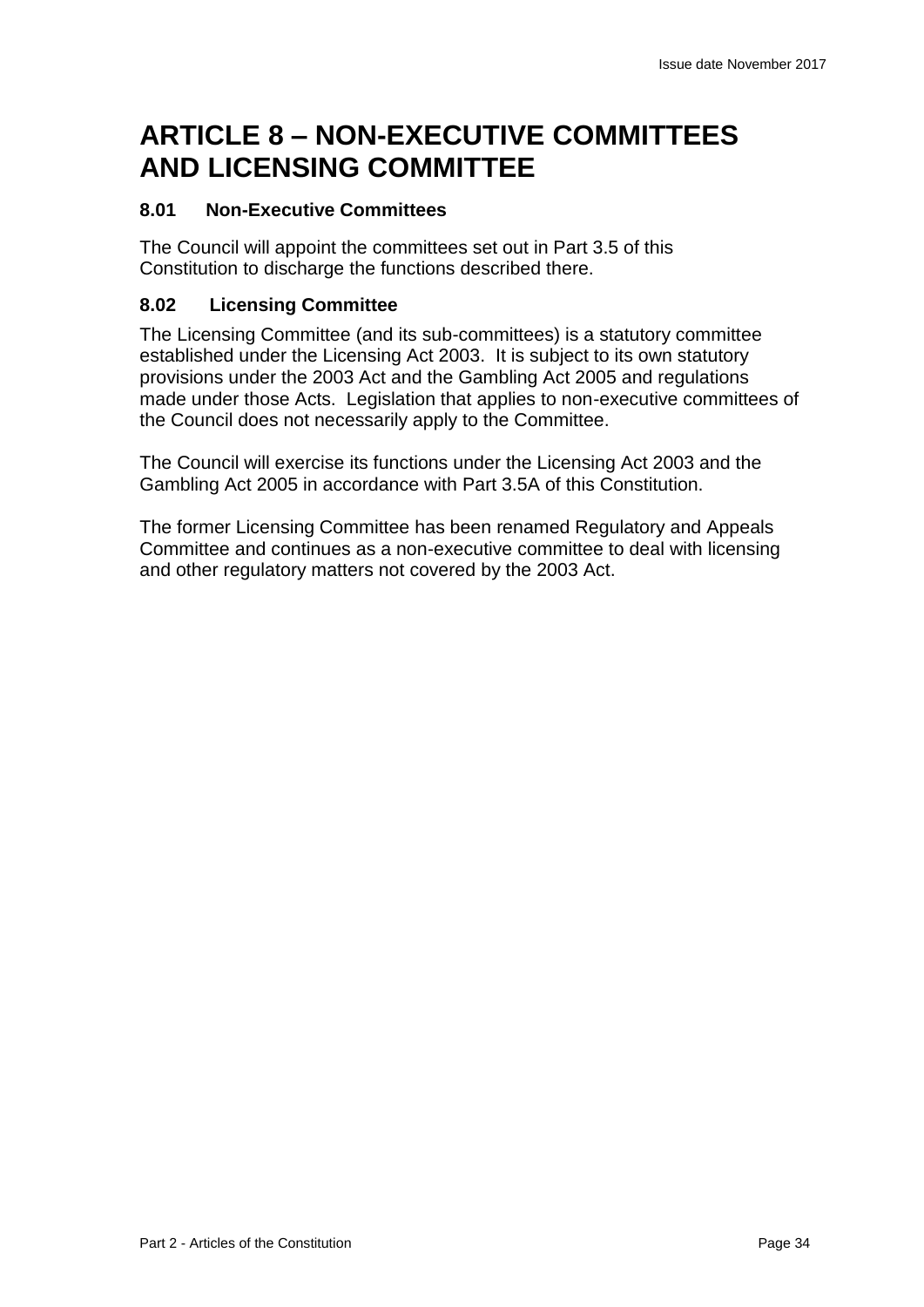# ARTICLE 8 – NON-EXECUTIVE COMMITTEES AND LICENSING COMMITTEE

### 8.01 Non-Executive Committees

The Council will appoint the committees set out in Part 3.5 of this Constitution to discharge the functions described there.

### 8.02 Licensing Committee

The Licensing Committee (and its sub-committees) is a statutory committee established under the Licensing Act 2003. It is subject to its own statutory provisions under the 2003 Act and the Gambling Act 2005 and regulations made under those Acts. Legislation that applies to non-executive committees of the Council does not necessarily apply to the Committee.

The Council will exercise its functions under the Licensing Act 2003 and the Gambling Act 2005 in accordance with Part 3.5A of this Constitution.

The former Licensing Committee has been renamed Regulatory and Appeals Committee and continues as a non-executive committee to deal with licensing and other regulatory matters not covered by the 2003 Act.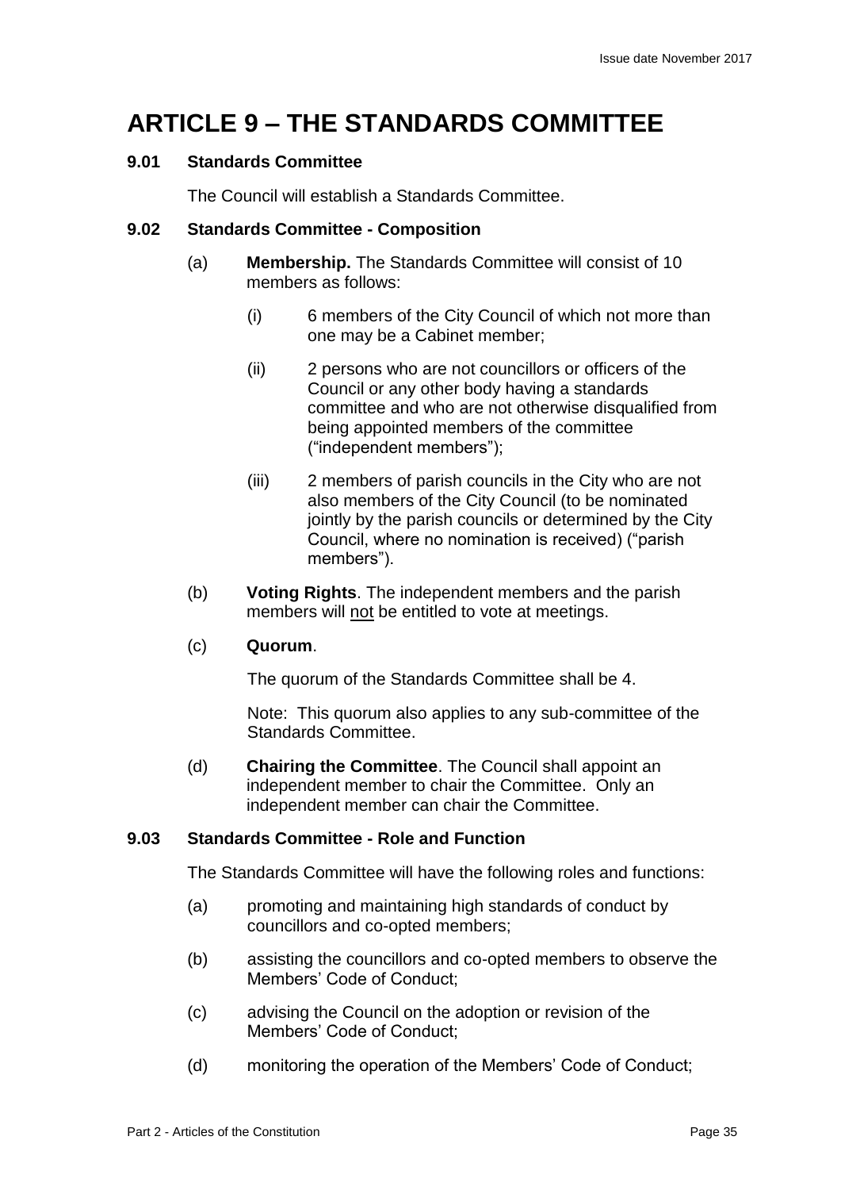# ARTICLE 9 – THE STANDARDS COMMITTEE

### 9.01 Standards Committee

The Council will establish a Standards Committee.

### 9.02 Standards Committee - Composition

(a) **Membership.** The Standards Committee will consist of 10 members as follows:

(i) 6 members of the City Council of which not more than one may be a Cabinet member;

(ii) 2 persons who are not councillors or officers of the Council or any other body having a standards committee and who are not otherwise disqualified from being appointed members of the committee ("independent members");

(iii) 2 members of parish councils in the City who are not also members of the City Council (to be nominated jointly by the parish councils or determined by the City Council, where no nomination is received) ("parish members").

(b) **Voting Rights**. The independent members and the parish members will not be entitled to vote at meetings.

(c) **Quorum**.

The quorum of the Standards Committee shall be 4.

Note: This quorum also applies to any sub-committee of the Standards Committee.

(d) **Chairing the Committee**. The Council shall appoint an independent member to chair the Committee. Only an independent member can chair the Committee.

### 9.03 Standards Committee - Role and Function

The Standards Committee will have the following roles and functions:

(a) promoting and maintaining high standards of conduct by councillors and co-opted members;

(b) assisting the councillors and co-opted members to observe the Members' Code of Conduct;

(c) advising the Council on the adoption or revision of the Members' Code of Conduct;

(d) monitoring the operation of the Members' Code of Conduct;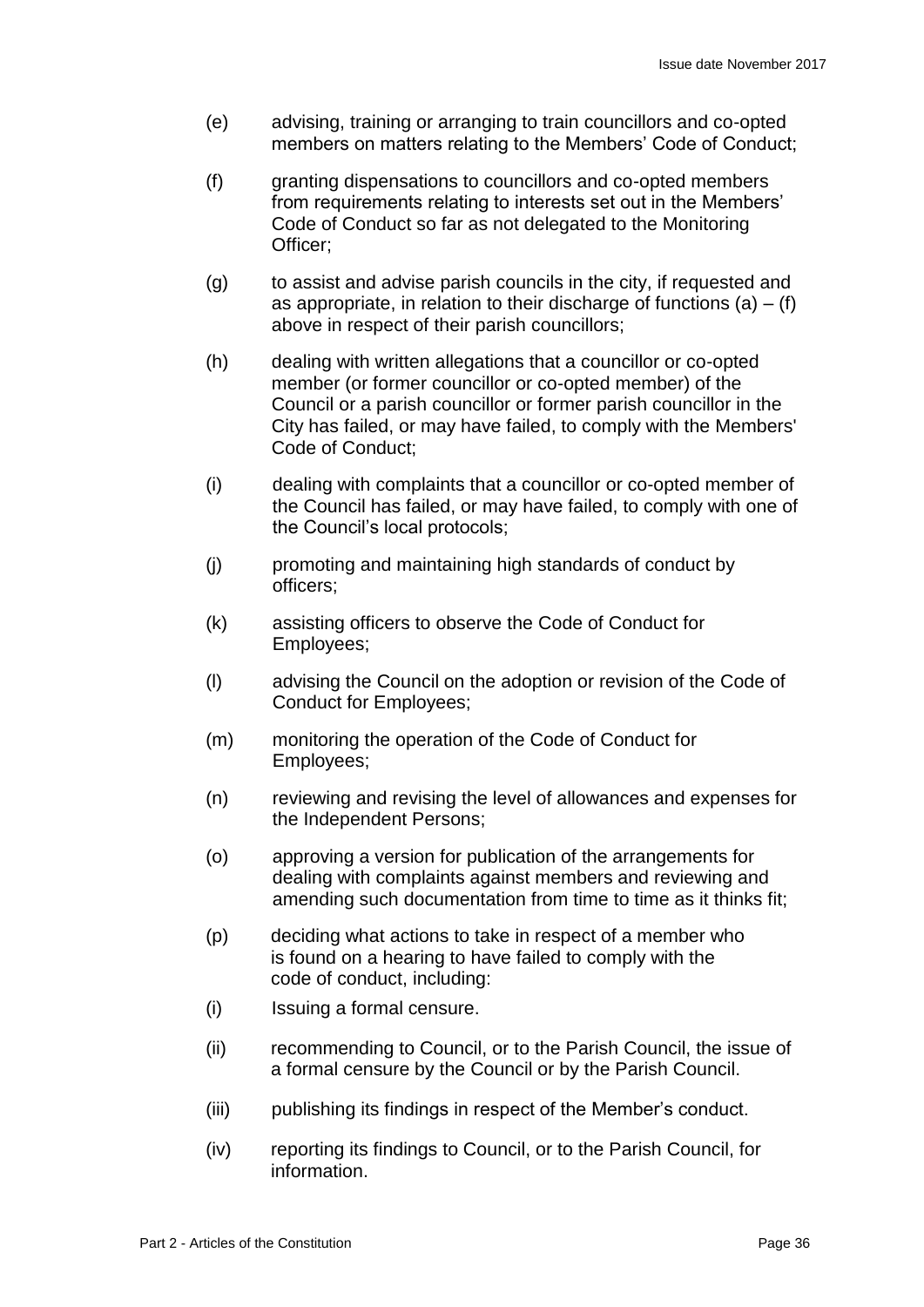(e) advising, training or arranging to train councillors and co-opted members on matters relating to the Members' Code of Conduct;

(f) granting dispensations to councillors and co-opted members from requirements relating to interests set out in the Members' Code of Conduct so far as not delegated to the Monitoring Officer;

(g) to assist and advise parish councils in the city, if requested and as appropriate, in relation to their discharge of functions (a) – (f) above in respect of their parish councillors;

(h) dealing with written allegations that a councillor or co-opted member (or former councillor or co-opted member) of the Council or a parish councillor or former parish councillor in the City has failed, or may have failed, to comply with the Members' Code of Conduct;

(i) dealing with complaints that a councillor or co-opted member of the Council has failed, or may have failed, to comply with one of the Council's local protocols;

(j) promoting and maintaining high standards of conduct by officers;

(k) assisting officers to observe the Code of Conduct for Employees;

(l) advising the Council on the adoption or revision of the Code of Conduct for Employees;

(m) monitoring the operation of the Code of Conduct for Employees;

(n) reviewing and revising the level of allowances and expenses for the Independent Persons;

(o) approving a version for publication of the arrangements for dealing with complaints against members and reviewing and amending such documentation from time to time as it thinks fit;

(p) deciding what actions to take in respect of a member who is found on a hearing to have failed to comply with the code of conduct, including:

(i) Issuing a formal censure.

(ii) recommending to Council, or to the Parish Council, the issue of a formal censure by the Council or by the Parish Council.

(iii) publishing its findings in respect of the Member's conduct.

(iv) reporting its findings to Council, or to the Parish Council, for information.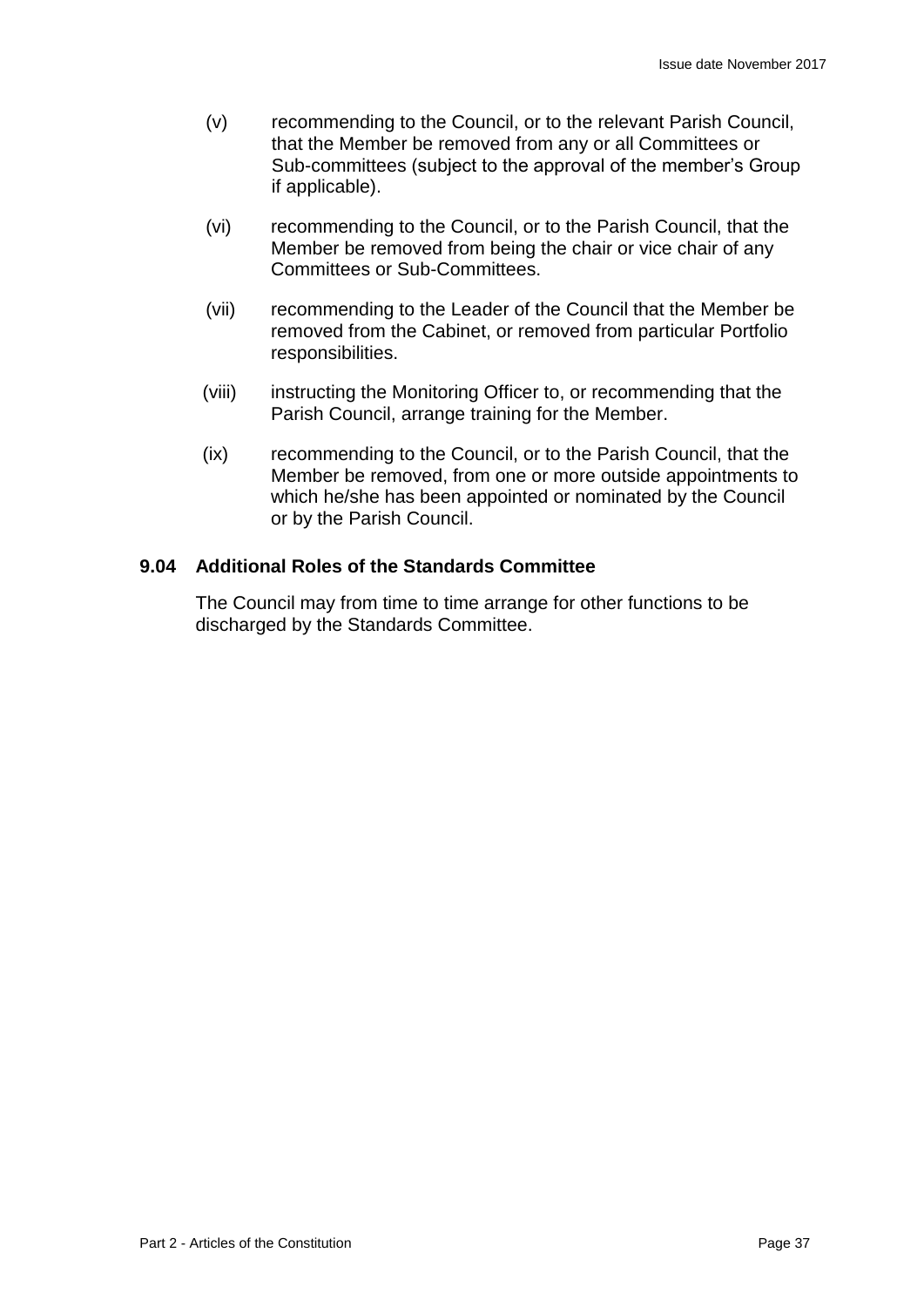(v) recommending to the Council, or to the relevant Parish Council, that the Member be removed from any or all Committees or Sub-committees (subject to the approval of the member's Group if applicable).

(vi) recommending to the Council, or to the Parish Council, that the Member be removed from being the chair or vice chair of any Committees or Sub-Committees.

(vii) recommending to the Leader of the Council that the Member be removed from the Cabinet, or removed from particular Portfolio responsibilities.

(viii) instructing the Monitoring Officer to, or recommending that the Parish Council, arrange training for the Member.

(ix) recommending to the Council, or to the Parish Council, that the Member be removed, from one or more outside appointments to which he/she has been appointed or nominated by the Council or by the Parish Council.

### 9.04 Additional Roles of the Standards Committee

The Council may from time to time arrange for other functions to be discharged by the Standards Committee.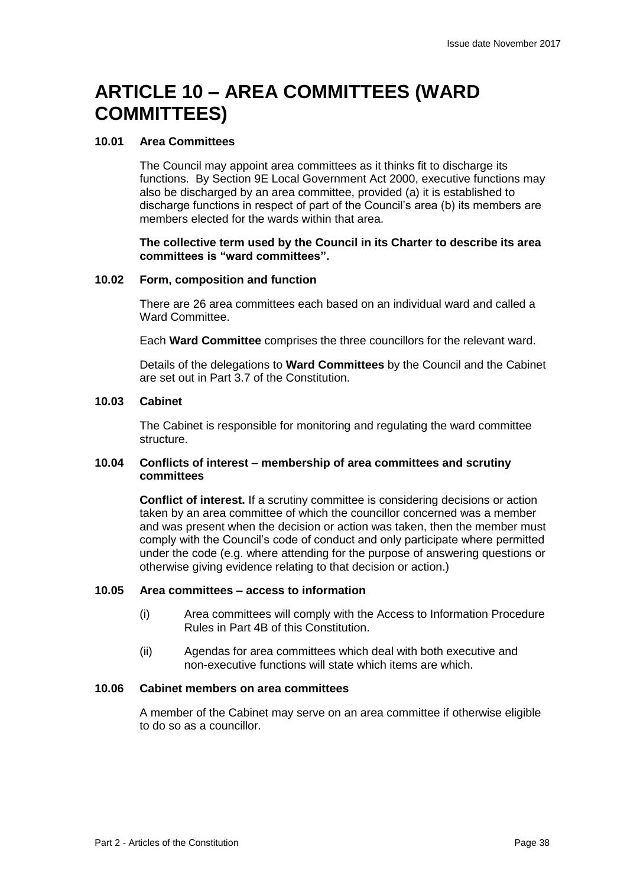# ARTICLE 10 – AREA COMMITTEES (WARD COMMITTEES)

### 10.01 Area Committees

The Council may appoint area committees as it thinks fit to discharge its functions. By Section 9E Local Government Act 2000, executive functions may also be discharged by an area committee, provided (a) it is established to discharge functions in respect of part of the Council's area (b) its members are members elected for the wards within that area.

**The collective term used by the Council in its Charter to describe its area committees is "ward committees".**

### 10.02 Form, composition and function

There are 26 area committees each based on an individual ward and called a Ward Committee.

Each **Ward Committee** comprises the three councillors for the relevant ward.

Details of the delegations to **Ward Committees** by the Council and the Cabinet are set out in Part 3.7 of the Constitution.

### 10.03 Cabinet

The Cabinet is responsible for monitoring and regulating the ward committee structure.

### 10.04 Conflicts of interest – membership of area committees and scrutiny committees

**Conflict of interest.** If a scrutiny committee is considering decisions or action taken by an area committee of which the councillor concerned was a member and was present when the decision or action was taken, then the member must comply with the Council's code of conduct and only participate where permitted under the code (e.g. where attending for the purpose of answering questions or otherwise giving evidence relating to that decision or action.)

### 10.05 Area committees – access to information

(i) Area committees will comply with the Access to Information Procedure Rules in Part 4B of this Constitution.

(ii) Agendas for area committees which deal with both executive and non-executive functions will state which items are which.

### 10.06 Cabinet members on area committees

A member of the Cabinet may serve on an area committee if otherwise eligible to do so as a councillor.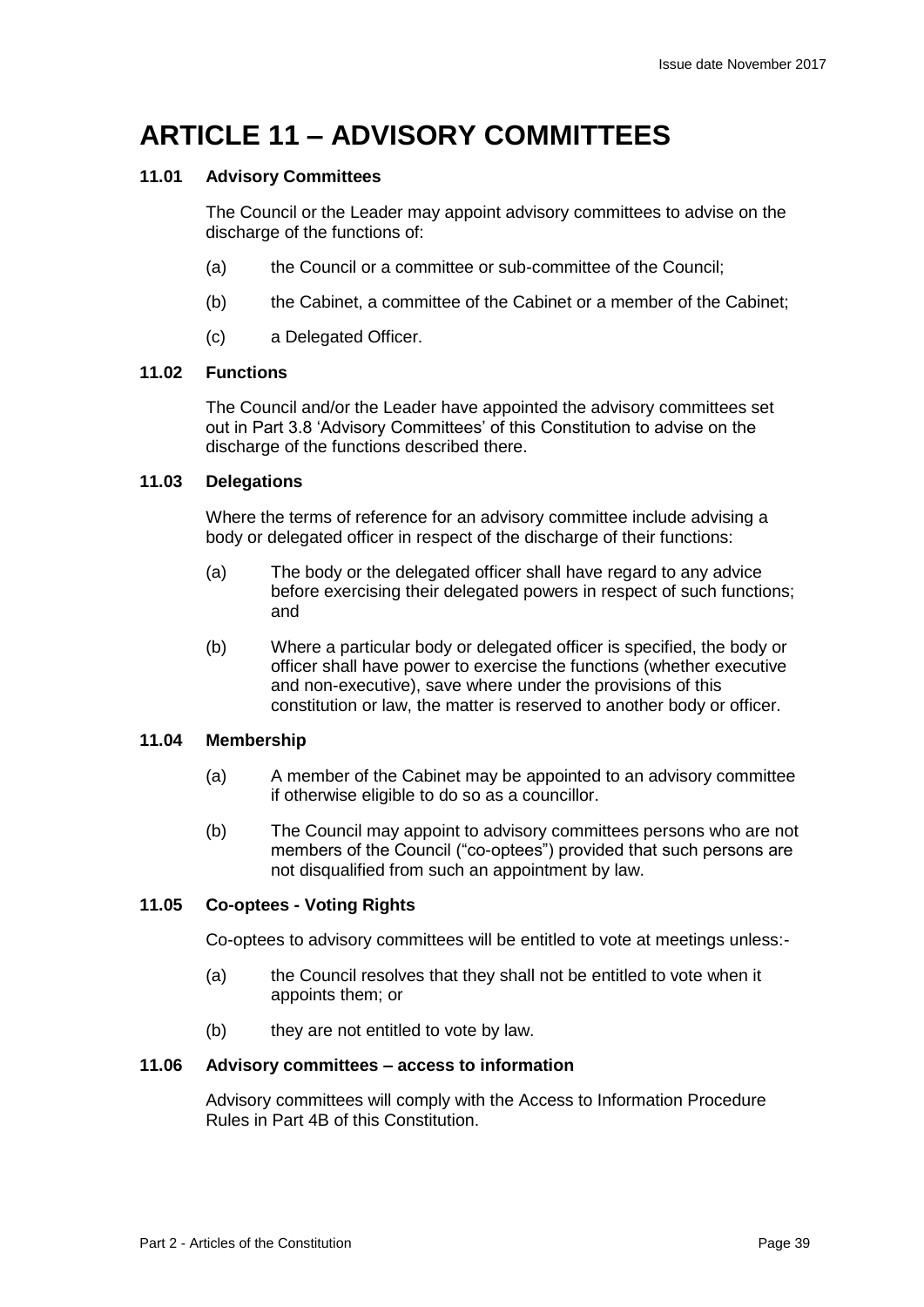# ARTICLE 11 – ADVISORY COMMITTEES

### 11.01 Advisory Committees

The Council or the Leader may appoint advisory committees to advise on the discharge of the functions of:

(a) the Council or a committee or sub-committee of the Council;

(b) the Cabinet, a committee of the Cabinet or a member of the Cabinet;

(c) a Delegated Officer.

### 11.02 Functions

The Council and/or the Leader have appointed the advisory committees set out in Part 3.8 'Advisory Committees' of this Constitution to advise on the discharge of the functions described there.

### 11.03 Delegations

Where the terms of reference for an advisory committee include advising a body or delegated officer in respect of the discharge of their functions:

(a) The body or the delegated officer shall have regard to any advice before exercising their delegated powers in respect of such functions; and

(b) Where a particular body or delegated officer is specified, the body or officer shall have power to exercise the functions (whether executive and non-executive), save where under the provisions of this constitution or law, the matter is reserved to another body or officer.

### 11.04 Membership

(a) A member of the Cabinet may be appointed to an advisory committee if otherwise eligible to do so as a councillor.

(b) The Council may appoint to advisory committees persons who are not members of the Council ("co-optees") provided that such persons are not disqualified from such an appointment by law.

### 11.05 Co-optees - Voting Rights

Co-optees to advisory committees will be entitled to vote at meetings unless:-

(a) the Council resolves that they shall not be entitled to vote when it appoints them; or

(b) they are not entitled to vote by law.

### 11.06 Advisory committees – access to information

Advisory committees will comply with the Access to Information Procedure Rules in Part 4B of this Constitution.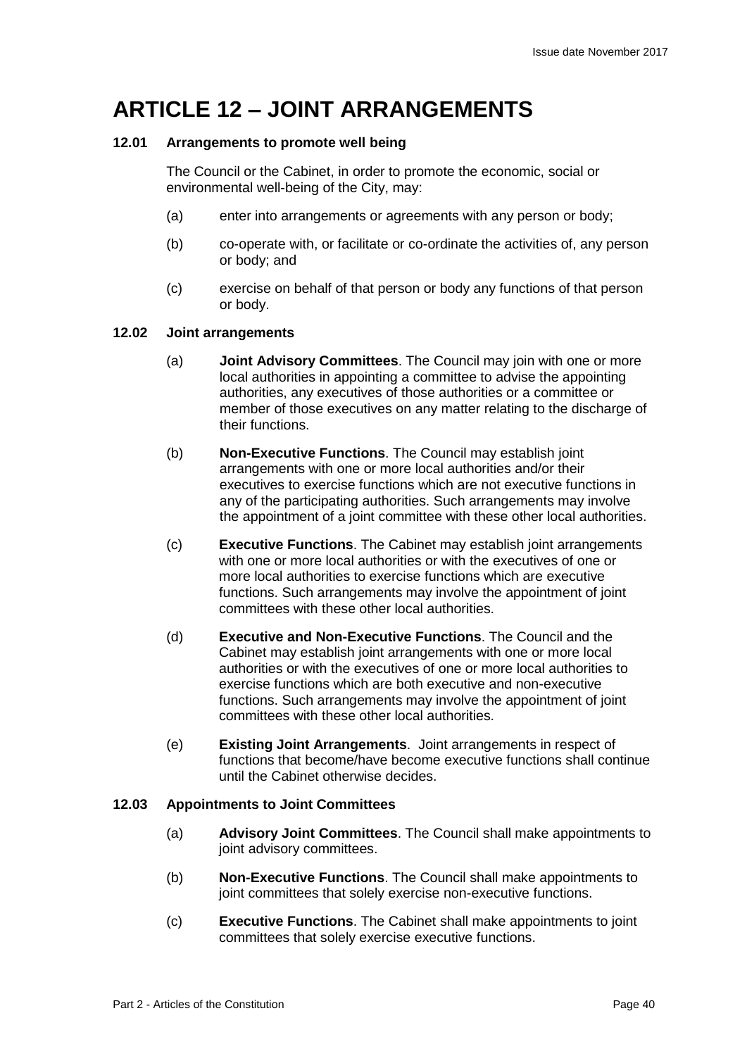# ARTICLE 12 – JOINT ARRANGEMENTS

**12.01 Arrangements to promote well being**

The Council or the Cabinet, in order to promote the economic, social or environmental well-being of the City, may:

(a) enter into arrangements or agreements with any person or body;

(b) co-operate with, or facilitate or co-ordinate the activities of, any person or body; and

(c) exercise on behalf of that person or body any functions of that person or body.

**12.02 Joint arrangements**

(a) **Joint Advisory Committees**. The Council may join with one or more local authorities in appointing a committee to advise the appointing authorities, any executives of those authorities or a committee or member of those executives on any matter relating to the discharge of their functions.

(b) **Non-Executive Functions**. The Council may establish joint arrangements with one or more local authorities and/or their executives to exercise functions which are not executive functions in any of the participating authorities. Such arrangements may involve the appointment of a joint committee with these other local authorities.

(c) **Executive Functions**. The Cabinet may establish joint arrangements with one or more local authorities or with the executives of one or more local authorities to exercise functions which are executive functions. Such arrangements may involve the appointment of joint committees with these other local authorities.

(d) **Executive and Non-Executive Functions**. The Council and the Cabinet may establish joint arrangements with one or more local authorities or with the executives of one or more local authorities to exercise functions which are both executive and non-executive functions. Such arrangements may involve the appointment of joint committees with these other local authorities.

(e) **Existing Joint Arrangements**. Joint arrangements in respect of functions that become/have become executive functions shall continue until the Cabinet otherwise decides.

**12.03 Appointments to Joint Committees**

(a) **Advisory Joint Committees**. The Council shall make appointments to joint advisory committees.

(b) **Non-Executive Functions**. The Council shall make appointments to joint committees that solely exercise non-executive functions.

(c) **Executive Functions**. The Cabinet shall make appointments to joint committees that solely exercise executive functions.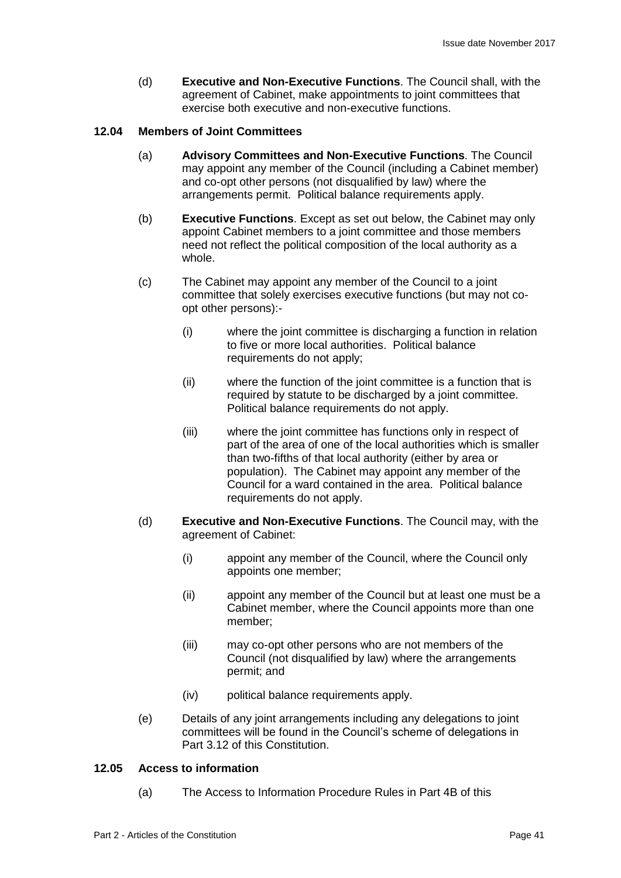(d) **Executive and Non-Executive Functions**. The Council shall, with the agreement of Cabinet, make appointments to joint committees that exercise both executive and non-executive functions.

### 12.04 Members of Joint Committees

(a) **Advisory Committees and Non-Executive Functions**. The Council may appoint any member of the Council (including a Cabinet member) and co-opt other persons (not disqualified by law) where the arrangements permit. Political balance requirements apply.

(b) **Executive Functions**. Except as set out below, the Cabinet may only appoint Cabinet members to a joint committee and those members need not reflect the political composition of the local authority as a whole.

(c) The Cabinet may appoint any member of the Council to a joint committee that solely exercises executive functions (but may not co-opt other persons):-

(i) where the joint committee is discharging a function in relation to five or more local authorities. Political balance requirements do not apply;

(ii) where the function of the joint committee is a function that is required by statute to be discharged by a joint committee. Political balance requirements do not apply.

(iii) where the joint committee has functions only in respect of part of the area of one of the local authorities which is smaller than two-fifths of that local authority (either by area or population). The Cabinet may appoint any member of the Council for a ward contained in the area. Political balance requirements do not apply.

(d) **Executive and Non-Executive Functions**. The Council may, with the agreement of Cabinet:

(i) appoint any member of the Council, where the Council only appoints one member;

(ii) appoint any member of the Council but at least one must be a Cabinet member, where the Council appoints more than one member;

(iii) may co-opt other persons who are not members of the Council (not disqualified by law) where the arrangements permit; and

(iv) political balance requirements apply.

(e) Details of any joint arrangements including any delegations to joint committees will be found in the Council's scheme of delegations in Part 3.12 of this Constitution.

### 12.05 Access to information

(a) The Access to Information Procedure Rules in Part 4B of this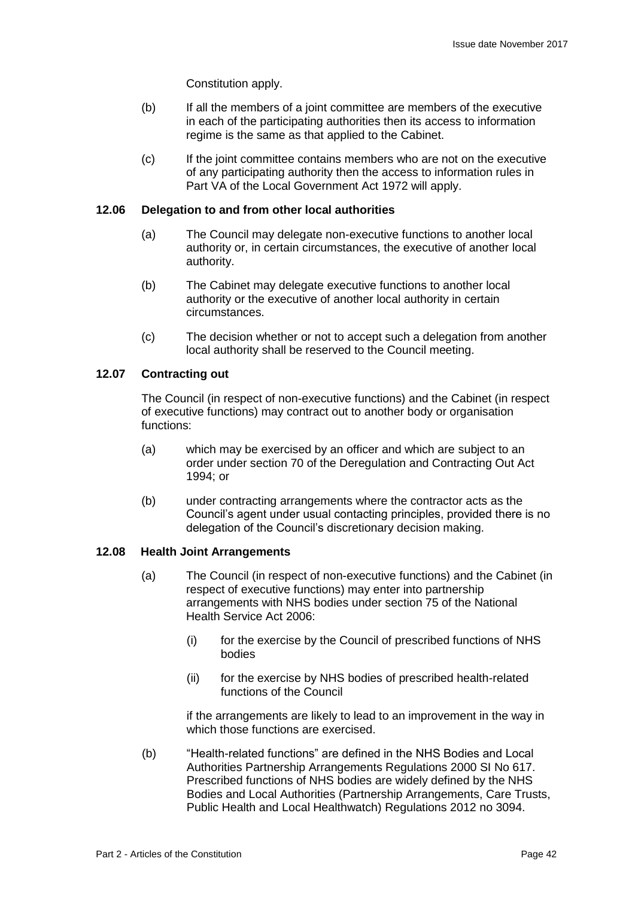Constitution apply.

(b) If all the members of a joint committee are members of the executive in each of the participating authorities then its access to information regime is the same as that applied to the Cabinet.

(c) If the joint committee contains members who are not on the executive of any participating authority then the access to information rules in Part VA of the Local Government Act 1972 will apply.

**12.06 Delegation to and from other local authorities**

(a) The Council may delegate non-executive functions to another local authority or, in certain circumstances, the executive of another local authority.

(b) The Cabinet may delegate executive functions to another local authority or the executive of another local authority in certain circumstances.

(c) The decision whether or not to accept such a delegation from another local authority shall be reserved to the Council meeting.

**12.07 Contracting out**

The Council (in respect of non-executive functions) and the Cabinet (in respect of executive functions) may contract out to another body or organisation functions:

(a) which may be exercised by an officer and which are subject to an order under section 70 of the Deregulation and Contracting Out Act 1994; or

(b) under contracting arrangements where the contractor acts as the Council's agent under usual contacting principles, provided there is no delegation of the Council's discretionary decision making.

**12.08 Health Joint Arrangements**

(a) The Council (in respect of non-executive functions) and the Cabinet (in respect of executive functions) may enter into partnership arrangements with NHS bodies under section 75 of the National Health Service Act 2006:

  (i) for the exercise by the Council of prescribed functions of NHS bodies

  (ii) for the exercise by NHS bodies of prescribed health-related functions of the Council

if the arrangements are likely to lead to an improvement in the way in which those functions are exercised.

(b) "Health-related functions" are defined in the NHS Bodies and Local Authorities Partnership Arrangements Regulations 2000 SI No 617. Prescribed functions of NHS bodies are widely defined by the NHS Bodies and Local Authorities (Partnership Arrangements, Care Trusts, Public Health and Local Healthwatch) Regulations 2012 no 3094.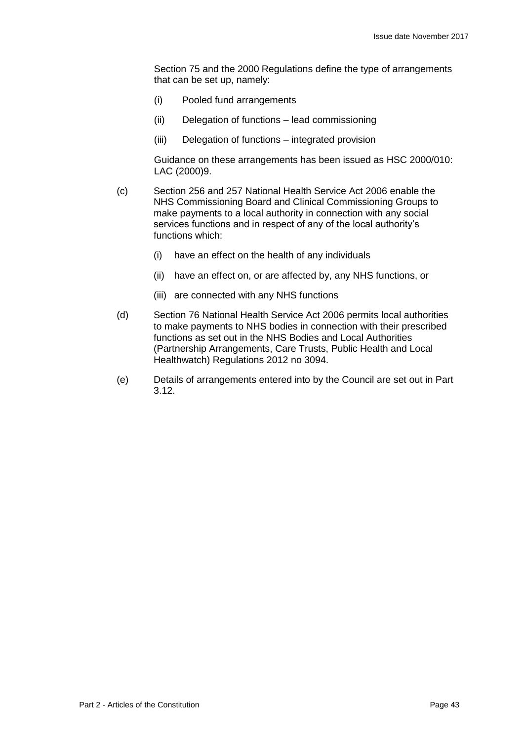Section 75 and the 2000 Regulations define the type of arrangements that can be set up, namely:

(i) Pooled fund arrangements

(ii) Delegation of functions – lead commissioning

(iii) Delegation of functions – integrated provision

Guidance on these arrangements has been issued as HSC 2000/010: LAC (2000)9.

(c) Section 256 and 257 National Health Service Act 2006 enable the NHS Commissioning Board and Clinical Commissioning Groups to make payments to a local authority in connection with any social services functions and in respect of any of the local authority's functions which:

(i) have an effect on the health of any individuals

(ii) have an effect on, or are affected by, any NHS functions, or

(iii) are connected with any NHS functions

(d) Section 76 National Health Service Act 2006 permits local authorities to make payments to NHS bodies in connection with their prescribed functions as set out in the NHS Bodies and Local Authorities (Partnership Arrangements, Care Trusts, Public Health and Local Healthwatch) Regulations 2012 no 3094.

(e) Details of arrangements entered into by the Council are set out in Part 3.12.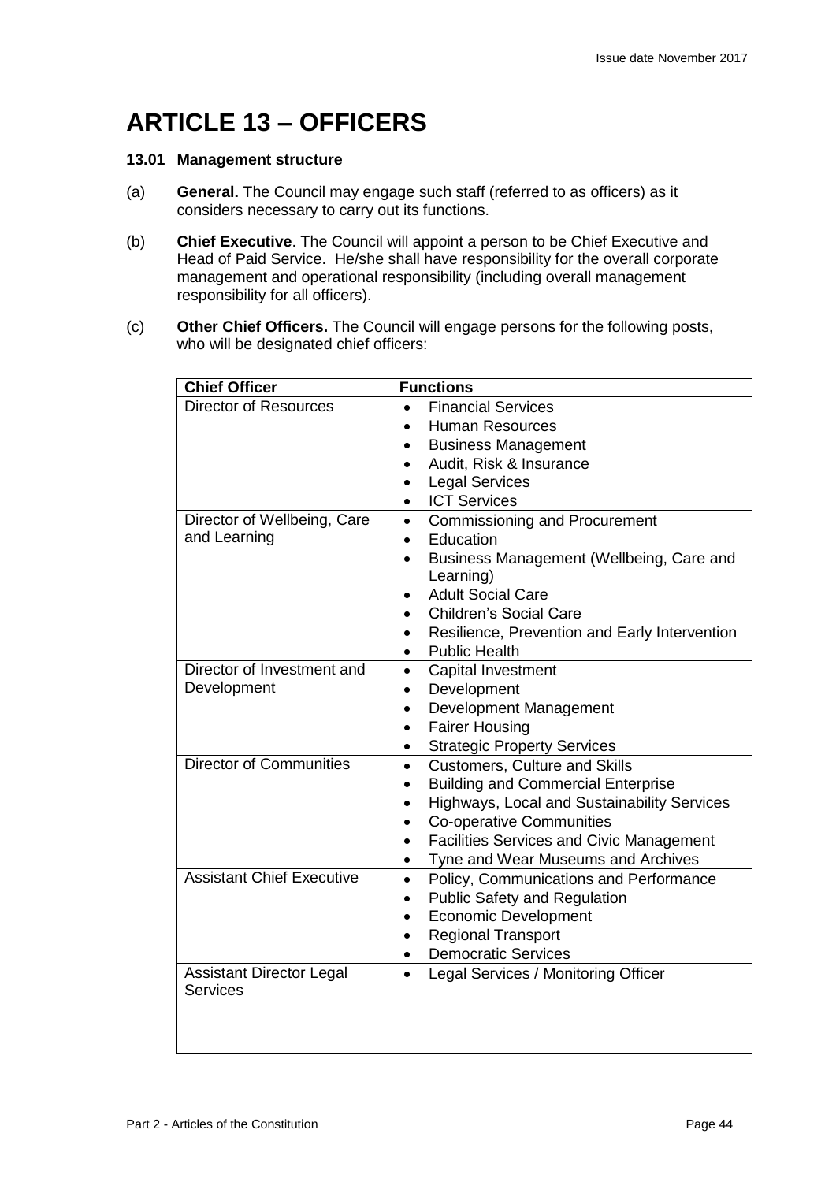# ARTICLE 13 – OFFICERS

### 13.01 Management structure

(a) **General.** The Council may engage such staff (referred to as officers) as it considers necessary to carry out its functions.

(b) **Chief Executive**. The Council will appoint a person to be Chief Executive and Head of Paid Service. He/she shall have responsibility for the overall corporate management and operational responsibility (including overall management responsibility for all officers).

(c) **Other Chief Officers.** The Council will engage persons for the following posts, who will be designated chief officers:

| Chief Officer | Functions |
|---|---|
| Director of Resources | • Financial Services<br>• Human Resources<br>• Business Management<br>• Audit, Risk & Insurance<br>• Legal Services<br>• ICT Services |
| Director of Wellbeing, Care and Learning | • Commissioning and Procurement<br>• Education<br>• Business Management (Wellbeing, Care and Learning)<br>• Adult Social Care<br>• Children's Social Care<br>• Resilience, Prevention and Early Intervention<br>• Public Health |
| Director of Investment and Development | • Capital Investment<br>• Development<br>• Development Management<br>• Fairer Housing<br>• Strategic Property Services |
| Director of Communities | • Customers, Culture and Skills<br>• Building and Commercial Enterprise<br>• Highways, Local and Sustainability Services<br>• Co-operative Communities<br>• Facilities Services and Civic Management<br>• Tyne and Wear Museums and Archives |
| Assistant Chief Executive | • Policy, Communications and Performance<br>• Public Safety and Regulation<br>• Economic Development<br>• Regional Transport<br>• Democratic Services |
| Assistant Director Legal Services | • Legal Services / Monitoring Officer |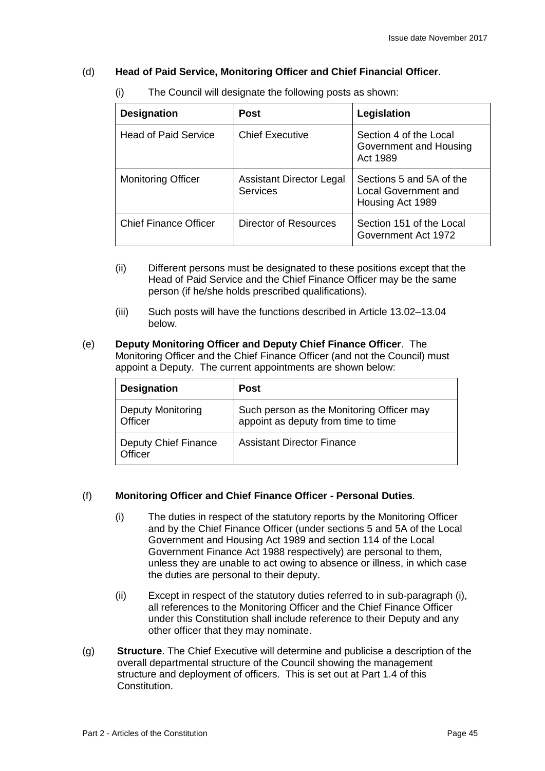(d) **Head of Paid Service, Monitoring Officer and Chief Financial Officer**.

(i) The Council will designate the following posts as shown:

| Designation | Post | Legislation |
|---|---|---|
| Head of Paid Service | Chief Executive | Section 4 of the Local Government and Housing Act 1989 |
| Monitoring Officer | Assistant Director Legal Services | Sections 5 and 5A of the Local Government and Housing Act 1989 |
| Chief Finance Officer | Director of Resources | Section 151 of the Local Government Act 1972 |

(ii) Different persons must be designated to these positions except that the Head of Paid Service and the Chief Finance Officer may be the same person (if he/she holds prescribed qualifications).

(iii) Such posts will have the functions described in Article 13.02–13.04 below.

(e) **Deputy Monitoring Officer and Deputy Chief Finance Officer**. The Monitoring Officer and the Chief Finance Officer (and not the Council) must appoint a Deputy. The current appointments are shown below:

| Designation | Post |
|---|---|
| Deputy Monitoring Officer | Such person as the Monitoring Officer may appoint as deputy from time to time |
| Deputy Chief Finance Officer | Assistant Director Finance |

(f) **Monitoring Officer and Chief Finance Officer - Personal Duties**.

(i) The duties in respect of the statutory reports by the Monitoring Officer and by the Chief Finance Officer (under sections 5 and 5A of the Local Government and Housing Act 1989 and section 114 of the Local Government Finance Act 1988 respectively) are personal to them, unless they are unable to act owing to absence or illness, in which case the duties are personal to their deputy.

(ii) Except in respect of the statutory duties referred to in sub-paragraph (i), all references to the Monitoring Officer and the Chief Finance Officer under this Constitution shall include reference to their Deputy and any other officer that they may nominate.

(g) **Structure**. The Chief Executive will determine and publicise a description of the overall departmental structure of the Council showing the management structure and deployment of officers. This is set out at Part 1.4 of this Constitution.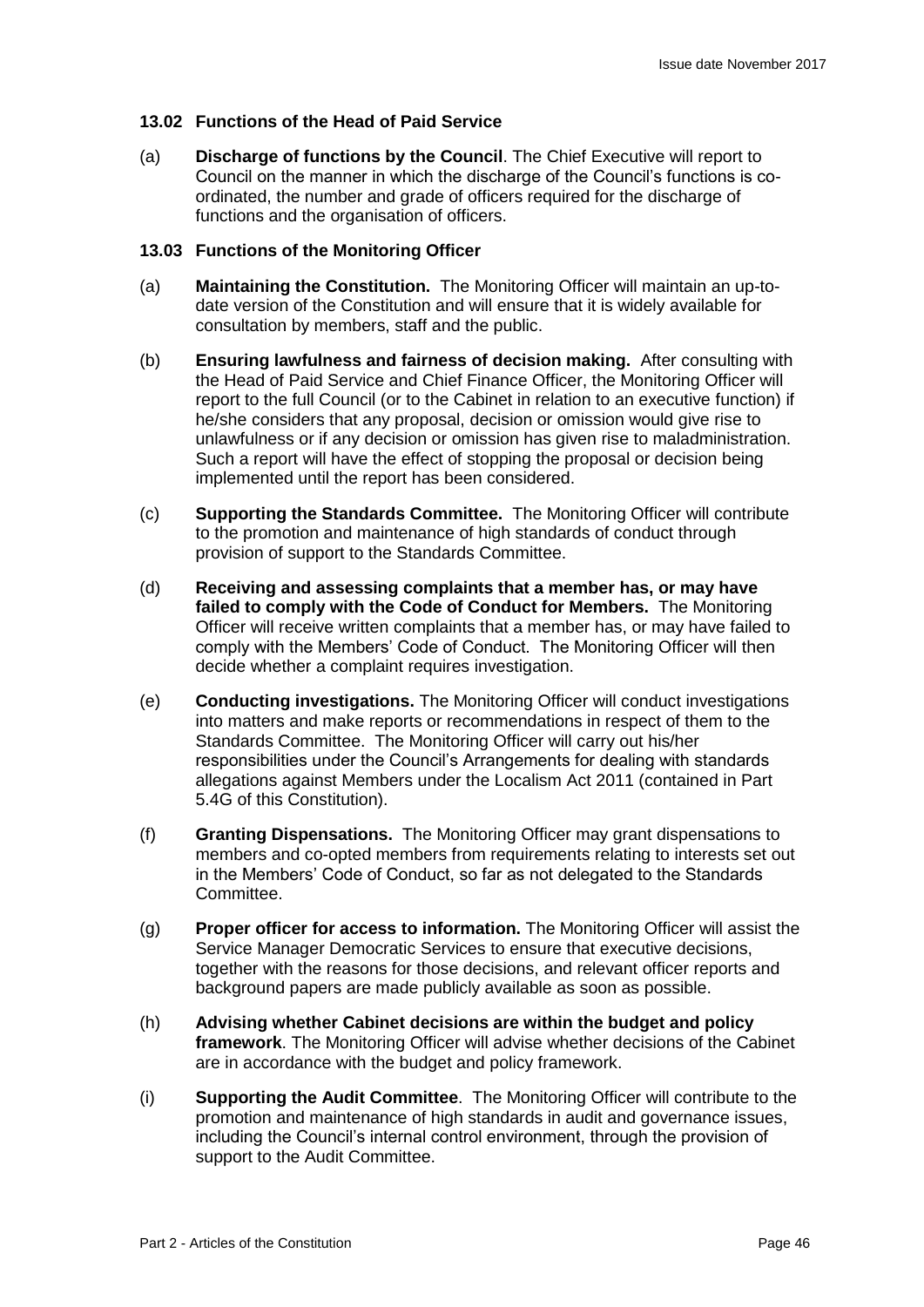### 13.02 Functions of the Head of Paid Service

(a) **Discharge of functions by the Council**. The Chief Executive will report to Council on the manner in which the discharge of the Council's functions is co-ordinated, the number and grade of officers required for the discharge of functions and the organisation of officers.

### 13.03 Functions of the Monitoring Officer

(a) **Maintaining the Constitution.** The Monitoring Officer will maintain an up-to-date version of the Constitution and will ensure that it is widely available for consultation by members, staff and the public.

(b) **Ensuring lawfulness and fairness of decision making.** After consulting with the Head of Paid Service and Chief Finance Officer, the Monitoring Officer will report to the full Council (or to the Cabinet in relation to an executive function) if he/she considers that any proposal, decision or omission would give rise to unlawfulness or if any decision or omission has given rise to maladministration. Such a report will have the effect of stopping the proposal or decision being implemented until the report has been considered.

(c) **Supporting the Standards Committee.** The Monitoring Officer will contribute to the promotion and maintenance of high standards of conduct through provision of support to the Standards Committee.

(d) **Receiving and assessing complaints that a member has, or may have failed to comply with the Code of Conduct for Members.** The Monitoring Officer will receive written complaints that a member has, or may have failed to comply with the Members' Code of Conduct. The Monitoring Officer will then decide whether a complaint requires investigation.

(e) **Conducting investigations.** The Monitoring Officer will conduct investigations into matters and make reports or recommendations in respect of them to the Standards Committee. The Monitoring Officer will carry out his/her responsibilities under the Council's Arrangements for dealing with standards allegations against Members under the Localism Act 2011 (contained in Part 5.4G of this Constitution).

(f) **Granting Dispensations.** The Monitoring Officer may grant dispensations to members and co-opted members from requirements relating to interests set out in the Members' Code of Conduct, so far as not delegated to the Standards Committee.

(g) **Proper officer for access to information.** The Monitoring Officer will assist the Service Manager Democratic Services to ensure that executive decisions, together with the reasons for those decisions, and relevant officer reports and background papers are made publicly available as soon as possible.

(h) **Advising whether Cabinet decisions are within the budget and policy framework**. The Monitoring Officer will advise whether decisions of the Cabinet are in accordance with the budget and policy framework.

(i) **Supporting the Audit Committee**. The Monitoring Officer will contribute to the promotion and maintenance of high standards in audit and governance issues, including the Council's internal control environment, through the provision of support to the Audit Committee.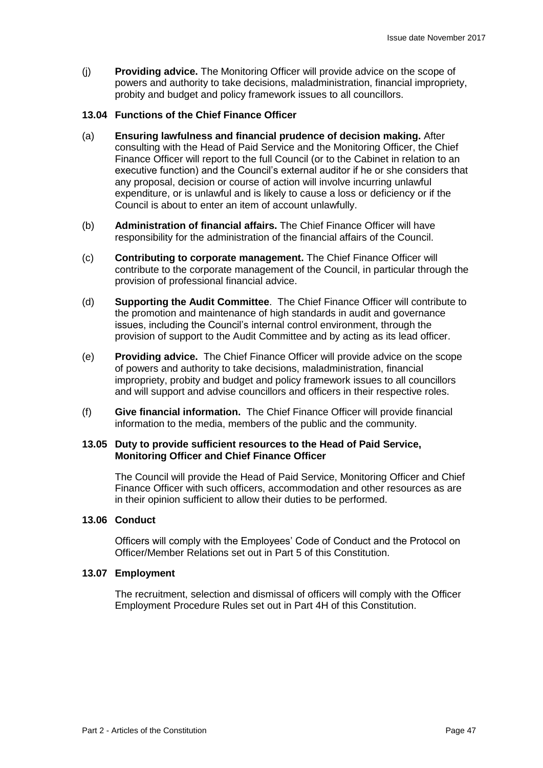(j) **Providing advice.** The Monitoring Officer will provide advice on the scope of powers and authority to take decisions, maladministration, financial impropriety, probity and budget and policy framework issues to all councillors.

### 13.04 Functions of the Chief Finance Officer

(a) **Ensuring lawfulness and financial prudence of decision making.** After consulting with the Head of Paid Service and the Monitoring Officer, the Chief Finance Officer will report to the full Council (or to the Cabinet in relation to an executive function) and the Council's external auditor if he or she considers that any proposal, decision or course of action will involve incurring unlawful expenditure, or is unlawful and is likely to cause a loss or deficiency or if the Council is about to enter an item of account unlawfully.

(b) **Administration of financial affairs.** The Chief Finance Officer will have responsibility for the administration of the financial affairs of the Council.

(c) **Contributing to corporate management.** The Chief Finance Officer will contribute to the corporate management of the Council, in particular through the provision of professional financial advice.

(d) **Supporting the Audit Committee**. The Chief Finance Officer will contribute to the promotion and maintenance of high standards in audit and governance issues, including the Council's internal control environment, through the provision of support to the Audit Committee and by acting as its lead officer.

(e) **Providing advice.** The Chief Finance Officer will provide advice on the scope of powers and authority to take decisions, maladministration, financial impropriety, probity and budget and policy framework issues to all councillors and will support and advise councillors and officers in their respective roles.

(f) **Give financial information.** The Chief Finance Officer will provide financial information to the media, members of the public and the community.

### 13.05 Duty to provide sufficient resources to the Head of Paid Service, Monitoring Officer and Chief Finance Officer

The Council will provide the Head of Paid Service, Monitoring Officer and Chief Finance Officer with such officers, accommodation and other resources as are in their opinion sufficient to allow their duties to be performed.

### 13.06 Conduct

Officers will comply with the Employees' Code of Conduct and the Protocol on Officer/Member Relations set out in Part 5 of this Constitution.

### 13.07 Employment

The recruitment, selection and dismissal of officers will comply with the Officer Employment Procedure Rules set out in Part 4H of this Constitution.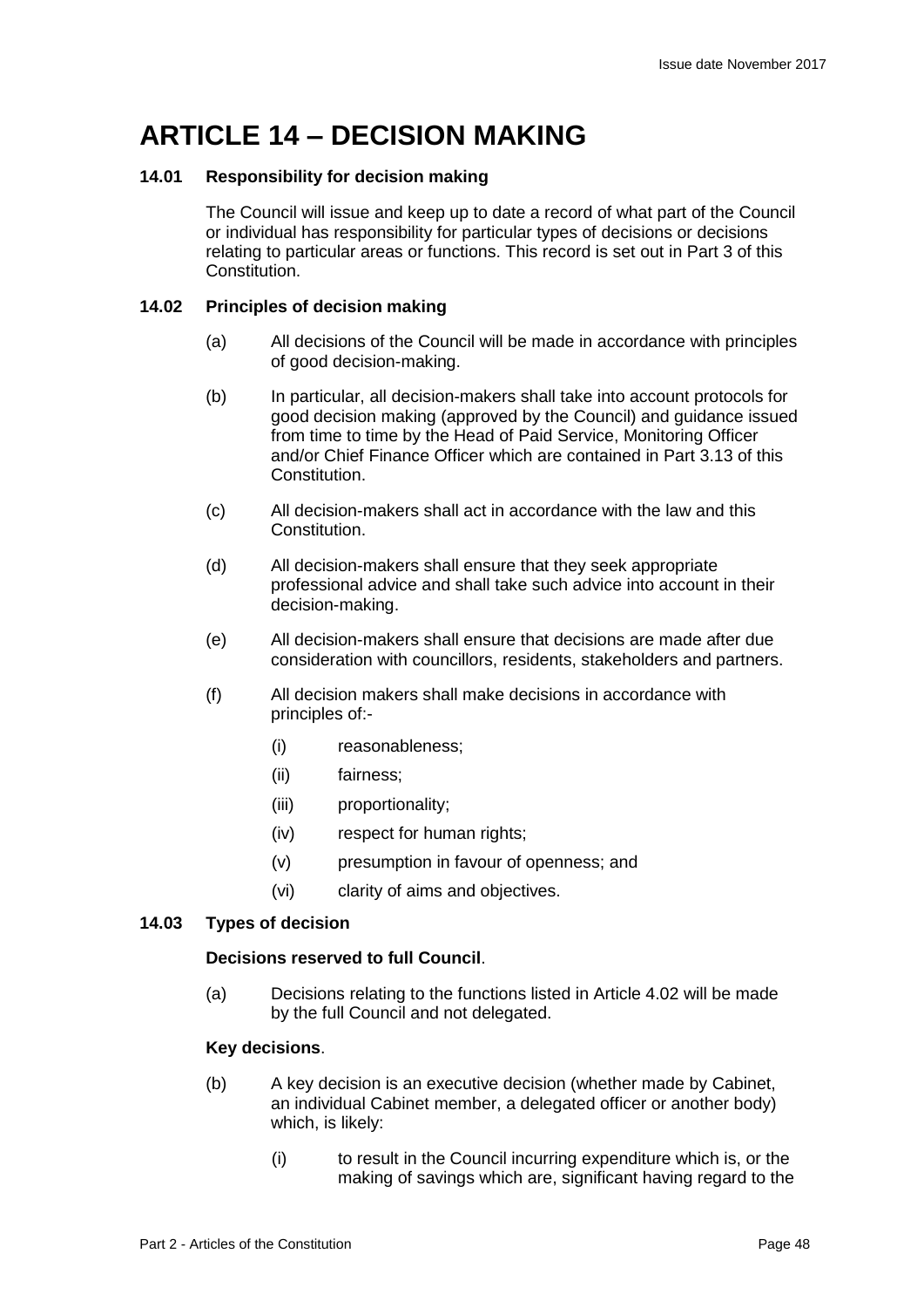# ARTICLE 14 – DECISION MAKING

**14.01 Responsibility for decision making**

The Council will issue and keep up to date a record of what part of the Council or individual has responsibility for particular types of decisions or decisions relating to particular areas or functions. This record is set out in Part 3 of this Constitution.

**14.02 Principles of decision making**

(a) All decisions of the Council will be made in accordance with principles of good decision-making.

(b) In particular, all decision-makers shall take into account protocols for good decision making (approved by the Council) and guidance issued from time to time by the Head of Paid Service, Monitoring Officer and/or Chief Finance Officer which are contained in Part 3.13 of this Constitution.

(c) All decision-makers shall act in accordance with the law and this Constitution.

(d) All decision-makers shall ensure that they seek appropriate professional advice and shall take such advice into account in their decision-making.

(e) All decision-makers shall ensure that decisions are made after due consideration with councillors, residents, stakeholders and partners.

(f) All decision makers shall make decisions in accordance with principles of:-

- (i) reasonableness;
- (ii) fairness;
- (iii) proportionality;
- (iv) respect for human rights;
- (v) presumption in favour of openness; and
- (vi) clarity of aims and objectives.

**14.03 Types of decision**

**Decisions reserved to full Council**.

(a) Decisions relating to the functions listed in Article 4.02 will be made by the full Council and not delegated.

**Key decisions**.

(b) A key decision is an executive decision (whether made by Cabinet, an individual Cabinet member, a delegated officer or another body) which, is likely:

- (i) to result in the Council incurring expenditure which is, or the making of savings which are, significant having regard to the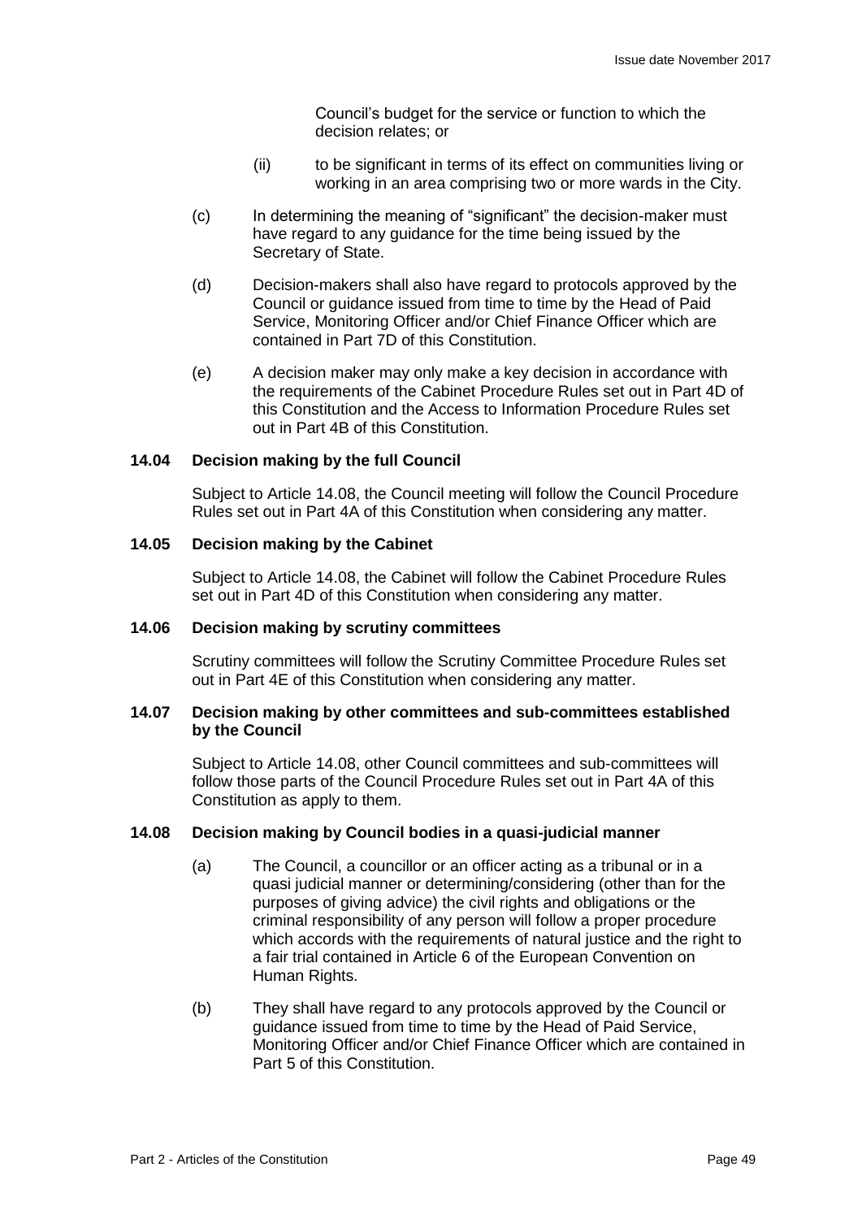Council's budget for the service or function to which the decision relates; or

(ii) to be significant in terms of its effect on communities living or working in an area comprising two or more wards in the City.

(c) In determining the meaning of "significant" the decision-maker must have regard to any guidance for the time being issued by the Secretary of State.

(d) Decision-makers shall also have regard to protocols approved by the Council or guidance issued from time to time by the Head of Paid Service, Monitoring Officer and/or Chief Finance Officer which are contained in Part 7D of this Constitution.

(e) A decision maker may only make a key decision in accordance with the requirements of the Cabinet Procedure Rules set out in Part 4D of this Constitution and the Access to Information Procedure Rules set out in Part 4B of this Constitution.

**14.04 Decision making by the full Council**

Subject to Article 14.08, the Council meeting will follow the Council Procedure Rules set out in Part 4A of this Constitution when considering any matter.

**14.05 Decision making by the Cabinet**

Subject to Article 14.08, the Cabinet will follow the Cabinet Procedure Rules set out in Part 4D of this Constitution when considering any matter.

**14.06 Decision making by scrutiny committees**

Scrutiny committees will follow the Scrutiny Committee Procedure Rules set out in Part 4E of this Constitution when considering any matter.

**14.07 Decision making by other committees and sub-committees established by the Council**

Subject to Article 14.08, other Council committees and sub-committees will follow those parts of the Council Procedure Rules set out in Part 4A of this Constitution as apply to them.

**14.08 Decision making by Council bodies in a quasi-judicial manner**

(a) The Council, a councillor or an officer acting as a tribunal or in a quasi judicial manner or determining/considering (other than for the purposes of giving advice) the civil rights and obligations or the criminal responsibility of any person will follow a proper procedure which accords with the requirements of natural justice and the right to a fair trial contained in Article 6 of the European Convention on Human Rights.

(b) They shall have regard to any protocols approved by the Council or guidance issued from time to time by the Head of Paid Service, Monitoring Officer and/or Chief Finance Officer which are contained in Part 5 of this Constitution.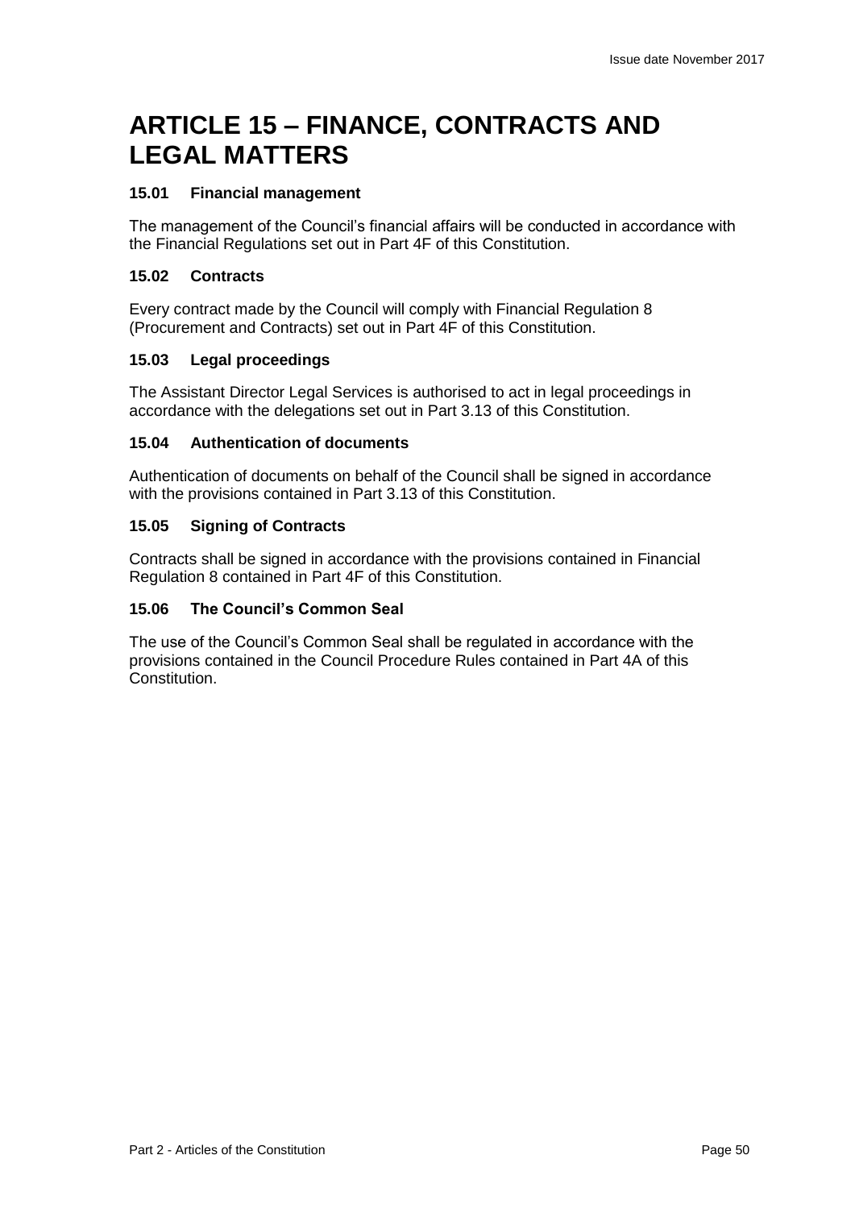# ARTICLE 15 – FINANCE, CONTRACTS AND LEGAL MATTERS

### 15.01 Financial management

The management of the Council's financial affairs will be conducted in accordance with the Financial Regulations set out in Part 4F of this Constitution.

### 15.02 Contracts

Every contract made by the Council will comply with Financial Regulation 8 (Procurement and Contracts) set out in Part 4F of this Constitution.

### 15.03 Legal proceedings

The Assistant Director Legal Services is authorised to act in legal proceedings in accordance with the delegations set out in Part 3.13 of this Constitution.

### 15.04 Authentication of documents

Authentication of documents on behalf of the Council shall be signed in accordance with the provisions contained in Part 3.13 of this Constitution.

### 15.05 Signing of Contracts

Contracts shall be signed in accordance with the provisions contained in Financial Regulation 8 contained in Part 4F of this Constitution.

### 15.06 The Council's Common Seal

The use of the Council's Common Seal shall be regulated in accordance with the provisions contained in the Council Procedure Rules contained in Part 4A of this Constitution.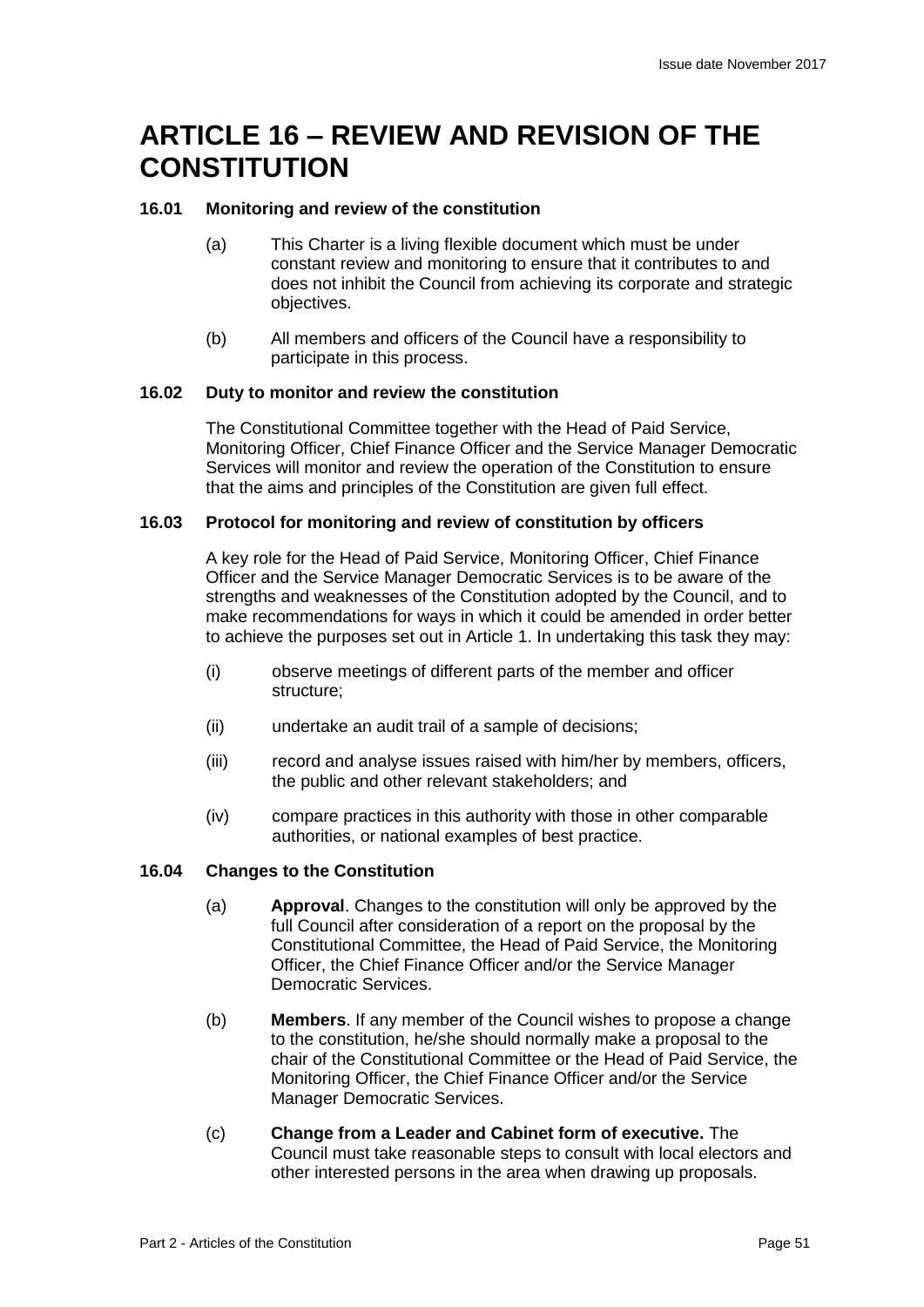# ARTICLE 16 – REVIEW AND REVISION OF THE CONSTITUTION

### 16.01 Monitoring and review of the constitution

(a) This Charter is a living flexible document which must be under constant review and monitoring to ensure that it contributes to and does not inhibit the Council from achieving its corporate and strategic objectives.

(b) All members and officers of the Council have a responsibility to participate in this process.

### 16.02 Duty to monitor and review the constitution

The Constitutional Committee together with the Head of Paid Service, Monitoring Officer, Chief Finance Officer and the Service Manager Democratic Services will monitor and review the operation of the Constitution to ensure that the aims and principles of the Constitution are given full effect.

### 16.03 Protocol for monitoring and review of constitution by officers

A key role for the Head of Paid Service, Monitoring Officer, Chief Finance Officer and the Service Manager Democratic Services is to be aware of the strengths and weaknesses of the Constitution adopted by the Council, and to make recommendations for ways in which it could be amended in order better to achieve the purposes set out in Article 1. In undertaking this task they may:

(i) observe meetings of different parts of the member and officer structure;

(ii) undertake an audit trail of a sample of decisions;

(iii) record and analyse issues raised with him/her by members, officers, the public and other relevant stakeholders; and

(iv) compare practices in this authority with those in other comparable authorities, or national examples of best practice.

### 16.04 Changes to the Constitution

(a) **Approval**. Changes to the constitution will only be approved by the full Council after consideration of a report on the proposal by the Constitutional Committee, the Head of Paid Service, the Monitoring Officer, the Chief Finance Officer and/or the Service Manager Democratic Services.

(b) **Members**. If any member of the Council wishes to propose a change to the constitution, he/she should normally make a proposal to the chair of the Constitutional Committee or the Head of Paid Service, the Monitoring Officer, the Chief Finance Officer and/or the Service Manager Democratic Services.

(c) **Change from a Leader and Cabinet form of executive.** The Council must take reasonable steps to consult with local electors and other interested persons in the area when drawing up proposals.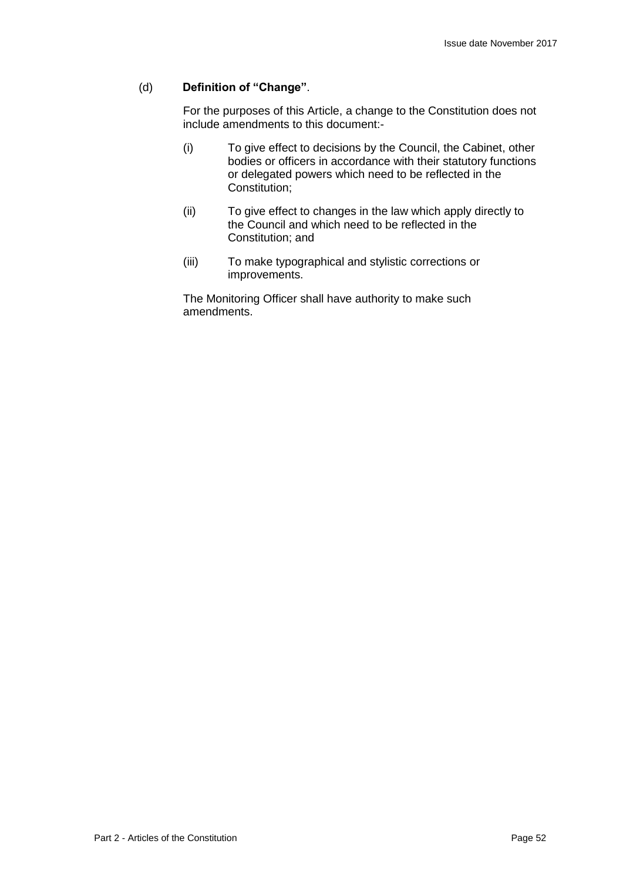(d) **Definition of "Change"**.

For the purposes of this Article, a change to the Constitution does not include amendments to this document:-

(i) To give effect to decisions by the Council, the Cabinet, other bodies or officers in accordance with their statutory functions or delegated powers which need to be reflected in the Constitution;

(ii) To give effect to changes in the law which apply directly to the Council and which need to be reflected in the Constitution; and

(iii) To make typographical and stylistic corrections or improvements.

The Monitoring Officer shall have authority to make such amendments.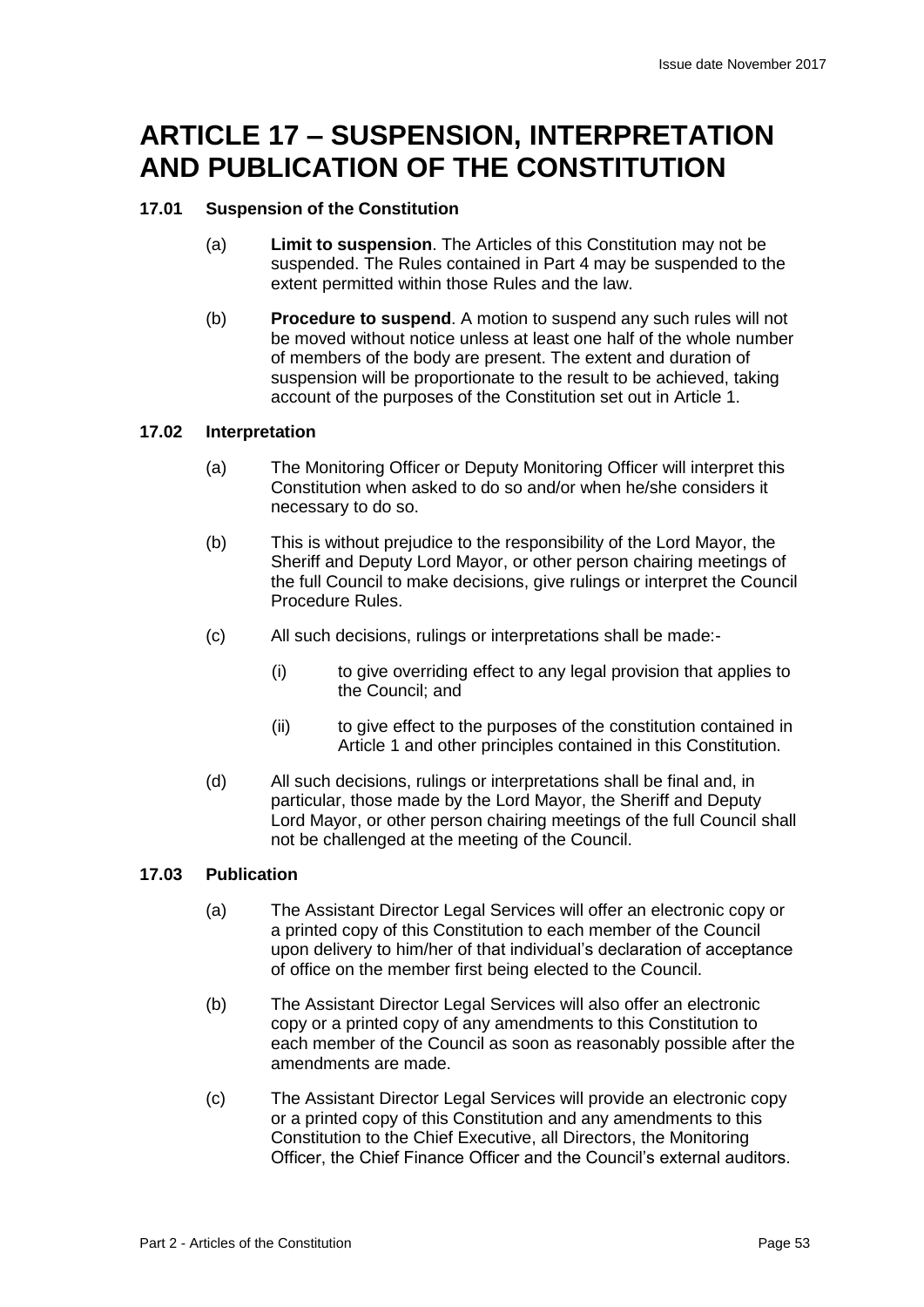# ARTICLE 17 – SUSPENSION, INTERPRETATION AND PUBLICATION OF THE CONSTITUTION

## 17.01 Suspension of the Constitution

(a) **Limit to suspension**. The Articles of this Constitution may not be suspended. The Rules contained in Part 4 may be suspended to the extent permitted within those Rules and the law.

(b) **Procedure to suspend**. A motion to suspend any such rules will not be moved without notice unless at least one half of the whole number of members of the body are present. The extent and duration of suspension will be proportionate to the result to be achieved, taking account of the purposes of the Constitution set out in Article 1.

## 17.02 Interpretation

(a) The Monitoring Officer or Deputy Monitoring Officer will interpret this Constitution when asked to do so and/or when he/she considers it necessary to do so.

(b) This is without prejudice to the responsibility of the Lord Mayor, the Sheriff and Deputy Lord Mayor, or other person chairing meetings of the full Council to make decisions, give rulings or interpret the Council Procedure Rules.

(c) All such decisions, rulings or interpretations shall be made:-

(i) to give overriding effect to any legal provision that applies to the Council; and

(ii) to give effect to the purposes of the constitution contained in Article 1 and other principles contained in this Constitution.

(d) All such decisions, rulings or interpretations shall be final and, in particular, those made by the Lord Mayor, the Sheriff and Deputy Lord Mayor, or other person chairing meetings of the full Council shall not be challenged at the meeting of the Council.

## 17.03 Publication

(a) The Assistant Director Legal Services will offer an electronic copy or a printed copy of this Constitution to each member of the Council upon delivery to him/her of that individual's declaration of acceptance of office on the member first being elected to the Council.

(b) The Assistant Director Legal Services will also offer an electronic copy or a printed copy of any amendments to this Constitution to each member of the Council as soon as reasonably possible after the amendments are made.

(c) The Assistant Director Legal Services will provide an electronic copy or a printed copy of this Constitution and any amendments to this Constitution to the Chief Executive, all Directors, the Monitoring Officer, the Chief Finance Officer and the Council's external auditors.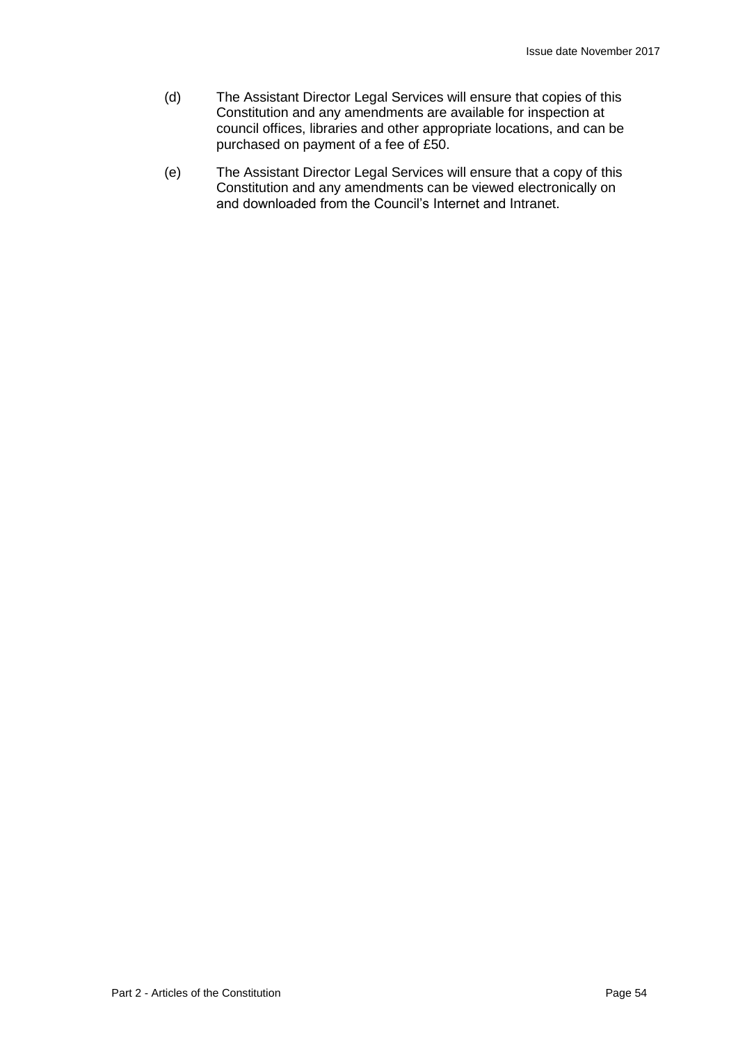(d) The Assistant Director Legal Services will ensure that copies of this Constitution and any amendments are available for inspection at council offices, libraries and other appropriate locations, and can be purchased on payment of a fee of £50.

(e) The Assistant Director Legal Services will ensure that a copy of this Constitution and any amendments can be viewed electronically on and downloaded from the Council's Internet and Intranet.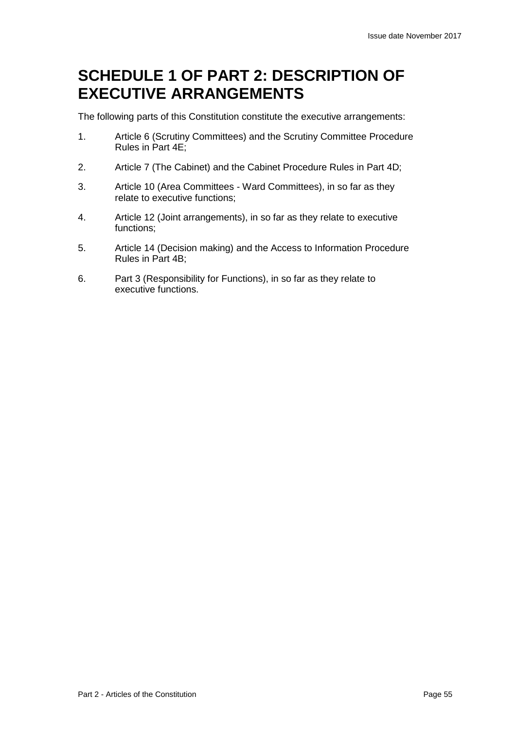# SCHEDULE 1 OF PART 2: DESCRIPTION OF EXECUTIVE ARRANGEMENTS

The following parts of this Constitution constitute the executive arrangements:

1. Article 6 (Scrutiny Committees) and the Scrutiny Committee Procedure Rules in Part 4E;
2. Article 7 (The Cabinet) and the Cabinet Procedure Rules in Part 4D;
3. Article 10 (Area Committees - Ward Committees), in so far as they relate to executive functions;
4. Article 12 (Joint arrangements), in so far as they relate to executive functions;
5. Article 14 (Decision making) and the Access to Information Procedure Rules in Part 4B;
6. Part 3 (Responsibility for Functions), in so far as they relate to executive functions.